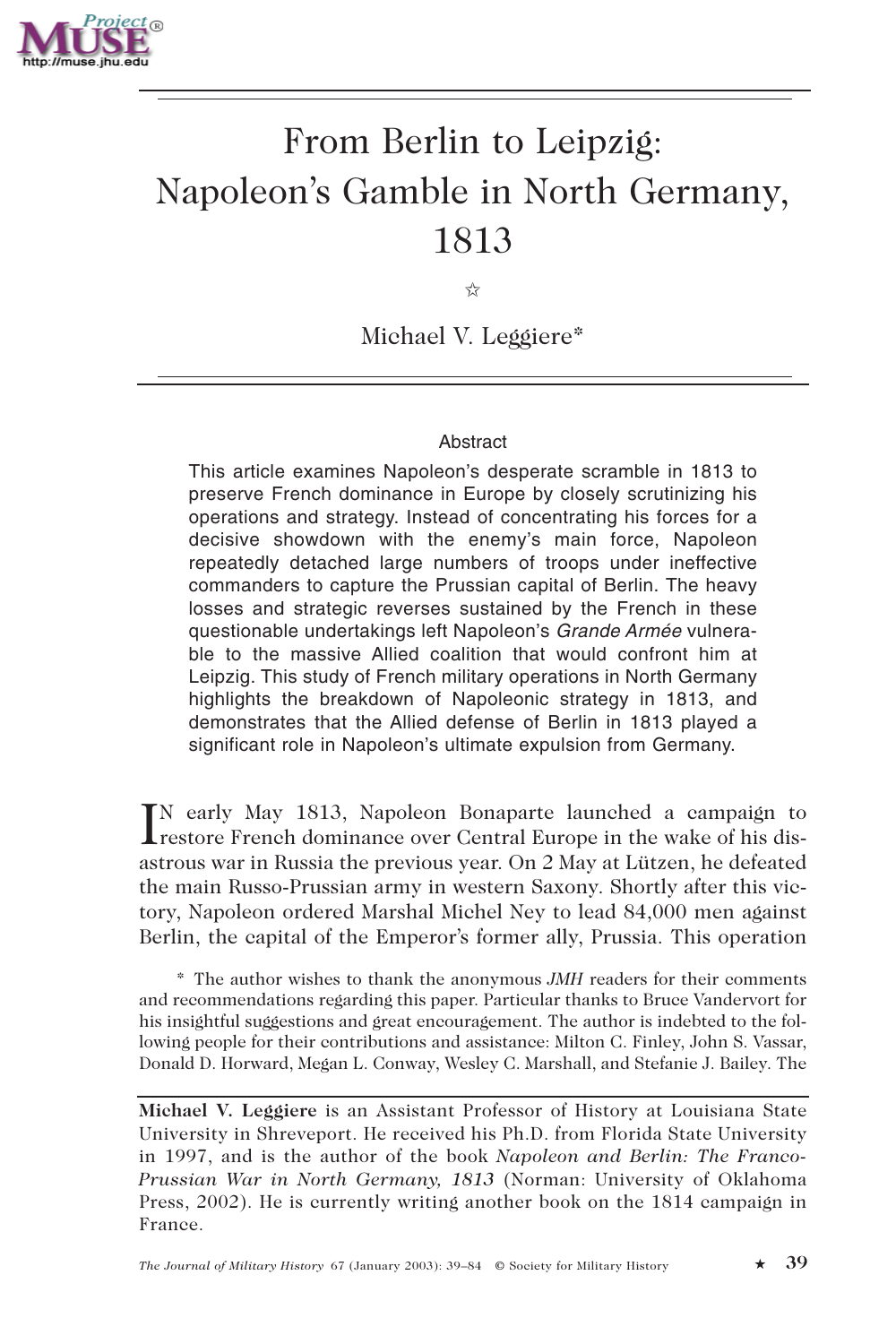# From Berlin to Leipzig: Napoleon's Gamble in North Germany, 1813

☆

Michael V. Leggiere*

## Abstract

This article examines Napoleon's desperate scramble in 1813 to preserve French dominance in Europe by closely scrutinizing his operations and strategy. Instead of concentrating his forces for a decisive showdown with the enemy's main force, Napoleon repeatedly detached large numbers of troops under ineffective commanders to capture the Prussian capital of Berlin. The heavy losses and strategic reverses sustained by the French in these questionable undertakings left Napoleon's *Grande Armée* vulnerable to the massive Allied coalition that would confront him at Leipzig. This study of French military operations in North Germany highlights the breakdown of Napoleonic strategy in 1813, and demonstrates that the Allied defense of Berlin in 1813 played a significant role in Napoleon's ultimate expulsion from Germany.

IN early May 1813, Napoleon Bonaparte launched a campaign to restore French dominance over Central Europe in the wake of his disastrous war in Russia the previous year. On 2 May at Lützen, he defeated the main Russo-Prussian army in western Saxony. Shortly after this victory, Napoleon ordered Marshal Michel Ney to lead 84,000 men against Berlin, the capital of the Emperor's former ally, Prussia. This operation

\* The author wishes to thank the anonymous *JMH* readers for their comments and recommendations regarding this paper. Particular thanks to Bruce Vandervort for his insightful suggestions and great encouragement. The author is indebted to the following people for their contributions and assistance: Milton C. Finley, John S. Vassar, Donald D. Horward, Megan L. Conway, Wesley C. Marshall, and Stefanie J. Bailey. The

**Michael V. Leggiere** is an Assistant Professor of History at Louisiana State University in Shreveport. He received his Ph.D. from Florida State University in 1997, and is the author of the book *Napoleon and Berlin: The Franco-Prussian War in North Germany, 1813* (Norman: University of Oklahoma Press, 2002). He is currently writing another book on the 1814 campaign in France.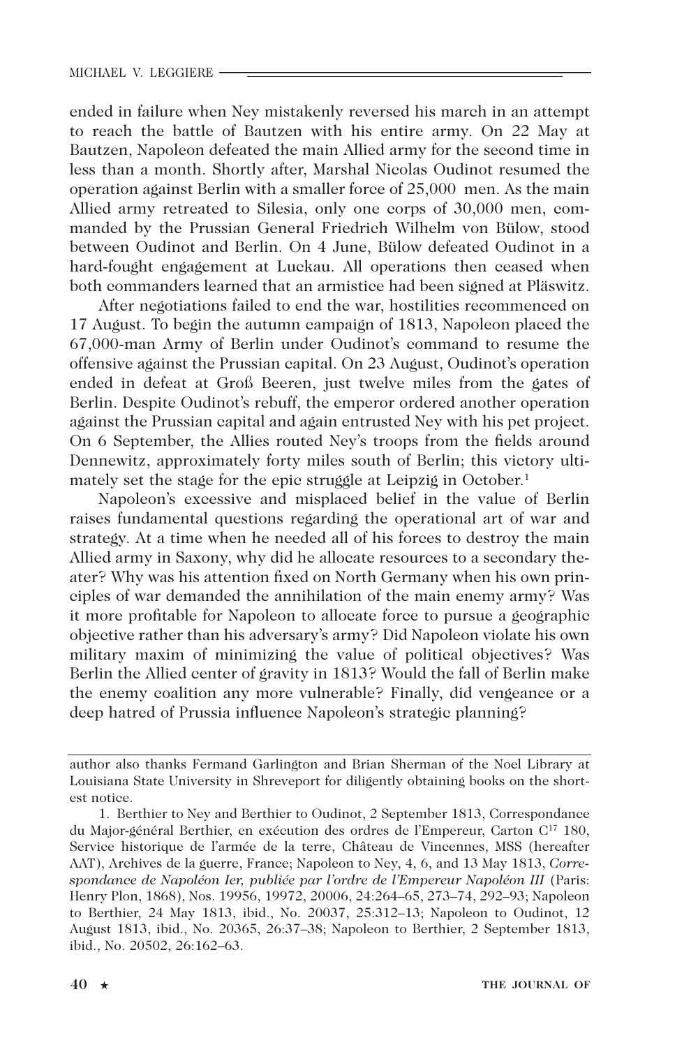ended in failure when Ney mistakenly reversed his march in an attempt to reach the battle of Bautzen with his entire army. On 22 May at Bautzen, Napoleon defeated the main Allied army for the second time in less than a month. Shortly after, Marshal Nicolas Oudinot resumed the operation against Berlin with a smaller force of 25,000 men. As the main Allied army retreated to Silesia, only one corps of 30,000 men, commanded by the Prussian General Friedrich Wilhelm von Bülow, stood between Oudinot and Berlin. On 4 June, Bülow defeated Oudinot in a hard-fought engagement at Luckau. All operations then ceased when both commanders learned that an armistice had been signed at Pläswitz.

After negotiations failed to end the war, hostilities recommenced on 17 August. To begin the autumn campaign of 1813, Napoleon placed the 67,000-man Army of Berlin under Oudinot's command to resume the offensive against the Prussian capital. On 23 August, Oudinot's operation ended in defeat at Groß Beeren, just twelve miles from the gates of Berlin. Despite Oudinot's rebuff, the emperor ordered another operation against the Prussian capital and again entrusted Ney with his pet project. On 6 September, the Allies routed Ney's troops from the fields around Dennewitz, approximately forty miles south of Berlin; this victory ultimately set the stage for the epic struggle at Leipzig in October.[1]

Napoleon's excessive and misplaced belief in the value of Berlin raises fundamental questions regarding the operational art of war and strategy. At a time when he needed all of his forces to destroy the main Allied army in Saxony, why did he allocate resources to a secondary theater? Why was his attention fixed on North Germany when his own principles of war demanded the annihilation of the main enemy army? Was it more profitable for Napoleon to allocate force to pursue a geographic objective rather than his adversary's army? Did Napoleon violate his own military maxim of minimizing the value of political objectives? Was Berlin the Allied center of gravity in 1813? Would the fall of Berlin make the enemy coalition any more vulnerable? Finally, did vengeance or a deep hatred of Prussia influence Napoleon's strategic planning?

---

author also thanks Fermand Garlington and Brian Sherman of the Noel Library at Louisiana State University in Shreveport for diligently obtaining books on the shortest notice.

1. Berthier to Ney and Berthier to Oudinot, 2 September 1813, Correspondance du Major-général Berthier, en exécution des ordres de l'Empereur, Carton C[17] 180, Service historique de l'armée de la terre, Château de Vincennes, MSS (hereafter AAT), Archives de la guerre, France; Napoleon to Ney, 4, 6, and 13 May 1813, *Correspondance de Napoléon Ier, publiée par l'ordre de l'Empereur Napoléon III* (Paris: Henry Plon, 1868), Nos. 19956, 19972, 20006, 24:264–65, 273–74, 292–93; Napoleon to Berthier, 24 May 1813, ibid., No. 20037, 25:312–13; Napoleon to Oudinot, 12 August 1813, ibid., No. 20365, 26:37–38; Napoleon to Berthier, 2 September 1813, ibid., No. 20502, 26:162–63.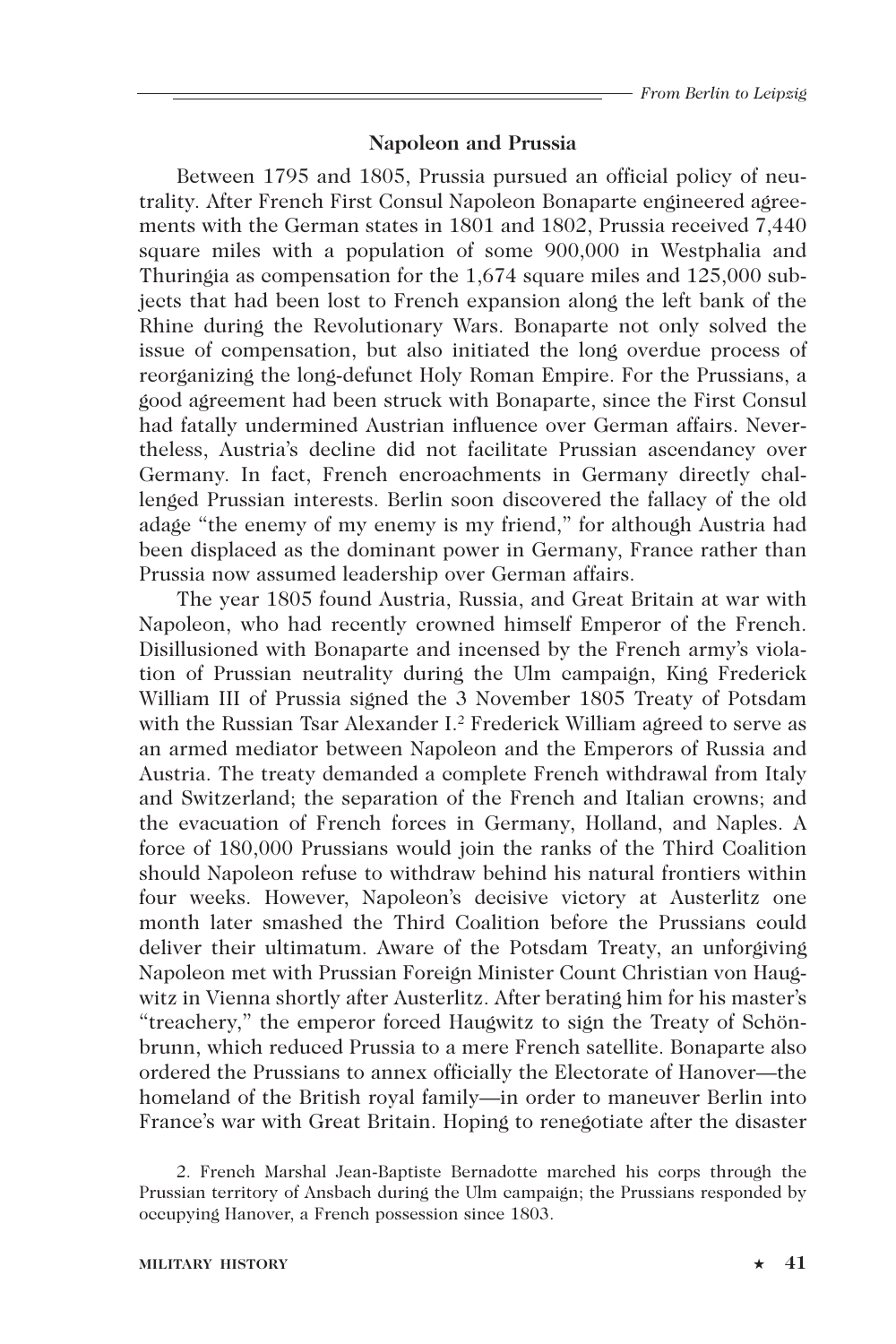### Napoleon and Prussia

Between 1795 and 1805, Prussia pursued an official policy of neutrality. After French First Consul Napoleon Bonaparte engineered agreements with the German states in 1801 and 1802, Prussia received 7,440 square miles with a population of some 900,000 in Westphalia and Thuringia as compensation for the 1,674 square miles and 125,000 subjects that had been lost to French expansion along the left bank of the Rhine during the Revolutionary Wars. Bonaparte not only solved the issue of compensation, but also initiated the long overdue process of reorganizing the long-defunct Holy Roman Empire. For the Prussians, a good agreement had been struck with Bonaparte, since the First Consul had fatally undermined Austrian influence over German affairs. Nevertheless, Austria's decline did not facilitate Prussian ascendancy over Germany. In fact, French encroachments in Germany directly challenged Prussian interests. Berlin soon discovered the fallacy of the old adage "the enemy of my enemy is my friend," for although Austria had been displaced as the dominant power in Germany, France rather than Prussia now assumed leadership over German affairs.

The year 1805 found Austria, Russia, and Great Britain at war with Napoleon, who had recently crowned himself Emperor of the French. Disillusioned with Bonaparte and incensed by the French army's violation of Prussian neutrality during the Ulm campaign, King Frederick William III of Prussia signed the 3 November 1805 Treaty of Potsdam with the Russian Tsar Alexander I.[2] Frederick William agreed to serve as an armed mediator between Napoleon and the Emperors of Russia and Austria. The treaty demanded a complete French withdrawal from Italy and Switzerland; the separation of the French and Italian crowns; and the evacuation of French forces in Germany, Holland, and Naples. A force of 180,000 Prussians would join the ranks of the Third Coalition should Napoleon refuse to withdraw behind his natural frontiers within four weeks. However, Napoleon's decisive victory at Austerlitz one month later smashed the Third Coalition before the Prussians could deliver their ultimatum. Aware of the Potsdam Treaty, an unforgiving Napoleon met with Prussian Foreign Minister Count Christian von Haugwitz in Vienna shortly after Austerlitz. After berating him for his master's "treachery," the emperor forced Haugwitz to sign the Treaty of Schönbrunn, which reduced Prussia to a mere French satellite. Bonaparte also ordered the Prussians to annex officially the Electorate of Hanover—the homeland of the British royal family—in order to maneuver Berlin into France's war with Great Britain. Hoping to renegotiate after the disaster

2. French Marshal Jean-Baptiste Bernadotte marched his corps through the Prussian territory of Ansbach during the Ulm campaign; the Prussians responded by occupying Hanover, a French possession since 1803.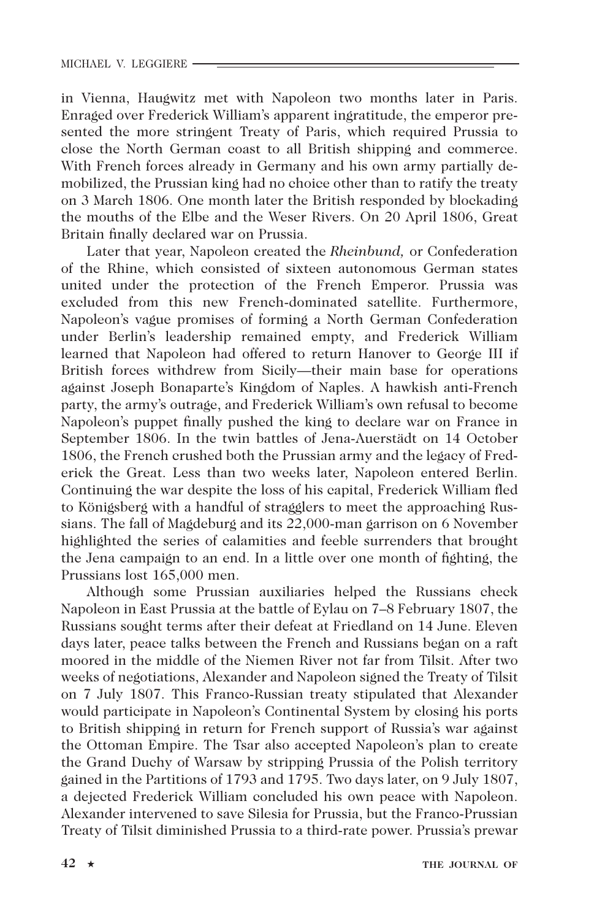in Vienna, Haugwitz met with Napoleon two months later in Paris. Enraged over Frederick William's apparent ingratitude, the emperor presented the more stringent Treaty of Paris, which required Prussia to close the North German coast to all British shipping and commerce. With French forces already in Germany and his own army partially demobilized, the Prussian king had no choice other than to ratify the treaty on 3 March 1806. One month later the British responded by blockading the mouths of the Elbe and the Weser Rivers. On 20 April 1806, Great Britain finally declared war on Prussia.

Later that year, Napoleon created the *Rheinbund,* or Confederation of the Rhine, which consisted of sixteen autonomous German states united under the protection of the French Emperor. Prussia was excluded from this new French-dominated satellite. Furthermore, Napoleon's vague promises of forming a North German Confederation under Berlin's leadership remained empty, and Frederick William learned that Napoleon had offered to return Hanover to George III if British forces withdrew from Sicily—their main base for operations against Joseph Bonaparte's Kingdom of Naples. A hawkish anti-French party, the army's outrage, and Frederick William's own refusal to become Napoleon's puppet finally pushed the king to declare war on France in September 1806. In the twin battles of Jena-Auerstädt on 14 October 1806, the French crushed both the Prussian army and the legacy of Frederick the Great. Less than two weeks later, Napoleon entered Berlin. Continuing the war despite the loss of his capital, Frederick William fled to Königsberg with a handful of stragglers to meet the approaching Russians. The fall of Magdeburg and its 22,000-man garrison on 6 November highlighted the series of calamities and feeble surrenders that brought the Jena campaign to an end. In a little over one month of fighting, the Prussians lost 165,000 men.

Although some Prussian auxiliaries helped the Russians check Napoleon in East Prussia at the battle of Eylau on 7–8 February 1807, the Russians sought terms after their defeat at Friedland on 14 June. Eleven days later, peace talks between the French and Russians began on a raft moored in the middle of the Niemen River not far from Tilsit. After two weeks of negotiations, Alexander and Napoleon signed the Treaty of Tilsit on 7 July 1807. This Franco-Russian treaty stipulated that Alexander would participate in Napoleon's Continental System by closing his ports to British shipping in return for French support of Russia's war against the Ottoman Empire. The Tsar also accepted Napoleon's plan to create the Grand Duchy of Warsaw by stripping Prussia of the Polish territory gained in the Partitions of 1793 and 1795. Two days later, on 9 July 1807, a dejected Frederick William concluded his own peace with Napoleon. Alexander intervened to save Silesia for Prussia, but the Franco-Prussian Treaty of Tilsit diminished Prussia to a third-rate power. Prussia's prewar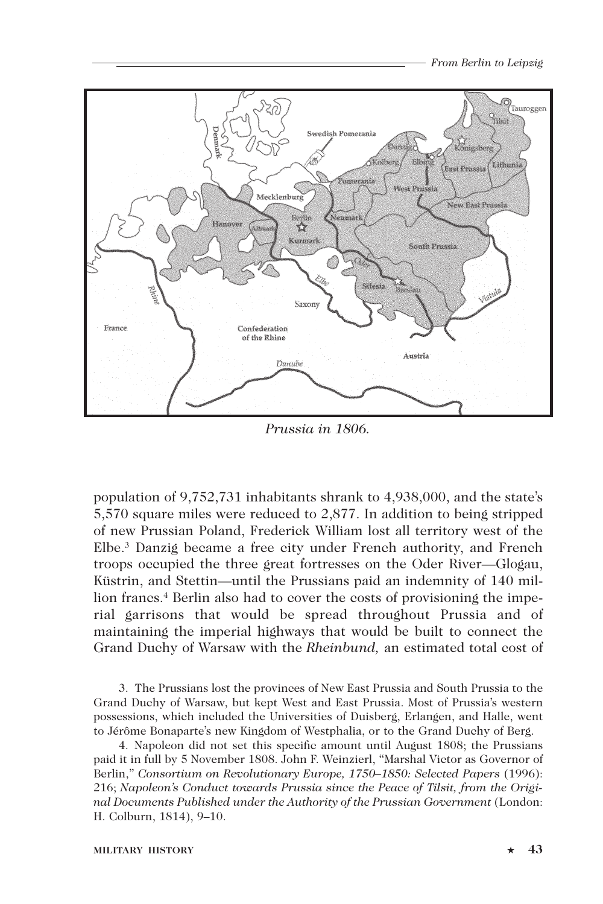*Prussia in 1806.*

population of 9,752,731 inhabitants shrank to 4,938,000, and the state's 5,570 square miles were reduced to 2,877. In addition to being stripped of new Prussian Poland, Frederick William lost all territory west of the Elbe.[3] Danzig became a free city under French authority, and French troops occupied the three great fortresses on the Oder River—Glogau, Küstrin, and Stettin—until the Prussians paid an indemnity of 140 million francs.[4] Berlin also had to cover the costs of provisioning the imperial garrisons that would be spread throughout Prussia and of maintaining the imperial highways that would be built to connect the Grand Duchy of Warsaw with the *Rheinbund,* an estimated total cost of

3. The Prussians lost the provinces of New East Prussia and South Prussia to the Grand Duchy of Warsaw, but kept West and East Prussia. Most of Prussia's western possessions, which included the Universities of Duisberg, Erlangen, and Halle, went to Jérôme Bonaparte's new Kingdom of Westphalia, or to the Grand Duchy of Berg.

4. Napoleon did not set this specific amount until August 1808; the Prussians paid it in full by 5 November 1808. John F. Weinzierl, "Marshal Victor as Governor of Berlin," *Consortium on Revolutionary Europe, 1750–1850: Selected Papers* (1996): 216; *Napoleon's Conduct towards Prussia since the Peace of Tilsit, from the Original Documents Published under the Authority of the Prussian Government* (London: H. Colburn, 1814), 9–10.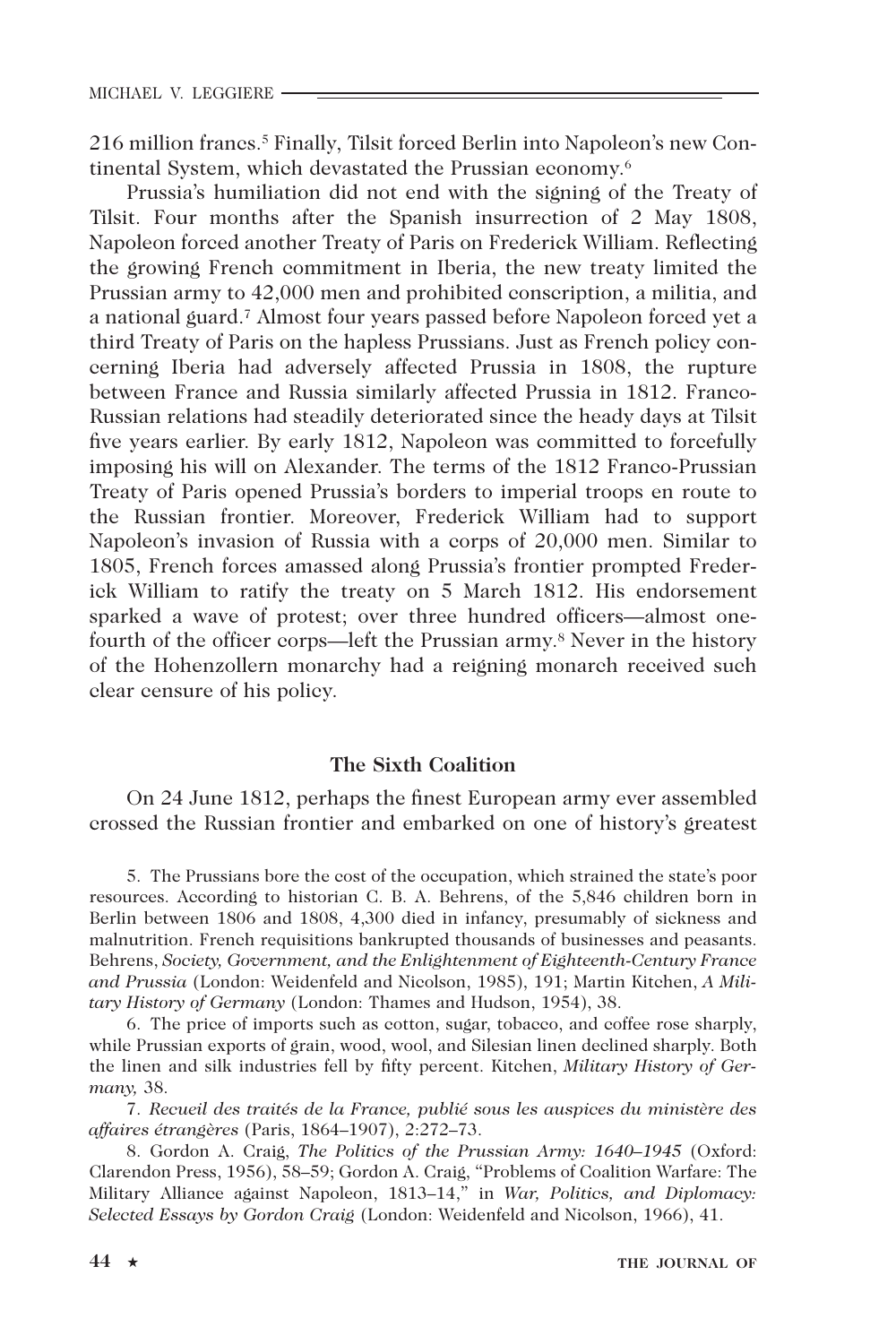216 million francs.[5] Finally, Tilsit forced Berlin into Napoleon's new Continental System, which devastated the Prussian economy.[6]

Prussia's humiliation did not end with the signing of the Treaty of Tilsit. Four months after the Spanish insurrection of 2 May 1808, Napoleon forced another Treaty of Paris on Frederick William. Reflecting the growing French commitment in Iberia, the new treaty limited the Prussian army to 42,000 men and prohibited conscription, a militia, and a national guard.[7] Almost four years passed before Napoleon forced yet a third Treaty of Paris on the hapless Prussians. Just as French policy concerning Iberia had adversely affected Prussia in 1808, the rupture between France and Russia similarly affected Prussia in 1812. Franco-Russian relations had steadily deteriorated since the heady days at Tilsit five years earlier. By early 1812, Napoleon was committed to forcefully imposing his will on Alexander. The terms of the 1812 Franco-Prussian Treaty of Paris opened Prussia's borders to imperial troops en route to the Russian frontier. Moreover, Frederick William had to support Napoleon's invasion of Russia with a corps of 20,000 men. Similar to 1805, French forces amassed along Prussia's frontier prompted Frederick William to ratify the treaty on 5 March 1812. His endorsement sparked a wave of protest; over three hundred officers—almost one-fourth of the officer corps—left the Prussian army.[8] Never in the history of the Hohenzollern monarchy had a reigning monarch received such clear censure of his policy.

## The Sixth Coalition

On 24 June 1812, perhaps the finest European army ever assembled crossed the Russian frontier and embarked on one of history's greatest

5. The Prussians bore the cost of the occupation, which strained the state's poor resources. According to historian C. B. A. Behrens, of the 5,846 children born in Berlin between 1806 and 1808, 4,300 died in infancy, presumably of sickness and malnutrition. French requisitions bankrupted thousands of businesses and peasants. Behrens, *Society, Government, and the Enlightenment of Eighteenth-Century France and Prussia* (London: Weidenfeld and Nicolson, 1985), 191; Martin Kitchen, *A Military History of Germany* (London: Thames and Hudson, 1954), 38.

6. The price of imports such as cotton, sugar, tobacco, and coffee rose sharply, while Prussian exports of grain, wood, wool, and Silesian linen declined sharply. Both the linen and silk industries fell by fifty percent. Kitchen, *Military History of Germany,* 38.

7. *Recueil des traités de la France, publié sous les auspices du ministère des affaires étrangères* (Paris, 1864–1907), 2:272–73.

8. Gordon A. Craig, *The Politics of the Prussian Army: 1640–1945* (Oxford: Clarendon Press, 1956), 58–59; Gordon A. Craig, "Problems of Coalition Warfare: The Military Alliance against Napoleon, 1813–14," in *War, Politics, and Diplomacy: Selected Essays by Gordon Craig* (London: Weidenfeld and Nicolson, 1966), 41.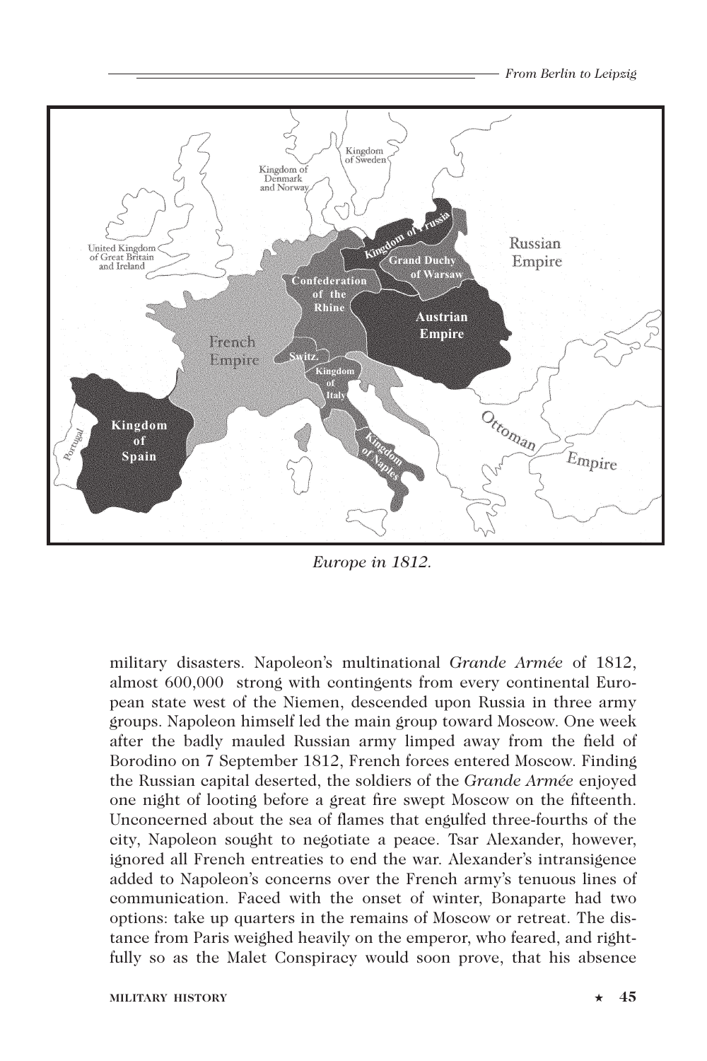Europe in 1812.

military disasters. Napoleon's multinational *Grande Armée* of 1812, almost 600,000 strong with contingents from every continental European state west of the Niemen, descended upon Russia in three army groups. Napoleon himself led the main group toward Moscow. One week after the badly mauled Russian army limped away from the field of Borodino on 7 September 1812, French forces entered Moscow. Finding the Russian capital deserted, the soldiers of the *Grande Armée* enjoyed one night of looting before a great fire swept Moscow on the fifteenth. Unconcerned about the sea of flames that engulfed three-fourths of the city, Napoleon sought to negotiate a peace. Tsar Alexander, however, ignored all French entreaties to end the war. Alexander's intransigence added to Napoleon's concerns over the French army's tenuous lines of communication. Faced with the onset of winter, Bonaparte had two options: take up quarters in the remains of Moscow or retreat. The distance from Paris weighed heavily on the emperor, who feared, and rightfully so as the Malet Conspiracy would soon prove, that his absence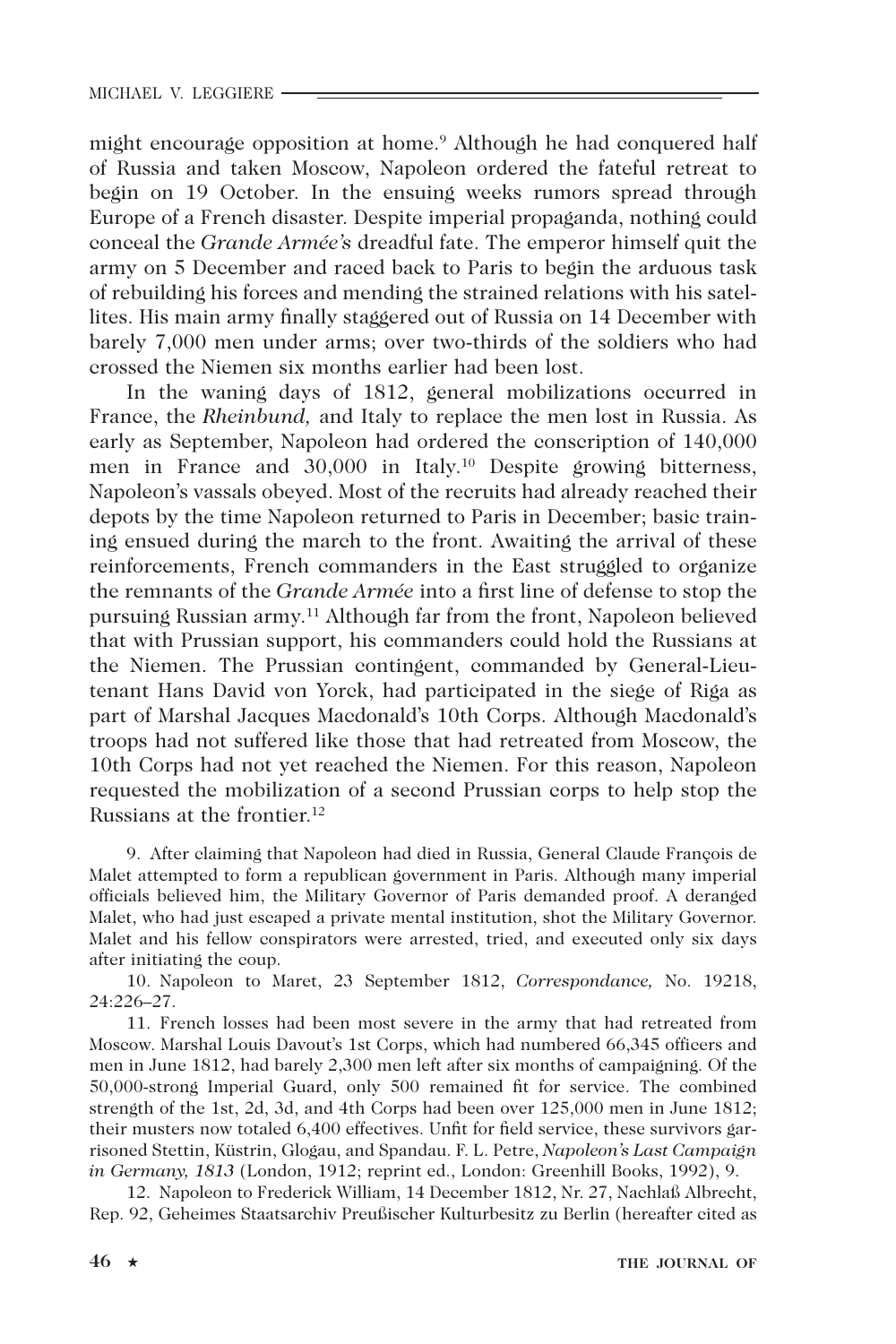might encourage opposition at home.[9] Although he had conquered half of Russia and taken Moscow, Napoleon ordered the fateful retreat to begin on 19 October. In the ensuing weeks rumors spread through Europe of a French disaster. Despite imperial propaganda, nothing could conceal the *Grande Armée's* dreadful fate. The emperor himself quit the army on 5 December and raced back to Paris to begin the arduous task of rebuilding his forces and mending the strained relations with his satellites. His main army finally staggered out of Russia on 14 December with barely 7,000 men under arms; over two-thirds of the soldiers who had crossed the Niemen six months earlier had been lost.

In the waning days of 1812, general mobilizations occurred in France, the *Rheinbund,* and Italy to replace the men lost in Russia. As early as September, Napoleon had ordered the conscription of 140,000 men in France and 30,000 in Italy.[10] Despite growing bitterness, Napoleon's vassals obeyed. Most of the recruits had already reached their depots by the time Napoleon returned to Paris in December; basic training ensued during the march to the front. Awaiting the arrival of these reinforcements, French commanders in the East struggled to organize the remnants of the *Grande Armée* into a first line of defense to stop the pursuing Russian army.[11] Although far from the front, Napoleon believed that with Prussian support, his commanders could hold the Russians at the Niemen. The Prussian contingent, commanded by General-Lieutenant Hans David von Yorck, had participated in the siege of Riga as part of Marshal Jacques Macdonald's 10th Corps. Although Macdonald's troops had not suffered like those that had retreated from Moscow, the 10th Corps had not yet reached the Niemen. For this reason, Napoleon requested the mobilization of a second Prussian corps to help stop the Russians at the frontier.[12]

9. After claiming that Napoleon had died in Russia, General Claude François de Malet attempted to form a republican government in Paris. Although many imperial officials believed him, the Military Governor of Paris demanded proof. A deranged Malet, who had just escaped a private mental institution, shot the Military Governor. Malet and his fellow conspirators were arrested, tried, and executed only six days after initiating the coup.

10. Napoleon to Maret, 23 September 1812, *Correspondance,* No. 19218, 24:226–27.

11. French losses had been most severe in the army that had retreated from Moscow. Marshal Louis Davout's 1st Corps, which had numbered 66,345 officers and men in June 1812, had barely 2,300 men left after six months of campaigning. Of the 50,000-strong Imperial Guard, only 500 remained fit for service. The combined strength of the 1st, 2d, 3d, and 4th Corps had been over 125,000 men in June 1812; their musters now totaled 6,400 effectives. Unfit for field service, these survivors garrisoned Stettin, Küstrin, Glogau, and Spandau. F. L. Petre, *Napoleon's Last Campaign in Germany, 1813* (London, 1912; reprint ed., London: Greenhill Books, 1992), 9.

12. Napoleon to Frederick William, 14 December 1812, Nr. 27, Nachlaß Albrecht, Rep. 92, Geheimes Staatsarchiv Preußischer Kulturbesitz zu Berlin (hereafter cited as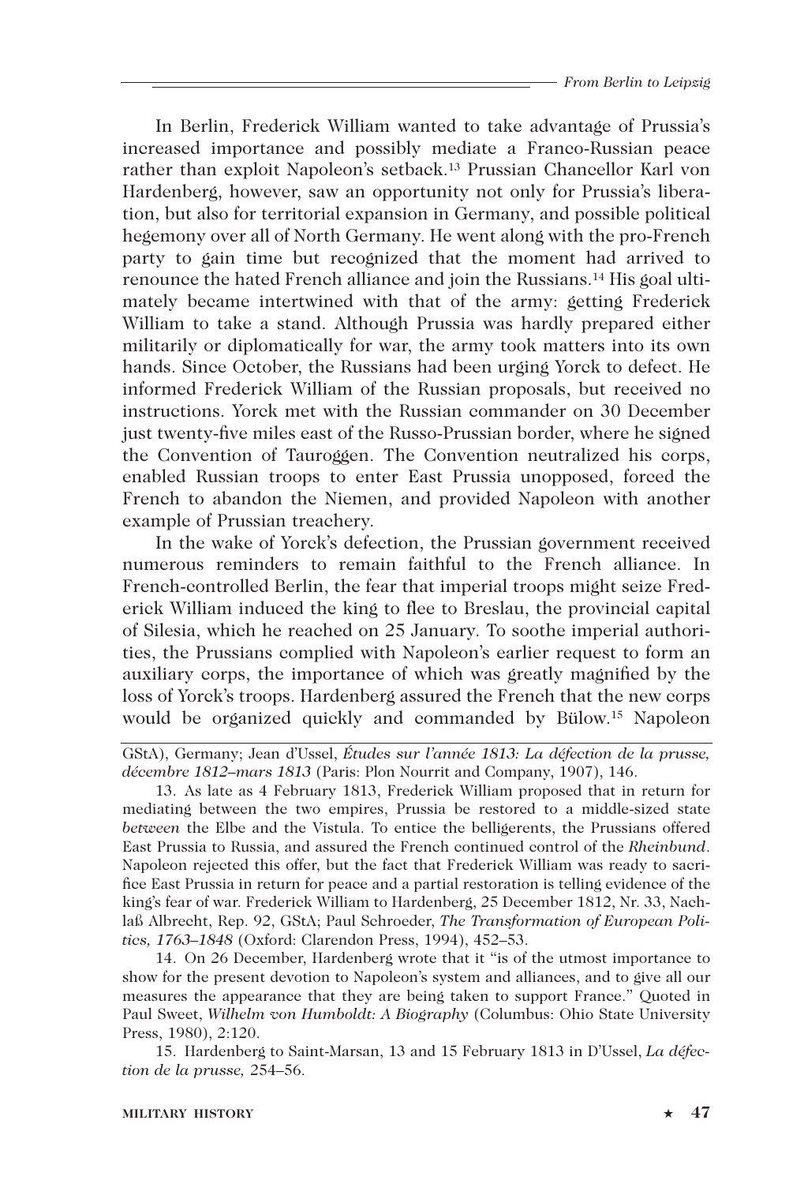In Berlin, Frederick William wanted to take advantage of Prussia's increased importance and possibly mediate a Franco-Russian peace rather than exploit Napoleon's setback.[13] Prussian Chancellor Karl von Hardenberg, however, saw an opportunity not only for Prussia's liberation, but also for territorial expansion in Germany, and possible political hegemony over all of North Germany. He went along with the pro-French party to gain time but recognized that the moment had arrived to renounce the hated French alliance and join the Russians.[14] His goal ultimately became intertwined with that of the army: getting Frederick William to take a stand. Although Prussia was hardly prepared either militarily or diplomatically for war, the army took matters into its own hands. Since October, the Russians had been urging Yorck to defect. He informed Frederick William of the Russian proposals, but received no instructions. Yorck met with the Russian commander on 30 December just twenty-five miles east of the Russo-Prussian border, where he signed the Convention of Tauroggen. The Convention neutralized his corps, enabled Russian troops to enter East Prussia unopposed, forced the French to abandon the Niemen, and provided Napoleon with another example of Prussian treachery.

In the wake of Yorck's defection, the Prussian government received numerous reminders to remain faithful to the French alliance. In French-controlled Berlin, the fear that imperial troops might seize Frederick William induced the king to flee to Breslau, the provincial capital of Silesia, which he reached on 25 January. To soothe imperial authorities, the Prussians complied with Napoleon's earlier request to form an auxiliary corps, the importance of which was greatly magnified by the loss of Yorck's troops. Hardenberg assured the French that the new corps would be organized quickly and commanded by Bülow.[15] Napoleon

GStA), Germany; Jean d'Ussel, *Études sur l'année 1813: La défection de la prusse, décembre 1812–mars 1813* (Paris: Plon Nourrit and Company, 1907), 146.

13. As late as 4 February 1813, Frederick William proposed that in return for mediating between the two empires, Prussia be restored to a middle-sized state *between* the Elbe and the Vistula. To entice the belligerents, the Prussians offered East Prussia to Russia, and assured the French continued control of the *Rheinbund*. Napoleon rejected this offer, but the fact that Frederick William was ready to sacrifice East Prussia in return for peace and a partial restoration is telling evidence of the king's fear of war. Frederick William to Hardenberg, 25 December 1812, Nr. 33, Nachlaß Albrecht, Rep. 92, GStA; Paul Schroeder, *The Transformation of European Politics, 1763–1848* (Oxford: Clarendon Press, 1994), 452–53.

14. On 26 December, Hardenberg wrote that it "is of the utmost importance to show for the present devotion to Napoleon's system and alliances, and to give all our measures the appearance that they are being taken to support France." Quoted in Paul Sweet, *Wilhelm von Humboldt: A Biography* (Columbus: Ohio State University Press, 1980), 2:120.

15. Hardenberg to Saint-Marsan, 13 and 15 February 1813 in D'Ussel, *La défection de la prusse,* 254–56.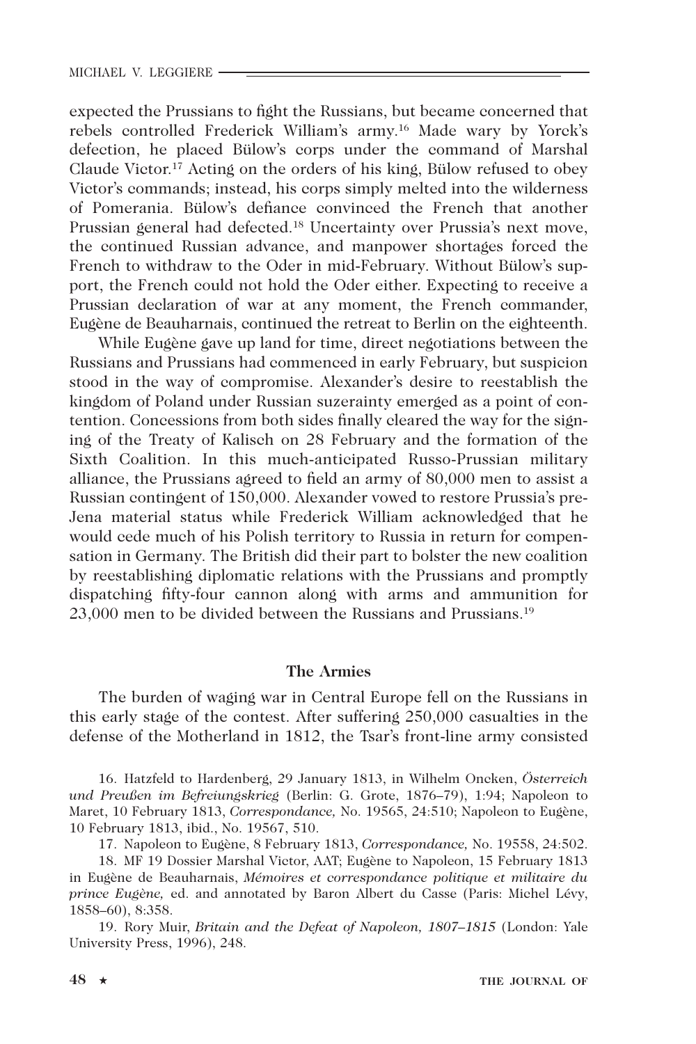expected the Prussians to fight the Russians, but became concerned that rebels controlled Frederick William's army.[16] Made wary by Yorck's defection, he placed Bülow's corps under the command of Marshal Claude Victor.[17] Acting on the orders of his king, Bülow refused to obey Victor's commands; instead, his corps simply melted into the wilderness of Pomerania. Bülow's defiance convinced the French that another Prussian general had defected.[18] Uncertainty over Prussia's next move, the continued Russian advance, and manpower shortages forced the French to withdraw to the Oder in mid-February. Without Bülow's support, the French could not hold the Oder either. Expecting to receive a Prussian declaration of war at any moment, the French commander, Eugène de Beauharnais, continued the retreat to Berlin on the eighteenth.

While Eugène gave up land for time, direct negotiations between the Russians and Prussians had commenced in early February, but suspicion stood in the way of compromise. Alexander's desire to reestablish the kingdom of Poland under Russian suzerainty emerged as a point of contention. Concessions from both sides finally cleared the way for the signing of the Treaty of Kalisch on 28 February and the formation of the Sixth Coalition. In this much-anticipated Russo-Prussian military alliance, the Prussians agreed to field an army of 80,000 men to assist a Russian contingent of 150,000. Alexander vowed to restore Prussia's pre-Jena material status while Frederick William acknowledged that he would cede much of his Polish territory to Russia in return for compensation in Germany. The British did their part to bolster the new coalition by reestablishing diplomatic relations with the Prussians and promptly dispatching fifty-four cannon along with arms and ammunition for 23,000 men to be divided between the Russians and Prussians.[19]

### The Armies

The burden of waging war in Central Europe fell on the Russians in this early stage of the contest. After suffering 250,000 casualties in the defense of the Motherland in 1812, the Tsar's front-line army consisted

16. Hatzfeld to Hardenberg, 29 January 1813, in Wilhelm Oncken, *Österreich und Preußen im Befreiungskrieg* (Berlin: G. Grote, 1876–79), 1:94; Napoleon to Maret, 10 February 1813, *Correspondance,* No. 19565, 24:510; Napoleon to Eugène, 10 February 1813, ibid., No. 19567, 510.

17. Napoleon to Eugène, 8 February 1813, *Correspondance,* No. 19558, 24:502.

18. MF 19 Dossier Marshal Victor, AAT; Eugène to Napoleon, 15 February 1813 in Eugène de Beauharnais, *Mémoires et correspondance politique et militaire du prince Eugène,* ed. and annotated by Baron Albert du Casse (Paris: Michel Lévy, 1858–60), 8:358.

19. Rory Muir, *Britain and the Defeat of Napoleon, 1807–1815* (London: Yale University Press, 1996), 248.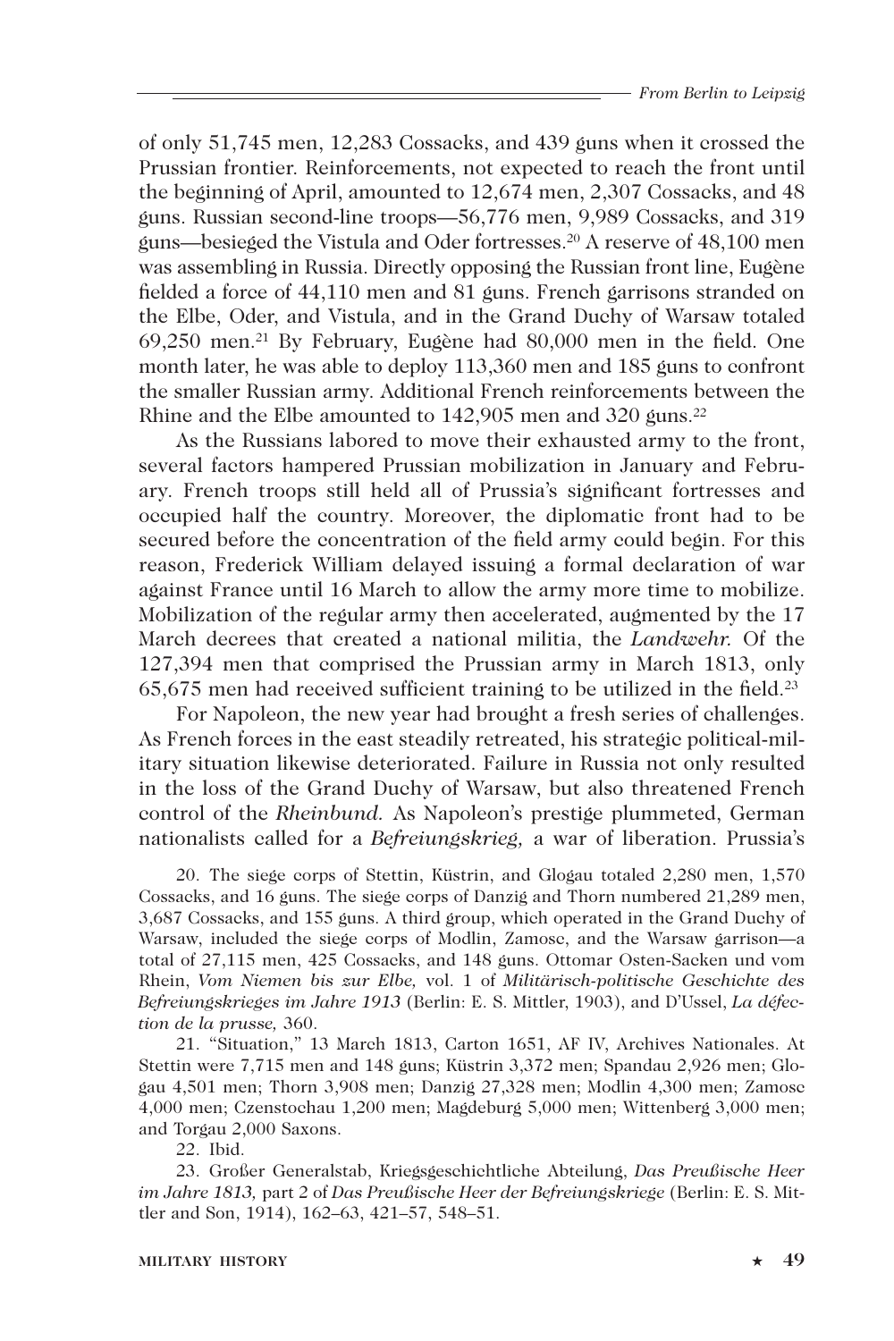of only 51,745 men, 12,283 Cossacks, and 439 guns when it crossed the Prussian frontier. Reinforcements, not expected to reach the front until the beginning of April, amounted to 12,674 men, 2,307 Cossacks, and 48 guns. Russian second-line troops—56,776 men, 9,989 Cossacks, and 319 guns—besieged the Vistula and Oder fortresses.[20] A reserve of 48,100 men was assembling in Russia. Directly opposing the Russian front line, Eugène fielded a force of 44,110 men and 81 guns. French garrisons stranded on the Elbe, Oder, and Vistula, and in the Grand Duchy of Warsaw totaled 69,250 men.[21] By February, Eugène had 80,000 men in the field. One month later, he was able to deploy 113,360 men and 185 guns to confront the smaller Russian army. Additional French reinforcements between the Rhine and the Elbe amounted to 142,905 men and 320 guns.[22]

As the Russians labored to move their exhausted army to the front, several factors hampered Prussian mobilization in January and February. French troops still held all of Prussia's significant fortresses and occupied half the country. Moreover, the diplomatic front had to be secured before the concentration of the field army could begin. For this reason, Frederick William delayed issuing a formal declaration of war against France until 16 March to allow the army more time to mobilize. Mobilization of the regular army then accelerated, augmented by the 17 March decrees that created a national militia, the *Landwehr.* Of the 127,394 men that comprised the Prussian army in March 1813, only 65,675 men had received sufficient training to be utilized in the field.[23]

For Napoleon, the new year had brought a fresh series of challenges. As French forces in the east steadily retreated, his strategic political-military situation likewise deteriorated. Failure in Russia not only resulted in the loss of the Grand Duchy of Warsaw, but also threatened French control of the *Rheinbund.* As Napoleon's prestige plummeted, German nationalists called for a *Befreiungskrieg,* a war of liberation. Prussia's

20. The siege corps of Stettin, Küstrin, and Glogau totaled 2,280 men, 1,570 Cossacks, and 16 guns. The siege corps of Danzig and Thorn numbered 21,289 men, 3,687 Cossacks, and 155 guns. A third group, which operated in the Grand Duchy of Warsaw, included the siege corps of Modlin, Zamosc, and the Warsaw garrison—a total of 27,115 men, 425 Cossacks, and 148 guns. Ottomar Osten-Sacken und vom Rhein, *Vom Niemen bis zur Elbe,* vol. 1 of *Militärisch-politische Geschichte des Befreiungskrieges im Jahre 1913* (Berlin: E. S. Mittler, 1903), and D'Ussel, *La défection de la prusse,* 360.

21. "Situation," 13 March 1813, Carton 1651, AF IV, Archives Nationales. At Stettin were 7,715 men and 148 guns; Küstrin 3,372 men; Spandau 2,926 men; Glogau 4,501 men; Thorn 3,908 men; Danzig 27,328 men; Modlin 4,300 men; Zamosc 4,000 men; Czenstochau 1,200 men; Magdeburg 5,000 men; Wittenberg 3,000 men; and Torgau 2,000 Saxons.

22. Ibid.

23. Großer Generalstab, Kriegsgeschichtliche Abteilung, *Das Preußische Heer im Jahre 1813,* part 2 of *Das Preußische Heer der Befreiungskriege* (Berlin: E. S. Mittler and Son, 1914), 162–63, 421–57, 548–51.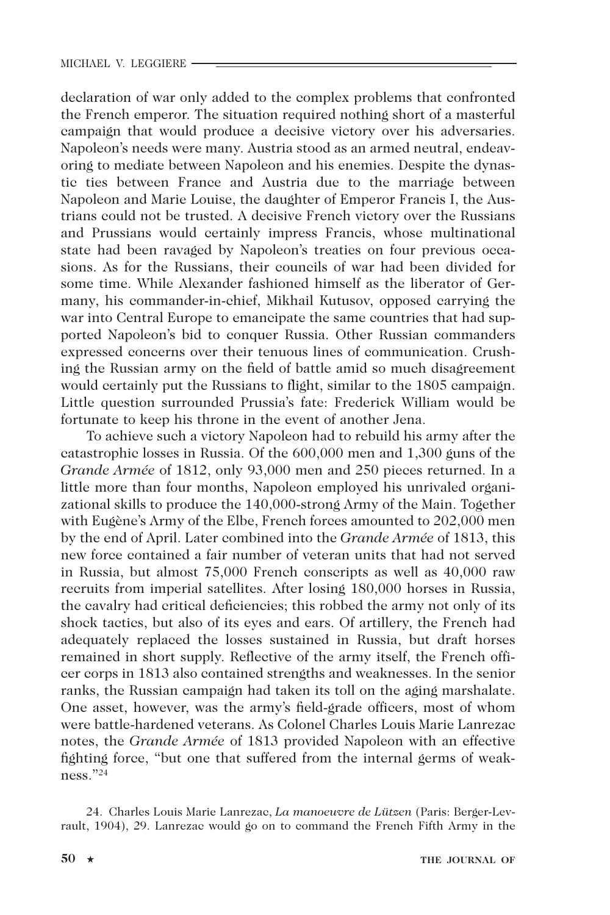declaration of war only added to the complex problems that confronted the French emperor. The situation required nothing short of a masterful campaign that would produce a decisive victory over his adversaries. Napoleon's needs were many. Austria stood as an armed neutral, endeavoring to mediate between Napoleon and his enemies. Despite the dynastic ties between France and Austria due to the marriage between Napoleon and Marie Louise, the daughter of Emperor Francis I, the Austrians could not be trusted. A decisive French victory over the Russians and Prussians would certainly impress Francis, whose multinational state had been ravaged by Napoleon's treaties on four previous occasions. As for the Russians, their councils of war had been divided for some time. While Alexander fashioned himself as the liberator of Germany, his commander-in-chief, Mikhail Kutusov, opposed carrying the war into Central Europe to emancipate the same countries that had supported Napoleon's bid to conquer Russia. Other Russian commanders expressed concerns over their tenuous lines of communication. Crushing the Russian army on the field of battle amid so much disagreement would certainly put the Russians to flight, similar to the 1805 campaign. Little question surrounded Prussia's fate: Frederick William would be fortunate to keep his throne in the event of another Jena.

To achieve such a victory Napoleon had to rebuild his army after the catastrophic losses in Russia. Of the 600,000 men and 1,300 guns of the *Grande Armée* of 1812, only 93,000 men and 250 pieces returned. In a little more than four months, Napoleon employed his unrivaled organizational skills to produce the 140,000-strong Army of the Main. Together with Eugène's Army of the Elbe, French forces amounted to 202,000 men by the end of April. Later combined into the *Grande Armée* of 1813, this new force contained a fair number of veteran units that had not served in Russia, but almost 75,000 French conscripts as well as 40,000 raw recruits from imperial satellites. After losing 180,000 horses in Russia, the cavalry had critical deficiencies; this robbed the army not only of its shock tactics, but also of its eyes and ears. Of artillery, the French had adequately replaced the losses sustained in Russia, but draft horses remained in short supply. Reflective of the army itself, the French officer corps in 1813 also contained strengths and weaknesses. In the senior ranks, the Russian campaign had taken its toll on the aging marshalate. One asset, however, was the army's field-grade officers, most of whom were battle-hardened veterans. As Colonel Charles Louis Marie Lanrezac notes, the *Grande Armée* of 1813 provided Napoleon with an effective fighting force, "but one that suffered from the internal germs of weakness."[24]

24. Charles Louis Marie Lanrezac, *La manoeuvre de Lützen* (Paris: Berger-Levrault, 1904), 29. Lanrezac would go on to command the French Fifth Army in the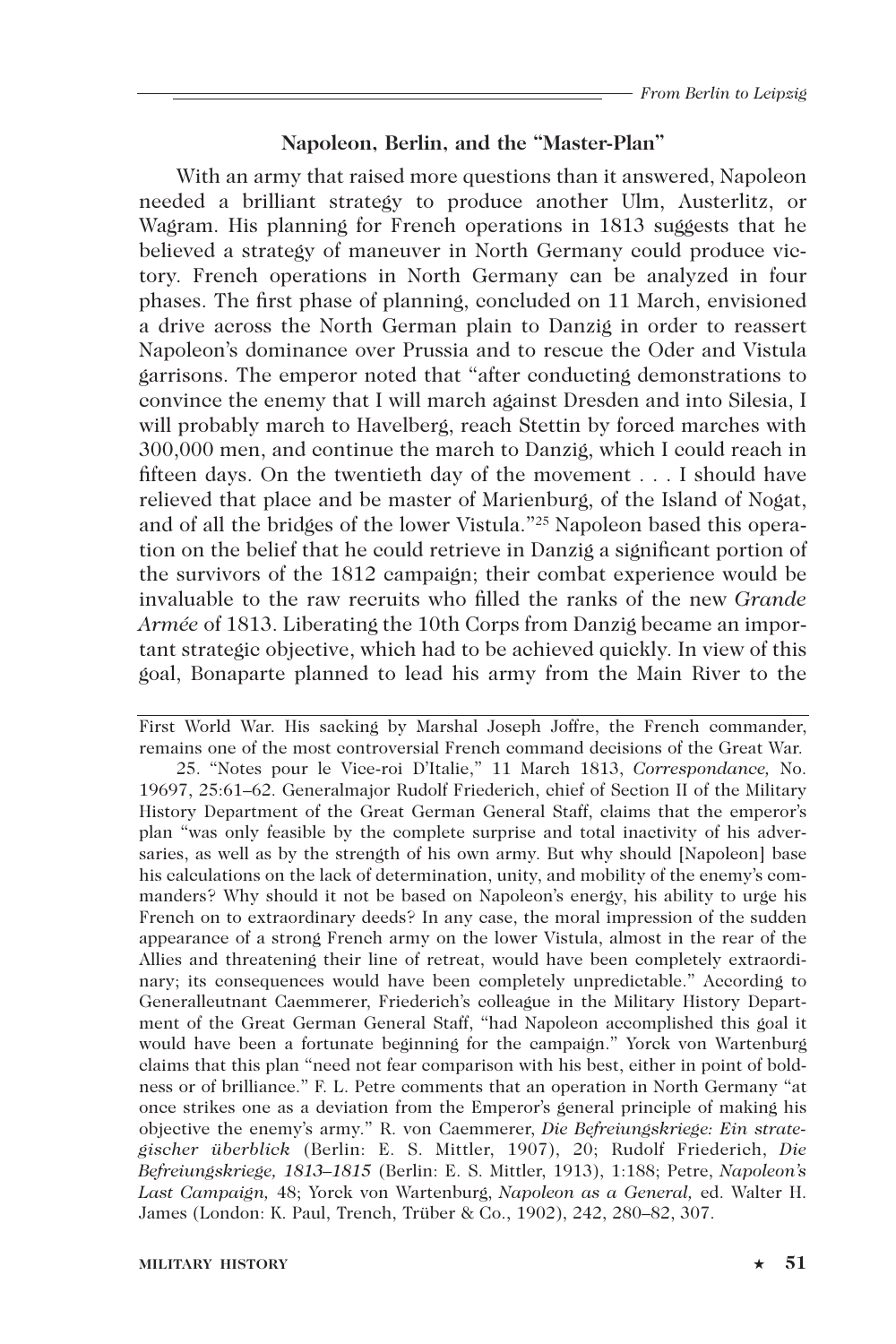### Napoleon, Berlin, and the "Master-Plan"

With an army that raised more questions than it answered, Napoleon needed a brilliant strategy to produce another Ulm, Austerlitz, or Wagram. His planning for French operations in 1813 suggests that he believed a strategy of maneuver in North Germany could produce victory. French operations in North Germany can be analyzed in four phases. The first phase of planning, concluded on 11 March, envisioned a drive across the North German plain to Danzig in order to reassert Napoleon's dominance over Prussia and to rescue the Oder and Vistula garrisons. The emperor noted that "after conducting demonstrations to convince the enemy that I will march against Dresden and into Silesia, I will probably march to Havelberg, reach Stettin by forced marches with 300,000 men, and continue the march to Danzig, which I could reach in fifteen days. On the twentieth day of the movement . . . I should have relieved that place and be master of Marienburg, of the Island of Nogat, and of all the bridges of the lower Vistula."[25] Napoleon based this operation on the belief that he could retrieve in Danzig a significant portion of the survivors of the 1812 campaign; their combat experience would be invaluable to the raw recruits who filled the ranks of the new *Grande Armée* of 1813. Liberating the 10th Corps from Danzig became an important strategic objective, which had to be achieved quickly. In view of this goal, Bonaparte planned to lead his army from the Main River to the

---

First World War. His sacking by Marshal Joseph Joffre, the French commander, remains one of the most controversial French command decisions of the Great War.

25. "Notes pour le Vice-roi D'Italie," 11 March 1813, *Correspondance,* No. 19697, 25:61–62. Generalmajor Rudolf Friederich, chief of Section II of the Military History Department of the Great German General Staff, claims that the emperor's plan "was only feasible by the complete surprise and total inactivity of his adversaries, as well as by the strength of his own army. But why should [Napoleon] base his calculations on the lack of determination, unity, and mobility of the enemy's commanders? Why should it not be based on Napoleon's energy, his ability to urge his French on to extraordinary deeds? In any case, the moral impression of the sudden appearance of a strong French army on the lower Vistula, almost in the rear of the Allies and threatening their line of retreat, would have been completely extraordinary; its consequences would have been completely unpredictable." According to Generalleutnant Caemmerer, Friederich's colleague in the Military History Department of the Great German General Staff, "had Napoleon accomplished this goal it would have been a fortunate beginning for the campaign." Yorck von Wartenburg claims that this plan "need not fear comparison with his best, either in point of boldness or of brilliance." F. L. Petre comments that an operation in North Germany "at once strikes one as a deviation from the Emperor's general principle of making his objective the enemy's army." R. von Caemmerer, *Die Befreiungskriege: Ein strategischer überblick* (Berlin: E. S. Mittler, 1907), 20; Rudolf Friederich, *Die Befreiungskriege, 1813–1815* (Berlin: E. S. Mittler, 1913), 1:188; Petre, *Napoleon's Last Campaign,* 48; Yorck von Wartenburg, *Napoleon as a General,* ed. Walter H. James (London: K. Paul, Trench, Trüber & Co., 1902), 242, 280–82, 307.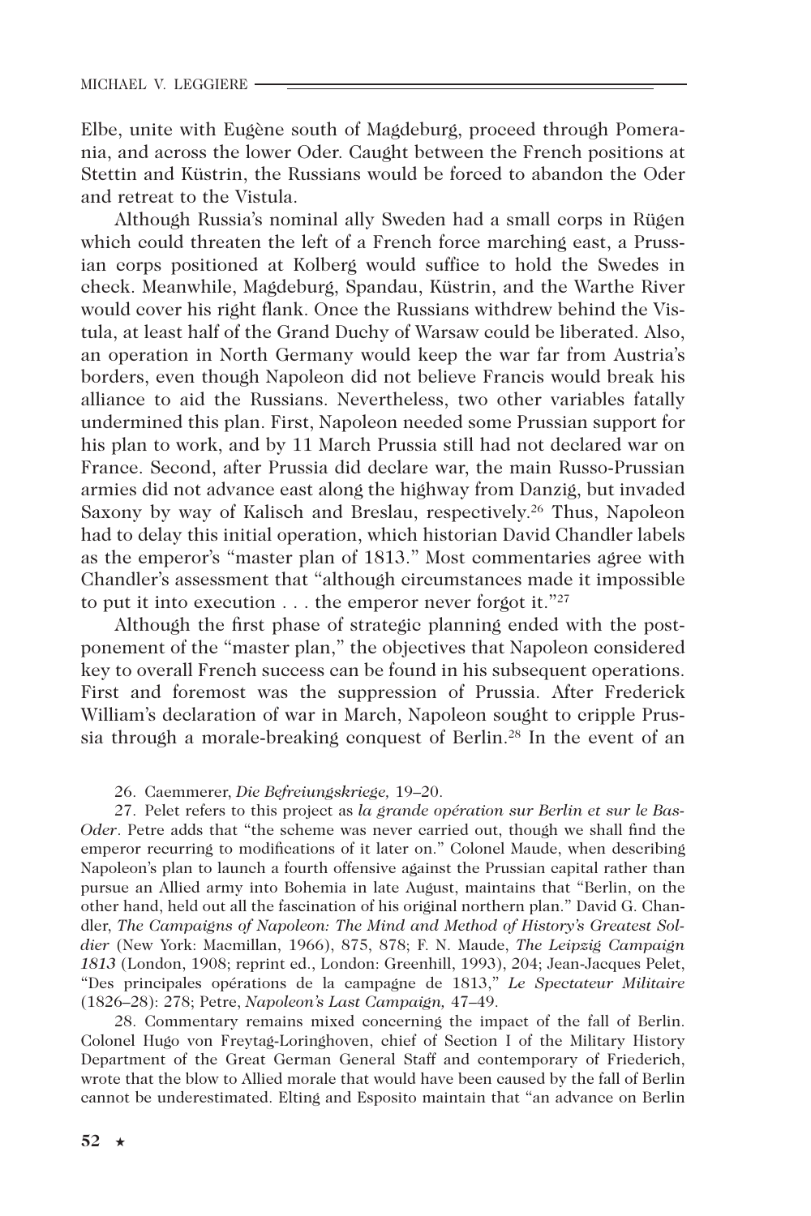Elbe, unite with Eugène south of Magdeburg, proceed through Pomerania, and across the lower Oder. Caught between the French positions at Stettin and Küstrin, the Russians would be forced to abandon the Oder and retreat to the Vistula.

Although Russia's nominal ally Sweden had a small corps in Rügen which could threaten the left of a French force marching east, a Prussian corps positioned at Kolberg would suffice to hold the Swedes in check. Meanwhile, Magdeburg, Spandau, Küstrin, and the Warthe River would cover his right flank. Once the Russians withdrew behind the Vistula, at least half of the Grand Duchy of Warsaw could be liberated. Also, an operation in North Germany would keep the war far from Austria's borders, even though Napoleon did not believe Francis would break his alliance to aid the Russians. Nevertheless, two other variables fatally undermined this plan. First, Napoleon needed some Prussian support for his plan to work, and by 11 March Prussia still had not declared war on France. Second, after Prussia did declare war, the main Russo-Prussian armies did not advance east along the highway from Danzig, but invaded Saxony by way of Kalisch and Breslau, respectively.[26] Thus, Napoleon had to delay this initial operation, which historian David Chandler labels as the emperor's "master plan of 1813." Most commentaries agree with Chandler's assessment that "although circumstances made it impossible to put it into execution . . . the emperor never forgot it."[27]

Although the first phase of strategic planning ended with the postponement of the "master plan," the objectives that Napoleon considered key to overall French success can be found in his subsequent operations. First and foremost was the suppression of Prussia. After Frederick William's declaration of war in March, Napoleon sought to cripple Prussia through a morale-breaking conquest of Berlin.[28] In the event of an

26. Caemmerer, *Die Befreiungskriege,* 19–20.

27. Pelet refers to this project as *la grande opération sur Berlin et sur le Bas-Oder*. Petre adds that "the scheme was never carried out, though we shall find the emperor recurring to modifications of it later on." Colonel Maude, when describing Napoleon's plan to launch a fourth offensive against the Prussian capital rather than pursue an Allied army into Bohemia in late August, maintains that "Berlin, on the other hand, held out all the fascination of his original northern plan." David G. Chandler, *The Campaigns of Napoleon: The Mind and Method of History's Greatest Soldier* (New York: Macmillan, 1966), 875, 878; F. N. Maude, *The Leipzig Campaign 1813* (London, 1908; reprint ed., London: Greenhill, 1993), 204; Jean-Jacques Pelet, "Des principales opérations de la campagne de 1813," *Le Spectateur Militaire* (1826–28): 278; Petre, *Napoleon's Last Campaign,* 47–49.

28. Commentary remains mixed concerning the impact of the fall of Berlin. Colonel Hugo von Freytag-Loringhoven, chief of Section I of the Military History Department of the Great German General Staff and contemporary of Friederich, wrote that the blow to Allied morale that would have been caused by the fall of Berlin cannot be underestimated. Elting and Esposito maintain that "an advance on Berlin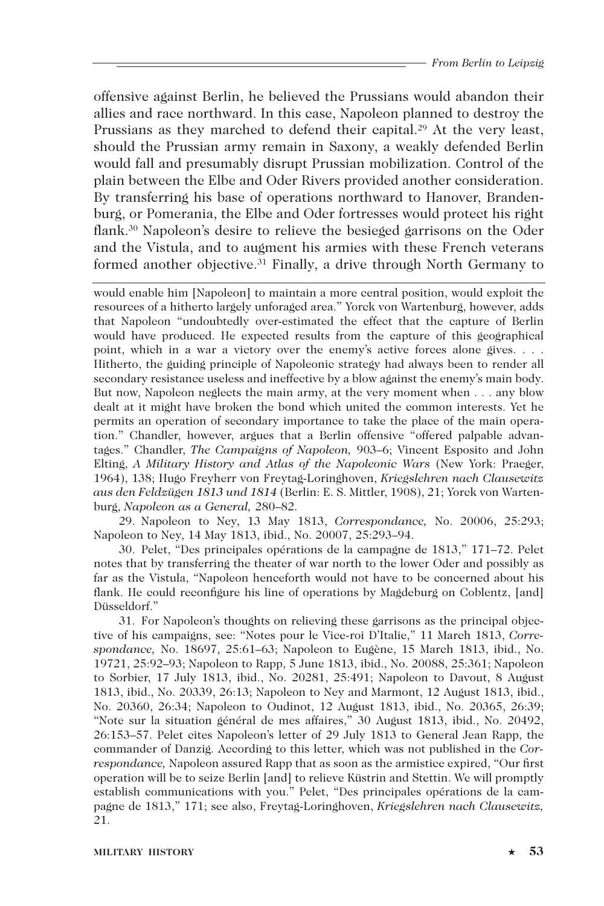offensive against Berlin, he believed the Prussians would abandon their allies and race northward. In this case, Napoleon planned to destroy the Prussians as they marched to defend their capital.[29] At the very least, should the Prussian army remain in Saxony, a weakly defended Berlin would fall and presumably disrupt Prussian mobilization. Control of the plain between the Elbe and Oder Rivers provided another consideration. By transferring his base of operations northward to Hanover, Brandenburg, or Pomerania, the Elbe and Oder fortresses would protect his right flank.[30] Napoleon's desire to relieve the besieged garrisons on the Oder and the Vistula, and to augment his armies with these French veterans formed another objective.[31] Finally, a drive through North Germany to

---

would enable him [Napoleon] to maintain a more central position, would exploit the resources of a hitherto largely unforaged area." Yorck von Wartenburg, however, adds that Napoleon "undoubtedly over-estimated the effect that the capture of Berlin would have produced. He expected results from the capture of this geographical point, which in a war a victory over the enemy's active forces alone gives. . . . Hitherto, the guiding principle of Napoleonic strategy had always been to render all secondary resistance useless and ineffective by a blow against the enemy's main body. But now, Napoleon neglects the main army, at the very moment when . . . any blow dealt at it might have broken the bond which united the common interests. Yet he permits an operation of secondary importance to take the place of the main operation." Chandler, however, argues that a Berlin offensive "offered palpable advantages." Chandler, *The Campaigns of Napoleon,* 903–6; Vincent Esposito and John Elting, *A Military History and Atlas of the Napoleonic Wars* (New York: Praeger, 1964), 138; Hugo Freyherr von Freytag-Loringhoven, *Kriegslehren nach Clausewitz aus den Feldzügen 1813 und 1814* (Berlin: E. S. Mittler, 1908), 21; Yorck von Wartenburg, *Napoleon as a General,* 280–82.

29. Napoleon to Ney, 13 May 1813, *Correspondance,* No. 20006, 25:293; Napoleon to Ney, 14 May 1813, ibid., No. 20007, 25:293–94.

30. Pelet, "Des principales opérations de la campagne de 1813," 171–72. Pelet notes that by transferring the theater of war north to the lower Oder and possibly as far as the Vistula, "Napoleon henceforth would not have to be concerned about his flank. He could reconfigure his line of operations by Magdeburg on Coblentz, [and] Düsseldorf."

31. For Napoleon's thoughts on relieving these garrisons as the principal objective of his campaigns, see: "Notes pour le Vice-roi D'Italie," 11 March 1813, *Correspondance,* No. 18697, 25:61–63; Napoleon to Eugène, 15 March 1813, ibid., No. 19721, 25:92–93; Napoleon to Rapp, 5 June 1813, ibid., No. 20088, 25:361; Napoleon to Sorbier, 17 July 1813, ibid., No. 20281, 25:491; Napoleon to Davout, 8 August 1813, ibid., No. 20339, 26:13; Napoleon to Ney and Marmont, 12 August 1813, ibid., No. 20360, 26:34; Napoleon to Oudinot, 12 August 1813, ibid., No. 20365, 26:39; "Note sur la situation général de mes affaires," 30 August 1813, ibid., No. 20492, 26:153–57. Pelet cites Napoleon's letter of 29 July 1813 to General Jean Rapp, the commander of Danzig. According to this letter, which was not published in the *Correspondance,* Napoleon assured Rapp that as soon as the armistice expired, "Our first operation will be to seize Berlin [and] to relieve Küstrin and Stettin. We will promptly establish communications with you." Pelet, "Des principales opérations de la campagne de 1813," 171; see also, Freytag-Loringhoven, *Kriegslehren nach Clausewitz,* 21.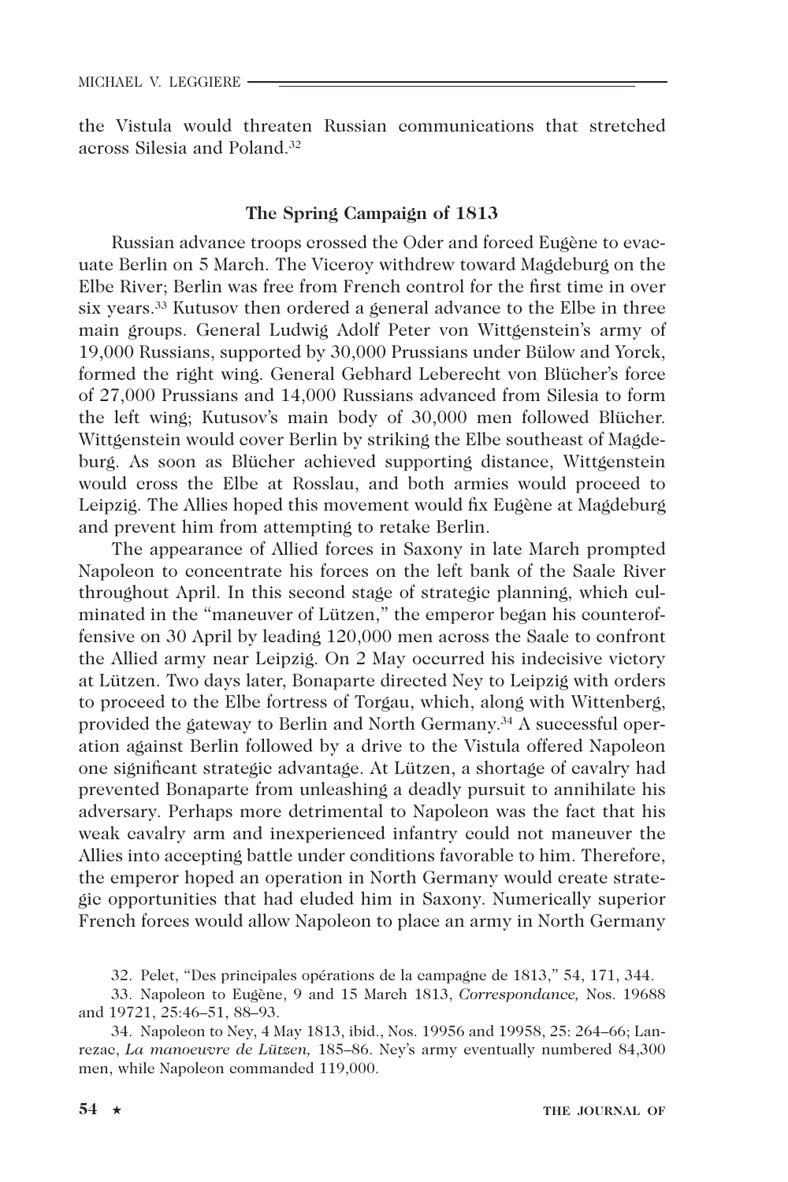the Vistula would threaten Russian communications that stretched across Silesia and Poland.[32]

## The Spring Campaign of 1813

Russian advance troops crossed the Oder and forced Eugène to evacuate Berlin on 5 March. The Viceroy withdrew toward Magdeburg on the Elbe River; Berlin was free from French control for the first time in over six years.[33] Kutusov then ordered a general advance to the Elbe in three main groups. General Ludwig Adolf Peter von Wittgenstein's army of 19,000 Russians, supported by 30,000 Prussians under Bülow and Yorck, formed the right wing. General Gebhard Leberecht von Blücher's force of 27,000 Prussians and 14,000 Russians advanced from Silesia to form the left wing; Kutusov's main body of 30,000 men followed Blücher. Wittgenstein would cover Berlin by striking the Elbe southeast of Magdeburg. As soon as Blücher achieved supporting distance, Wittgenstein would cross the Elbe at Rosslau, and both armies would proceed to Leipzig. The Allies hoped this movement would fix Eugène at Magdeburg and prevent him from attempting to retake Berlin.

The appearance of Allied forces in Saxony in late March prompted Napoleon to concentrate his forces on the left bank of the Saale River throughout April. In this second stage of strategic planning, which culminated in the "maneuver of Lützen," the emperor began his counteroffensive on 30 April by leading 120,000 men across the Saale to confront the Allied army near Leipzig. On 2 May occurred his indecisive victory at Lützen. Two days later, Bonaparte directed Ney to Leipzig with orders to proceed to the Elbe fortress of Torgau, which, along with Wittenberg, provided the gateway to Berlin and North Germany.[34] A successful operation against Berlin followed by a drive to the Vistula offered Napoleon one significant strategic advantage. At Lützen, a shortage of cavalry had prevented Bonaparte from unleashing a deadly pursuit to annihilate his adversary. Perhaps more detrimental to Napoleon was the fact that his weak cavalry arm and inexperienced infantry could not maneuver the Allies into accepting battle under conditions favorable to him. Therefore, the emperor hoped an operation in North Germany would create strategic opportunities that had eluded him in Saxony. Numerically superior French forces would allow Napoleon to place an army in North Germany

32. Pelet, "Des principales opérations de la campagne de 1813," 54, 171, 344.

33. Napoleon to Eugène, 9 and 15 March 1813, *Correspondance,* Nos. 19688 and 19721, 25:46–51, 88–93.

34. Napoleon to Ney, 4 May 1813, ibid., Nos. 19956 and 19958, 25: 264–66; Lanrezac, *La manoeuvre de Lützen,* 185–86. Ney's army eventually numbered 84,300 men, while Napoleon commanded 119,000.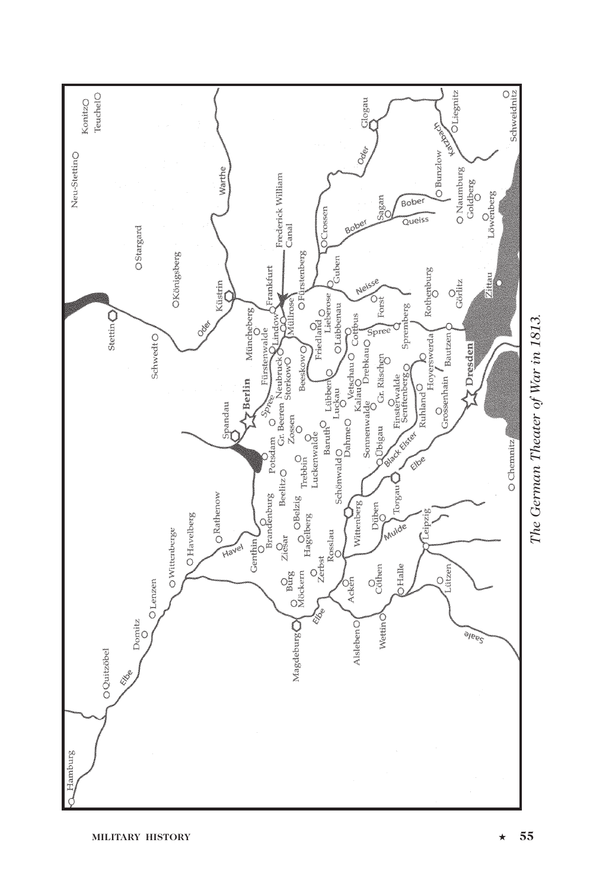*The German Theater of War in 1813.*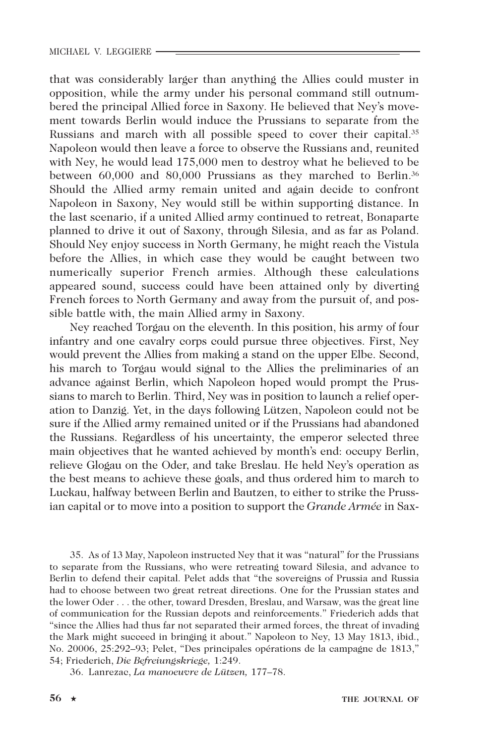that was considerably larger than anything the Allies could muster in opposition, while the army under his personal command still outnumbered the principal Allied force in Saxony. He believed that Ney's movement towards Berlin would induce the Prussians to separate from the Russians and march with all possible speed to cover their capital.[35] Napoleon would then leave a force to observe the Russians and, reunited with Ney, he would lead 175,000 men to destroy what he believed to be between 60,000 and 80,000 Prussians as they marched to Berlin.[36] Should the Allied army remain united and again decide to confront Napoleon in Saxony, Ney would still be within supporting distance. In the last scenario, if a united Allied army continued to retreat, Bonaparte planned to drive it out of Saxony, through Silesia, and as far as Poland. Should Ney enjoy success in North Germany, he might reach the Vistula before the Allies, in which case they would be caught between two numerically superior French armies. Although these calculations appeared sound, success could have been attained only by diverting French forces to North Germany and away from the pursuit of, and possible battle with, the main Allied army in Saxony.

Ney reached Torgau on the eleventh. In this position, his army of four infantry and one cavalry corps could pursue three objectives. First, Ney would prevent the Allies from making a stand on the upper Elbe. Second, his march to Torgau would signal to the Allies the preliminaries of an advance against Berlin, which Napoleon hoped would prompt the Prussians to march to Berlin. Third, Ney was in position to launch a relief operation to Danzig. Yet, in the days following Lützen, Napoleon could not be sure if the Allied army remained united or if the Prussians had abandoned the Russians. Regardless of his uncertainty, the emperor selected three main objectives that he wanted achieved by month's end: occupy Berlin, relieve Glogau on the Oder, and take Breslau. He held Ney's operation as the best means to achieve these goals, and thus ordered him to march to Luckau, halfway between Berlin and Bautzen, to either to strike the Prussian capital or to move into a position to support the *Grande Armée* in Sax-

35. As of 13 May, Napoleon instructed Ney that it was "natural" for the Prussians to separate from the Russians, who were retreating toward Silesia, and advance to Berlin to defend their capital. Pelet adds that "the sovereigns of Prussia and Russia had to choose between two great retreat directions. One for the Prussian states and the lower Oder . . . the other, toward Dresden, Breslau, and Warsaw, was the great line of communication for the Russian depots and reinforcements." Friederich adds that "since the Allies had thus far not separated their armed forces, the threat of invading the Mark might succeed in bringing it about." Napoleon to Ney, 13 May 1813, ibid., No. 20006, 25:292–93; Pelet, "Des principales opérations de la campagne de 1813," 54; Friederich, *Die Befreiungskriege,* 1:249.

36. Lanrezac, *La manoeuvre de Lützen,* 177–78.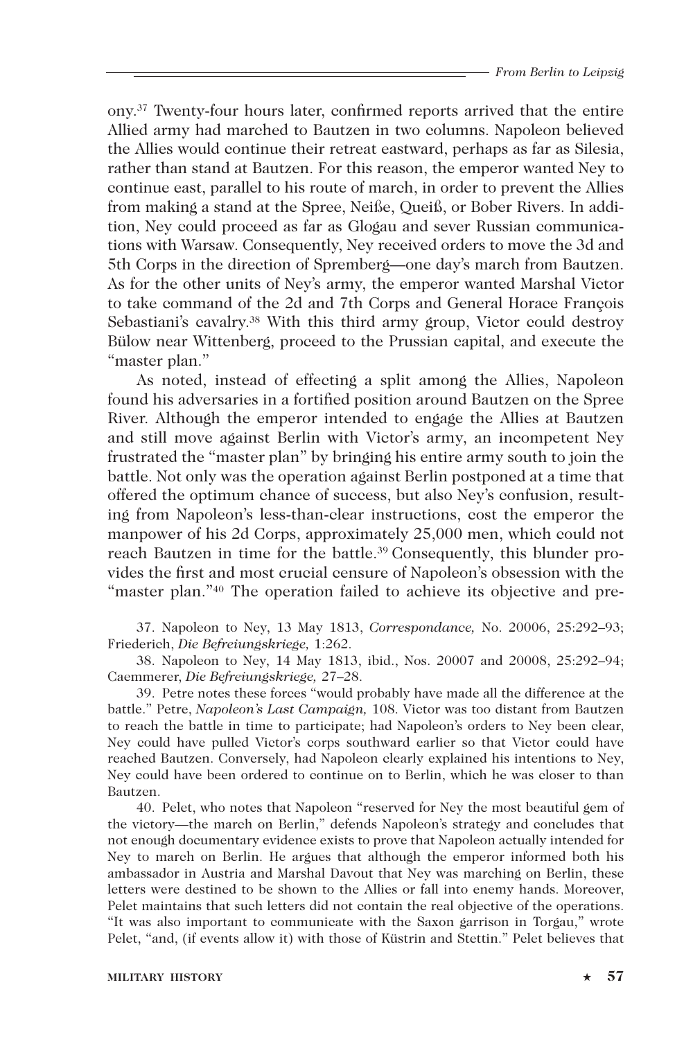ony.[37] Twenty-four hours later, confirmed reports arrived that the entire Allied army had marched to Bautzen in two columns. Napoleon believed the Allies would continue their retreat eastward, perhaps as far as Silesia, rather than stand at Bautzen. For this reason, the emperor wanted Ney to continue east, parallel to his route of march, in order to prevent the Allies from making a stand at the Spree, Neiße, Queiß, or Bober Rivers. In addition, Ney could proceed as far as Glogau and sever Russian communications with Warsaw. Consequently, Ney received orders to move the 3d and 5th Corps in the direction of Spremberg—one day's march from Bautzen. As for the other units of Ney's army, the emperor wanted Marshal Victor to take command of the 2d and 7th Corps and General Horace François Sebastiani's cavalry.[38] With this third army group, Victor could destroy Bülow near Wittenberg, proceed to the Prussian capital, and execute the "master plan."

As noted, instead of effecting a split among the Allies, Napoleon found his adversaries in a fortified position around Bautzen on the Spree River. Although the emperor intended to engage the Allies at Bautzen and still move against Berlin with Victor's army, an incompetent Ney frustrated the "master plan" by bringing his entire army south to join the battle. Not only was the operation against Berlin postponed at a time that offered the optimum chance of success, but also Ney's confusion, resulting from Napoleon's less-than-clear instructions, cost the emperor the manpower of his 2d Corps, approximately 25,000 men, which could not reach Bautzen in time for the battle.[39] Consequently, this blunder provides the first and most crucial censure of Napoleon's obsession with the "master plan."[40] The operation failed to achieve its objective and pre-

37. Napoleon to Ney, 13 May 1813, *Correspondance,* No. 20006, 25:292–93; Friederich, *Die Befreiungskriege,* 1:262.

38. Napoleon to Ney, 14 May 1813, ibid., Nos. 20007 and 20008, 25:292–94; Caemmerer, *Die Befreiungskriege,* 27–28.

39. Petre notes these forces "would probably have made all the difference at the battle." Petre, *Napoleon's Last Campaign,* 108. Victor was too distant from Bautzen to reach the battle in time to participate; had Napoleon's orders to Ney been clear, Ney could have pulled Victor's corps southward earlier so that Victor could have reached Bautzen. Conversely, had Napoleon clearly explained his intentions to Ney, Ney could have been ordered to continue on to Berlin, which he was closer to than Bautzen.

40. Pelet, who notes that Napoleon "reserved for Ney the most beautiful gem of the victory—the march on Berlin," defends Napoleon's strategy and concludes that not enough documentary evidence exists to prove that Napoleon actually intended for Ney to march on Berlin. He argues that although the emperor informed both his ambassador in Austria and Marshal Davout that Ney was marching on Berlin, these letters were destined to be shown to the Allies or fall into enemy hands. Moreover, Pelet maintains that such letters did not contain the real objective of the operations. "It was also important to communicate with the Saxon garrison in Torgau," wrote Pelet, "and, (if events allow it) with those of Küstrin and Stettin." Pelet believes that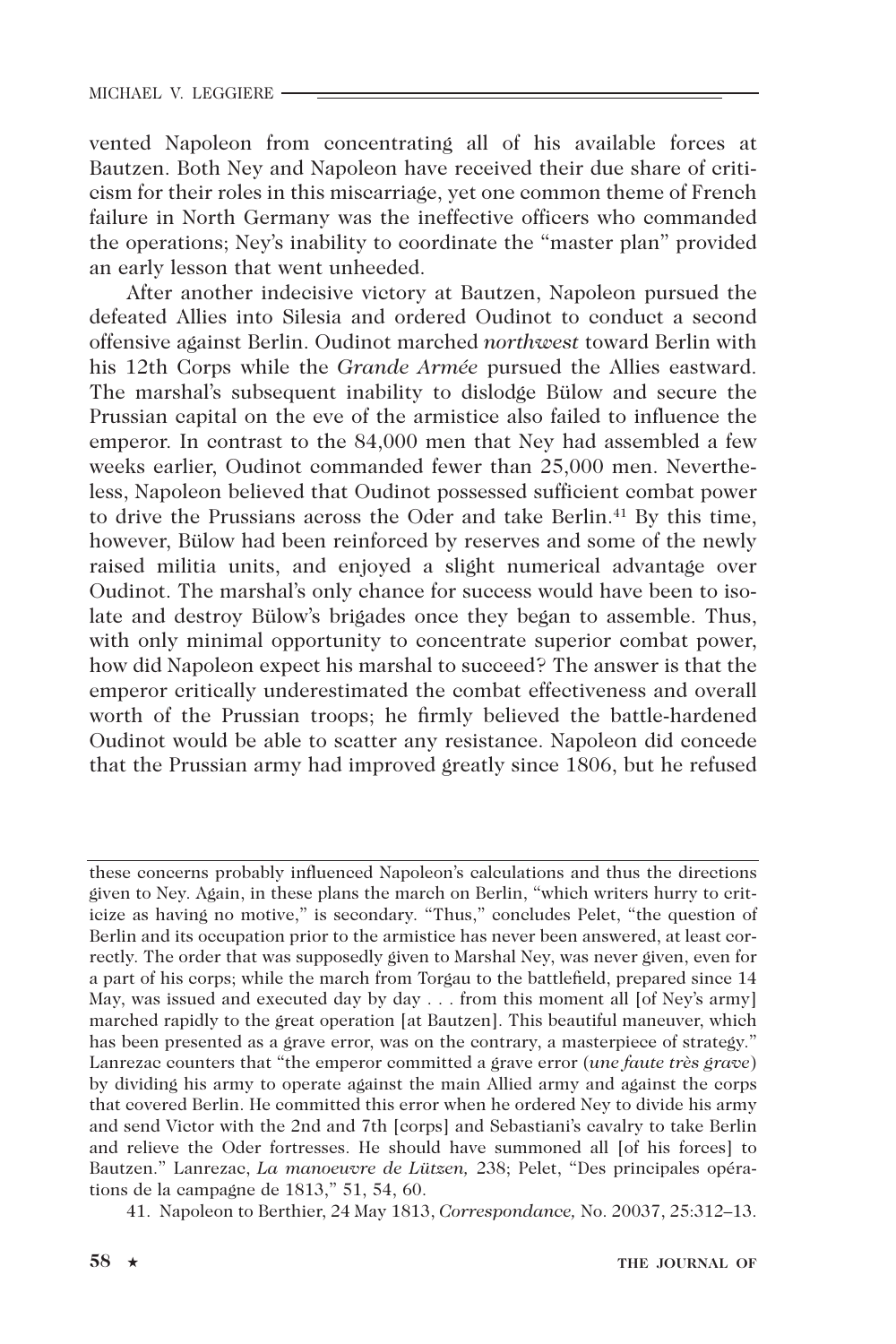vented Napoleon from concentrating all of his available forces at Bautzen. Both Ney and Napoleon have received their due share of criticism for their roles in this miscarriage, yet one common theme of French failure in North Germany was the ineffective officers who commanded the operations; Ney's inability to coordinate the "master plan" provided an early lesson that went unheeded.

After another indecisive victory at Bautzen, Napoleon pursued the defeated Allies into Silesia and ordered Oudinot to conduct a second offensive against Berlin. Oudinot marched *northwest* toward Berlin with his 12th Corps while the *Grande Armée* pursued the Allies eastward. The marshal's subsequent inability to dislodge Bülow and secure the Prussian capital on the eve of the armistice also failed to influence the emperor. In contrast to the 84,000 men that Ney had assembled a few weeks earlier, Oudinot commanded fewer than 25,000 men. Nevertheless, Napoleon believed that Oudinot possessed sufficient combat power to drive the Prussians across the Oder and take Berlin.[41] By this time, however, Bülow had been reinforced by reserves and some of the newly raised militia units, and enjoyed a slight numerical advantage over Oudinot. The marshal's only chance for success would have been to isolate and destroy Bülow's brigades once they began to assemble. Thus, with only minimal opportunity to concentrate superior combat power, how did Napoleon expect his marshal to succeed? The answer is that the emperor critically underestimated the combat effectiveness and overall worth of the Prussian troops; he firmly believed the battle-hardened Oudinot would be able to scatter any resistance. Napoleon did concede that the Prussian army had improved greatly since 1806, but he refused

---

these concerns probably influenced Napoleon's calculations and thus the directions given to Ney. Again, in these plans the march on Berlin, "which writers hurry to criticize as having no motive," is secondary. "Thus," concludes Pelet, "the question of Berlin and its occupation prior to the armistice has never been answered, at least correctly. The order that was supposedly given to Marshal Ney, was never given, even for a part of his corps; while the march from Torgau to the battlefield, prepared since 14 May, was issued and executed day by day . . . from this moment all [of Ney's army] marched rapidly to the great operation [at Bautzen]. This beautiful maneuver, which has been presented as a grave error, was on the contrary, a masterpiece of strategy." Lanrezac counters that "the emperor committed a grave error (*une faute très grave*) by dividing his army to operate against the main Allied army and against the corps that covered Berlin. He committed this error when he ordered Ney to divide his army and send Victor with the 2nd and 7th [corps] and Sebastiani's cavalry to take Berlin and relieve the Oder fortresses. He should have summoned all [of his forces] to Bautzen." Lanrezac, *La manoeuvre de Lützen,* 238; Pelet, "Des principales opérations de la campagne de 1813," 51, 54, 60.

41. Napoleon to Berthier, 24 May 1813, *Correspondance,* No. 20037, 25:312–13.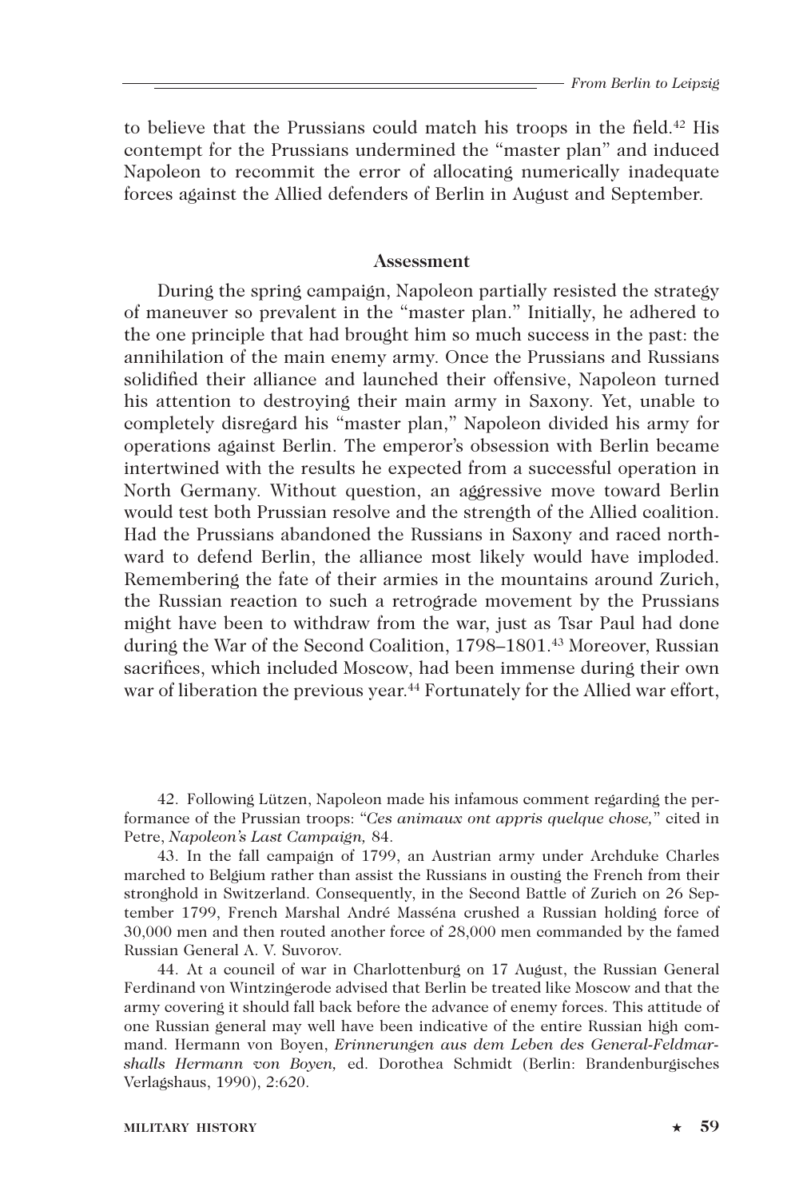to believe that the Prussians could match his troops in the field.[42] His contempt for the Prussians undermined the "master plan" and induced Napoleon to recommit the error of allocating numerically inadequate forces against the Allied defenders of Berlin in August and September.

### Assessment

During the spring campaign, Napoleon partially resisted the strategy of maneuver so prevalent in the "master plan." Initially, he adhered to the one principle that had brought him so much success in the past: the annihilation of the main enemy army. Once the Prussians and Russians solidified their alliance and launched their offensive, Napoleon turned his attention to destroying their main army in Saxony. Yet, unable to completely disregard his "master plan," Napoleon divided his army for operations against Berlin. The emperor's obsession with Berlin became intertwined with the results he expected from a successful operation in North Germany. Without question, an aggressive move toward Berlin would test both Prussian resolve and the strength of the Allied coalition. Had the Prussians abandoned the Russians in Saxony and raced northward to defend Berlin, the alliance most likely would have imploded. Remembering the fate of their armies in the mountains around Zurich, the Russian reaction to such a retrograde movement by the Prussians might have been to withdraw from the war, just as Tsar Paul had done during the War of the Second Coalition, 1798–1801.[43] Moreover, Russian sacrifices, which included Moscow, had been immense during their own war of liberation the previous year.[44] Fortunately for the Allied war effort,

42. Following Lützen, Napoleon made his infamous comment regarding the performance of the Prussian troops: "*Ces animaux ont appris quelque chose,*" cited in Petre, *Napoleon's Last Campaign,* 84.

43. In the fall campaign of 1799, an Austrian army under Archduke Charles marched to Belgium rather than assist the Russians in ousting the French from their stronghold in Switzerland. Consequently, in the Second Battle of Zurich on 26 September 1799, French Marshal André Masséna crushed a Russian holding force of 30,000 men and then routed another force of 28,000 men commanded by the famed Russian General A. V. Suvorov.

44. At a council of war in Charlottenburg on 17 August, the Russian General Ferdinand von Wintzingerode advised that Berlin be treated like Moscow and that the army covering it should fall back before the advance of enemy forces. This attitude of one Russian general may well have been indicative of the entire Russian high command. Hermann von Boyen, *Erinnerungen aus dem Leben des General-Feldmarschalls Hermann von Boyen,* ed. Dorothea Schmidt (Berlin: Brandenburgisches Verlagshaus, 1990), 2:620.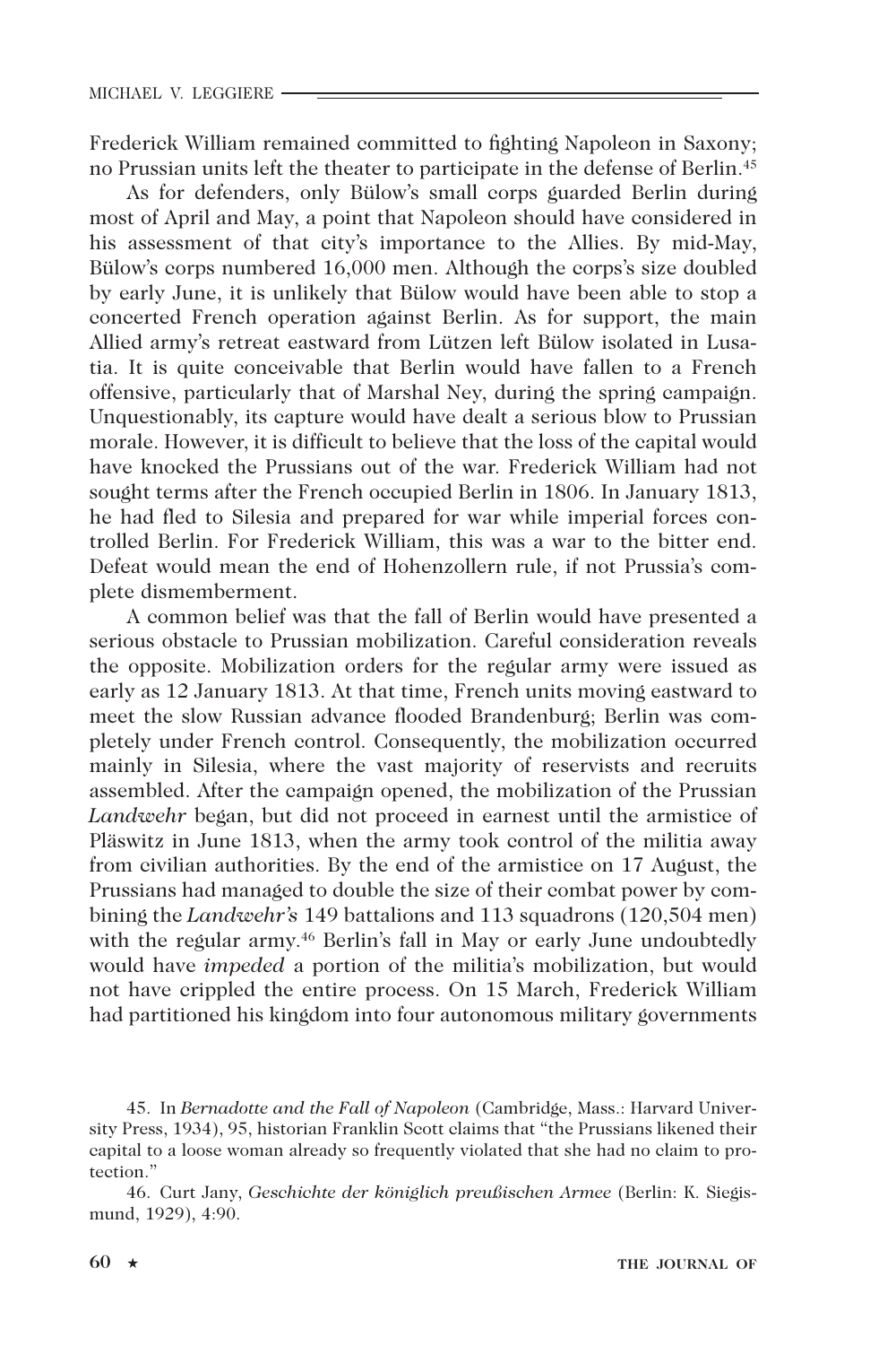Frederick William remained committed to fighting Napoleon in Saxony; no Prussian units left the theater to participate in the defense of Berlin.[45]

As for defenders, only Bülow's small corps guarded Berlin during most of April and May, a point that Napoleon should have considered in his assessment of that city's importance to the Allies. By mid-May, Bülow's corps numbered 16,000 men. Although the corps's size doubled by early June, it is unlikely that Bülow would have been able to stop a concerted French operation against Berlin. As for support, the main Allied army's retreat eastward from Lützen left Bülow isolated in Lusatia. It is quite conceivable that Berlin would have fallen to a French offensive, particularly that of Marshal Ney, during the spring campaign. Unquestionably, its capture would have dealt a serious blow to Prussian morale. However, it is difficult to believe that the loss of the capital would have knocked the Prussians out of the war. Frederick William had not sought terms after the French occupied Berlin in 1806. In January 1813, he had fled to Silesia and prepared for war while imperial forces controlled Berlin. For Frederick William, this was a war to the bitter end. Defeat would mean the end of Hohenzollern rule, if not Prussia's complete dismemberment.

A common belief was that the fall of Berlin would have presented a serious obstacle to Prussian mobilization. Careful consideration reveals the opposite. Mobilization orders for the regular army were issued as early as 12 January 1813. At that time, French units moving eastward to meet the slow Russian advance flooded Brandenburg; Berlin was completely under French control. Consequently, the mobilization occurred mainly in Silesia, where the vast majority of reservists and recruits assembled. After the campaign opened, the mobilization of the Prussian *Landwehr* began, but did not proceed in earnest until the armistice of Pläswitz in June 1813, when the army took control of the militia away from civilian authorities. By the end of the armistice on 17 August, the Prussians had managed to double the size of their combat power by combining the *Landwehr's* 149 battalions and 113 squadrons (120,504 men) with the regular army.[46] Berlin's fall in May or early June undoubtedly would have *impeded* a portion of the militia's mobilization, but would not have crippled the entire process. On 15 March, Frederick William had partitioned his kingdom into four autonomous military governments

45. In *Bernadotte and the Fall of Napoleon* (Cambridge, Mass.: Harvard University Press, 1934), 95, historian Franklin Scott claims that "the Prussians likened their capital to a loose woman already so frequently violated that she had no claim to protection."

46. Curt Jany, *Geschichte der königlich preußischen Armee* (Berlin: K. Siegismund, 1929), 4:90.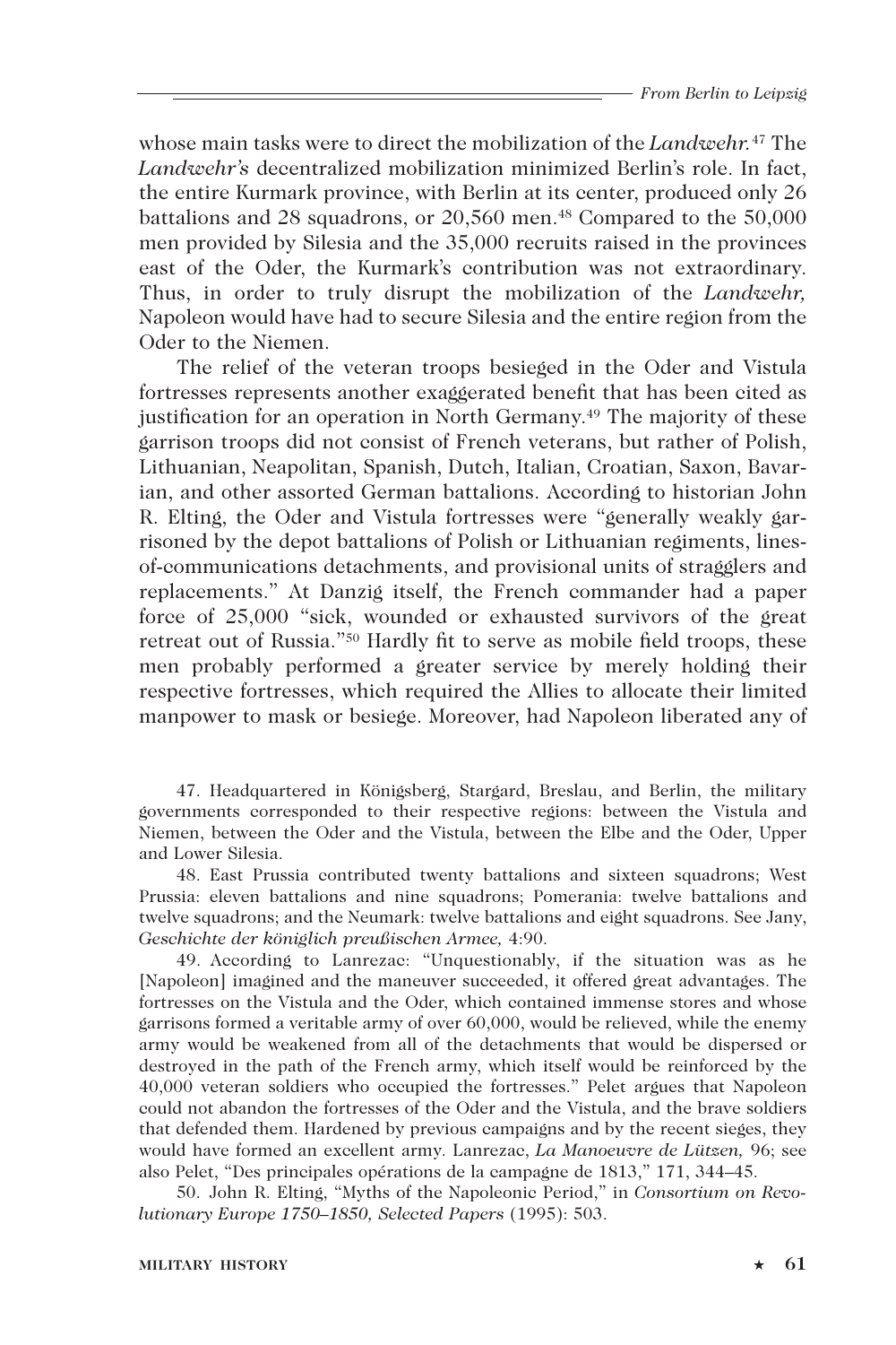whose main tasks were to direct the mobilization of the *Landwehr*.[47] The *Landwehr's* decentralized mobilization minimized Berlin's role. In fact, the entire Kurmark province, with Berlin at its center, produced only 26 battalions and 28 squadrons, or 20,560 men.[48] Compared to the 50,000 men provided by Silesia and the 35,000 recruits raised in the provinces east of the Oder, the Kurmark's contribution was not extraordinary. Thus, in order to truly disrupt the mobilization of the *Landwehr,* Napoleon would have had to secure Silesia and the entire region from the Oder to the Niemen.

The relief of the veteran troops besieged in the Oder and Vistula fortresses represents another exaggerated benefit that has been cited as justification for an operation in North Germany.[49] The majority of these garrison troops did not consist of French veterans, but rather of Polish, Lithuanian, Neapolitan, Spanish, Dutch, Italian, Croatian, Saxon, Bavarian, and other assorted German battalions. According to historian John R. Elting, the Oder and Vistula fortresses were "generally weakly garrisoned by the depot battalions of Polish or Lithuanian regiments, lines-of-communications detachments, and provisional units of stragglers and replacements." At Danzig itself, the French commander had a paper force of 25,000 "sick, wounded or exhausted survivors of the great retreat out of Russia."[50] Hardly fit to serve as mobile field troops, these men probably performed a greater service by merely holding their respective fortresses, which required the Allies to allocate their limited manpower to mask or besiege. Moreover, had Napoleon liberated any of

47. Headquartered in Königsberg, Stargard, Breslau, and Berlin, the military governments corresponded to their respective regions: between the Vistula and Niemen, between the Oder and the Vistula, between the Elbe and the Oder, Upper and Lower Silesia.

48. East Prussia contributed twenty battalions and sixteen squadrons; West Prussia: eleven battalions and nine squadrons; Pomerania: twelve battalions and twelve squadrons; and the Neumark: twelve battalions and eight squadrons. See Jany, *Geschichte der königlich preußischen Armee,* 4:90.

49. According to Lanrezac: "Unquestionably, if the situation was as he [Napoleon] imagined and the maneuver succeeded, it offered great advantages. The fortresses on the Vistula and the Oder, which contained immense stores and whose garrisons formed a veritable army of over 60,000, would be relieved, while the enemy army would be weakened from all of the detachments that would be dispersed or destroyed in the path of the French army, which itself would be reinforced by the 40,000 veteran soldiers who occupied the fortresses." Pelet argues that Napoleon could not abandon the fortresses of the Oder and the Vistula, and the brave soldiers that defended them. Hardened by previous campaigns and by the recent sieges, they would have formed an excellent army. Lanrezac, *La Manoeuvre de Lützen,* 96; see also Pelet, "Des principales opérations de la campagne de 1813," 171, 344–45.

50. John R. Elting, "Myths of the Napoleonic Period," in *Consortium on Revolutionary Europe 1750–1850, Selected Papers* (1995): 503.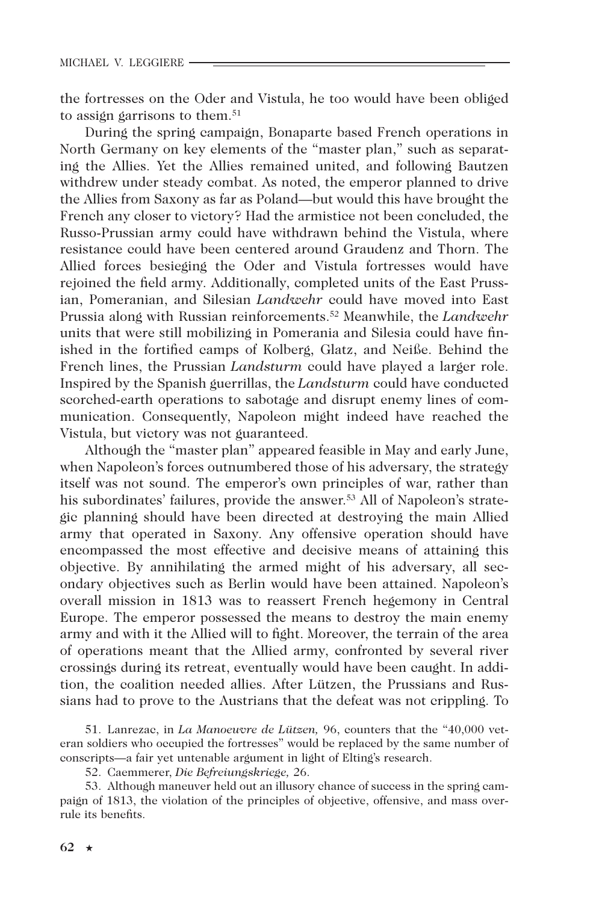the fortresses on the Oder and Vistula, he too would have been obliged to assign garrisons to them.[51]

During the spring campaign, Bonaparte based French operations in North Germany on key elements of the "master plan," such as separating the Allies. Yet the Allies remained united, and following Bautzen withdrew under steady combat. As noted, the emperor planned to drive the Allies from Saxony as far as Poland—but would this have brought the French any closer to victory? Had the armistice not been concluded, the Russo-Prussian army could have withdrawn behind the Vistula, where resistance could have been centered around Graudenz and Thorn. The Allied forces besieging the Oder and Vistula fortresses would have rejoined the field army. Additionally, completed units of the East Prussian, Pomeranian, and Silesian *Landwehr* could have moved into East Prussia along with Russian reinforcements.[52] Meanwhile, the *Landwehr* units that were still mobilizing in Pomerania and Silesia could have finished in the fortified camps of Kolberg, Glatz, and Neiße. Behind the French lines, the Prussian *Landsturm* could have played a larger role. Inspired by the Spanish guerrillas, the *Landsturm* could have conducted scorched-earth operations to sabotage and disrupt enemy lines of communication. Consequently, Napoleon might indeed have reached the Vistula, but victory was not guaranteed.

Although the "master plan" appeared feasible in May and early June, when Napoleon's forces outnumbered those of his adversary, the strategy itself was not sound. The emperor's own principles of war, rather than his subordinates' failures, provide the answer.[53] All of Napoleon's strategic planning should have been directed at destroying the main Allied army that operated in Saxony. Any offensive operation should have encompassed the most effective and decisive means of attaining this objective. By annihilating the armed might of his adversary, all secondary objectives such as Berlin would have been attained. Napoleon's overall mission in 1813 was to reassert French hegemony in Central Europe. The emperor possessed the means to destroy the main enemy army and with it the Allied will to fight. Moreover, the terrain of the area of operations meant that the Allied army, confronted by several river crossings during its retreat, eventually would have been caught. In addition, the coalition needed allies. After Lützen, the Prussians and Russians had to prove to the Austrians that the defeat was not crippling. To

51. Lanrezac, in *La Manoeuvre de Lützen,* 96, counters that the "40,000 veteran soldiers who occupied the fortresses" would be replaced by the same number of conscripts—a fair yet untenable argument in light of Elting's research.

52. Caemmerer, *Die Befreiungskriege,* 26.

53. Although maneuver held out an illusory chance of success in the spring campaign of 1813, the violation of the principles of objective, offensive, and mass overrule its benefits.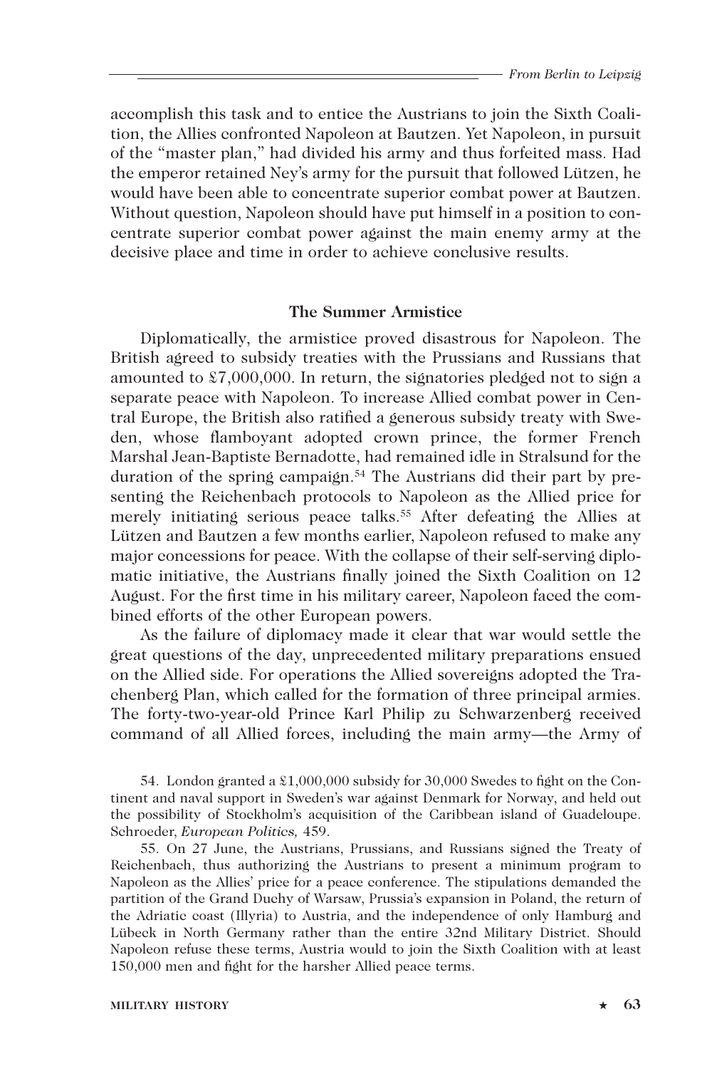accomplish this task and to entice the Austrians to join the Sixth Coalition, the Allies confronted Napoleon at Bautzen. Yet Napoleon, in pursuit of the "master plan," had divided his army and thus forfeited mass. Had the emperor retained Ney's army for the pursuit that followed Lützen, he would have been able to concentrate superior combat power at Bautzen. Without question, Napoleon should have put himself in a position to concentrate superior combat power against the main enemy army at the decisive place and time in order to achieve conclusive results.

### The Summer Armistice

Diplomatically, the armistice proved disastrous for Napoleon. The British agreed to subsidy treaties with the Prussians and Russians that amounted to £7,000,000. In return, the signatories pledged not to sign a separate peace with Napoleon. To increase Allied combat power in Central Europe, the British also ratified a generous subsidy treaty with Sweden, whose flamboyant adopted crown prince, the former French Marshal Jean-Baptiste Bernadotte, had remained idle in Stralsund for the duration of the spring campaign.[54] The Austrians did their part by presenting the Reichenbach protocols to Napoleon as the Allied price for merely initiating serious peace talks.[55] After defeating the Allies at Lützen and Bautzen a few months earlier, Napoleon refused to make any major concessions for peace. With the collapse of their self-serving diplomatic initiative, the Austrians finally joined the Sixth Coalition on 12 August. For the first time in his military career, Napoleon faced the combined efforts of the other European powers.

As the failure of diplomacy made it clear that war would settle the great questions of the day, unprecedented military preparations ensued on the Allied side. For operations the Allied sovereigns adopted the Trachenberg Plan, which called for the formation of three principal armies. The forty-two-year-old Prince Karl Philip zu Schwarzenberg received command of all Allied forces, including the main army—the Army of

54. London granted a £1,000,000 subsidy for 30,000 Swedes to fight on the Continent and naval support in Sweden's war against Denmark for Norway, and held out the possibility of Stockholm's acquisition of the Caribbean island of Guadeloupe. Schroeder, *European Politics,* 459.

55. On 27 June, the Austrians, Prussians, and Russians signed the Treaty of Reichenbach, thus authorizing the Austrians to present a minimum program to Napoleon as the Allies' price for a peace conference. The stipulations demanded the partition of the Grand Duchy of Warsaw, Prussia's expansion in Poland, the return of the Adriatic coast (Illyria) to Austria, and the independence of only Hamburg and Lübeck in North Germany rather than the entire 32nd Military District. Should Napoleon refuse these terms, Austria would to join the Sixth Coalition with at least 150,000 men and fight for the harsher Allied peace terms.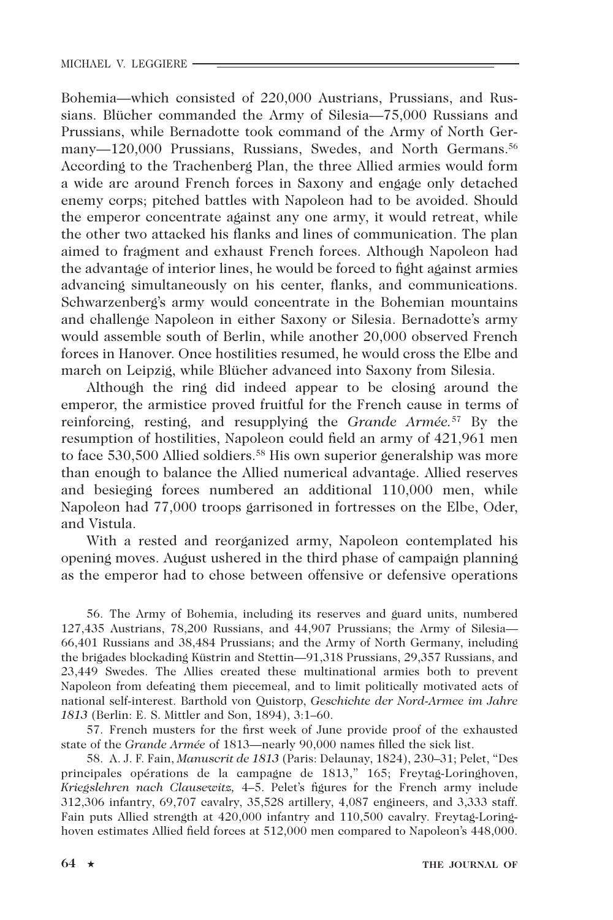Bohemia—which consisted of 220,000 Austrians, Prussians, and Russians. Blücher commanded the Army of Silesia—75,000 Russians and Prussians, while Bernadotte took command of the Army of North Germany—120,000 Prussians, Russians, Swedes, and North Germans.[56] According to the Trachenberg Plan, the three Allied armies would form a wide arc around French forces in Saxony and engage only detached enemy corps; pitched battles with Napoleon had to be avoided. Should the emperor concentrate against any one army, it would retreat, while the other two attacked his flanks and lines of communication. The plan aimed to fragment and exhaust French forces. Although Napoleon had the advantage of interior lines, he would be forced to fight against armies advancing simultaneously on his center, flanks, and communications. Schwarzenberg's army would concentrate in the Bohemian mountains and challenge Napoleon in either Saxony or Silesia. Bernadotte's army would assemble south of Berlin, while another 20,000 observed French forces in Hanover. Once hostilities resumed, he would cross the Elbe and march on Leipzig, while Blücher advanced into Saxony from Silesia.

Although the ring did indeed appear to be closing around the emperor, the armistice proved fruitful for the French cause in terms of reinforcing, resting, and resupplying the *Grande Armée.*[57] By the resumption of hostilities, Napoleon could field an army of 421,961 men to face 530,500 Allied soldiers.[58] His own superior generalship was more than enough to balance the Allied numerical advantage. Allied reserves and besieging forces numbered an additional 110,000 men, while Napoleon had 77,000 troops garrisoned in fortresses on the Elbe, Oder, and Vistula.

With a rested and reorganized army, Napoleon contemplated his opening moves. August ushered in the third phase of campaign planning as the emperor had to chose between offensive or defensive operations

56. The Army of Bohemia, including its reserves and guard units, numbered 127,435 Austrians, 78,200 Russians, and 44,907 Prussians; the Army of Silesia—66,401 Russians and 38,484 Prussians; and the Army of North Germany, including the brigades blockading Küstrin and Stettin—91,318 Prussians, 29,357 Russians, and 23,449 Swedes. The Allies created these multinational armies both to prevent Napoleon from defeating them piecemeal, and to limit politically motivated acts of national self-interest. Barthold von Quistorp, *Geschichte der Nord-Armee im Jahre 1813* (Berlin: E. S. Mittler and Son, 1894), 3:1–60.

57. French musters for the first week of June provide proof of the exhausted state of the *Grande Armée* of 1813—nearly 90,000 names filled the sick list.

58. A. J. F. Fain, *Manuscrit de 1813* (Paris: Delaunay, 1824), 230–31; Pelet, "Des principales opérations de la campagne de 1813," 165; Freytag-Loringhoven, *Kriegslehren nach Clausewitz,* 4–5. Pelet's figures for the French army include 312,306 infantry, 69,707 cavalry, 35,528 artillery, 4,087 engineers, and 3,333 staff. Fain puts Allied strength at 420,000 infantry and 110,500 cavalry. Freytag-Loringhoven estimates Allied field forces at 512,000 men compared to Napoleon's 448,000.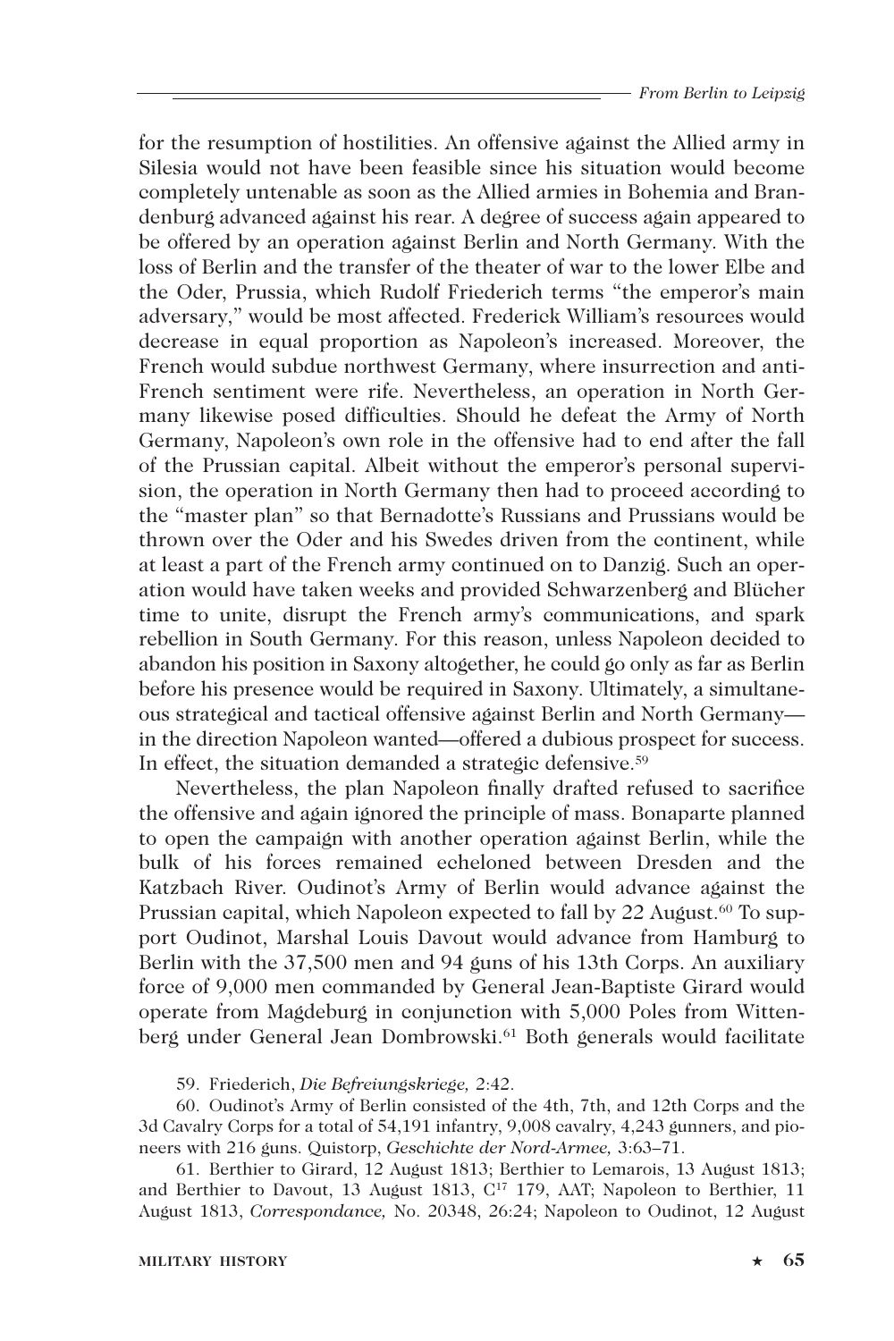for the resumption of hostilities. An offensive against the Allied army in Silesia would not have been feasible since his situation would become completely untenable as soon as the Allied armies in Bohemia and Brandenburg advanced against his rear. A degree of success again appeared to be offered by an operation against Berlin and North Germany. With the loss of Berlin and the transfer of the theater of war to the lower Elbe and the Oder, Prussia, which Rudolf Friederich terms "the emperor's main adversary," would be most affected. Frederick William's resources would decrease in equal proportion as Napoleon's increased. Moreover, the French would subdue northwest Germany, where insurrection and anti-French sentiment were rife. Nevertheless, an operation in North Germany likewise posed difficulties. Should he defeat the Army of North Germany, Napoleon's own role in the offensive had to end after the fall of the Prussian capital. Albeit without the emperor's personal supervision, the operation in North Germany then had to proceed according to the "master plan" so that Bernadotte's Russians and Prussians would be thrown over the Oder and his Swedes driven from the continent, while at least a part of the French army continued on to Danzig. Such an operation would have taken weeks and provided Schwarzenberg and Blücher time to unite, disrupt the French army's communications, and spark rebellion in South Germany. For this reason, unless Napoleon decided to abandon his position in Saxony altogether, he could go only as far as Berlin before his presence would be required in Saxony. Ultimately, a simultaneous strategical and tactical offensive against Berlin and North Germany—in the direction Napoleon wanted—offered a dubious prospect for success. In effect, the situation demanded a strategic defensive.[59]

Nevertheless, the plan Napoleon finally drafted refused to sacrifice the offensive and again ignored the principle of mass. Bonaparte planned to open the campaign with another operation against Berlin, while the bulk of his forces remained echeloned between Dresden and the Katzbach River. Oudinot's Army of Berlin would advance against the Prussian capital, which Napoleon expected to fall by 22 August.[60] To support Oudinot, Marshal Louis Davout would advance from Hamburg to Berlin with the 37,500 men and 94 guns of his 13th Corps. An auxiliary force of 9,000 men commanded by General Jean-Baptiste Girard would operate from Magdeburg in conjunction with 5,000 Poles from Wittenberg under General Jean Dombrowski.[61] Both generals would facilitate

59. Friederich, *Die Befreiungskriege,* 2:42.

60. Oudinot's Army of Berlin consisted of the 4th, 7th, and 12th Corps and the 3d Cavalry Corps for a total of 54,191 infantry, 9,008 cavalry, 4,243 gunners, and pioneers with 216 guns. Quistorp, *Geschichte der Nord-Armee,* 3:63–71.

61. Berthier to Girard, 12 August 1813; Berthier to Lemarois, 13 August 1813; and Berthier to Davout, 13 August 1813, C[17] 179, AAT; Napoleon to Berthier, 11 August 1813, *Correspondance,* No. 20348, 26:24; Napoleon to Oudinot, 12 August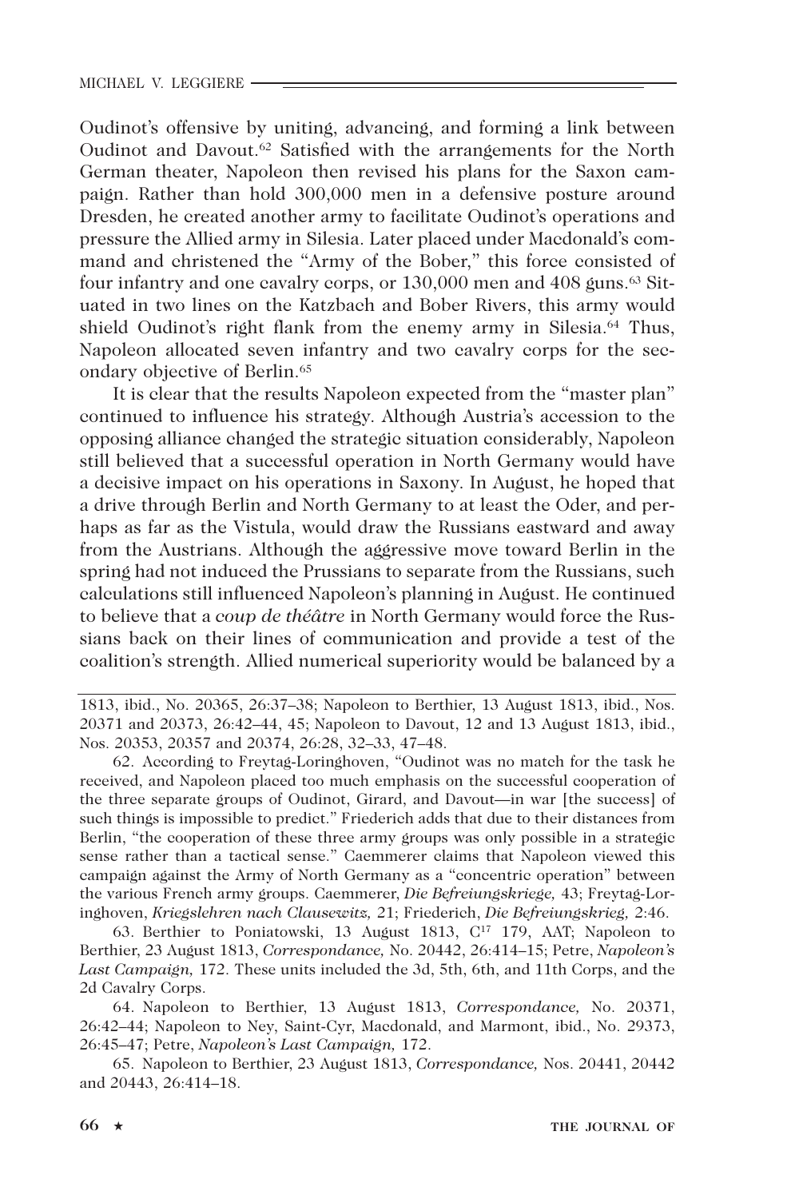Oudinot's offensive by uniting, advancing, and forming a link between Oudinot and Davout.[62] Satisfied with the arrangements for the North German theater, Napoleon then revised his plans for the Saxon campaign. Rather than hold 300,000 men in a defensive posture around Dresden, he created another army to facilitate Oudinot's operations and pressure the Allied army in Silesia. Later placed under Macdonald's command and christened the "Army of the Bober," this force consisted of four infantry and one cavalry corps, or 130,000 men and 408 guns.[63] Situated in two lines on the Katzbach and Bober Rivers, this army would shield Oudinot's right flank from the enemy army in Silesia.[64] Thus, Napoleon allocated seven infantry and two cavalry corps for the secondary objective of Berlin.[65]

It is clear that the results Napoleon expected from the "master plan" continued to influence his strategy. Although Austria's accession to the opposing alliance changed the strategic situation considerably, Napoleon still believed that a successful operation in North Germany would have a decisive impact on his operations in Saxony. In August, he hoped that a drive through Berlin and North Germany to at least the Oder, and perhaps as far as the Vistula, would draw the Russians eastward and away from the Austrians. Although the aggressive move toward Berlin in the spring had not induced the Prussians to separate from the Russians, such calculations still influenced Napoleon's planning in August. He continued to believe that a *coup de théâtre* in North Germany would force the Russians back on their lines of communication and provide a test of the coalition's strength. Allied numerical superiority would be balanced by a

---

1813, ibid., No. 20365, 26:37–38; Napoleon to Berthier, 13 August 1813, ibid., Nos. 20371 and 20373, 26:42–44, 45; Napoleon to Davout, 12 and 13 August 1813, ibid., Nos. 20353, 20357 and 20374, 26:28, 32–33, 47–48.

62. According to Freytag-Loringhoven, "Oudinot was no match for the task he received, and Napoleon placed too much emphasis on the successful cooperation of the three separate groups of Oudinot, Girard, and Davout—in war [the success] of such things is impossible to predict." Friederich adds that due to their distances from Berlin, "the cooperation of these three army groups was only possible in a strategic sense rather than a tactical sense." Caemmerer claims that Napoleon viewed this campaign against the Army of North Germany as a "concentric operation" between the various French army groups. Caemmerer, *Die Befreiungskriege,* 43; Freytag-Loringhoven, *Kriegslehren nach Clausewitz,* 21; Friederich, *Die Befreiungskrieg,* 2:46.

63. Berthier to Poniatowski, 13 August 1813, C[17] 179, AAT; Napoleon to Berthier, 23 August 1813, *Correspondance,* No. 20442, 26:414–15; Petre, *Napoleon's Last Campaign,* 172. These units included the 3d, 5th, 6th, and 11th Corps, and the 2d Cavalry Corps.

64. Napoleon to Berthier, 13 August 1813, *Correspondance,* No. 20371, 26:42–44; Napoleon to Ney, Saint-Cyr, Macdonald, and Marmont, ibid., No. 29373, 26:45–47; Petre, *Napoleon's Last Campaign,* 172.

65. Napoleon to Berthier, 23 August 1813, *Correspondance,* Nos. 20441, 20442 and 20443, 26:414–18.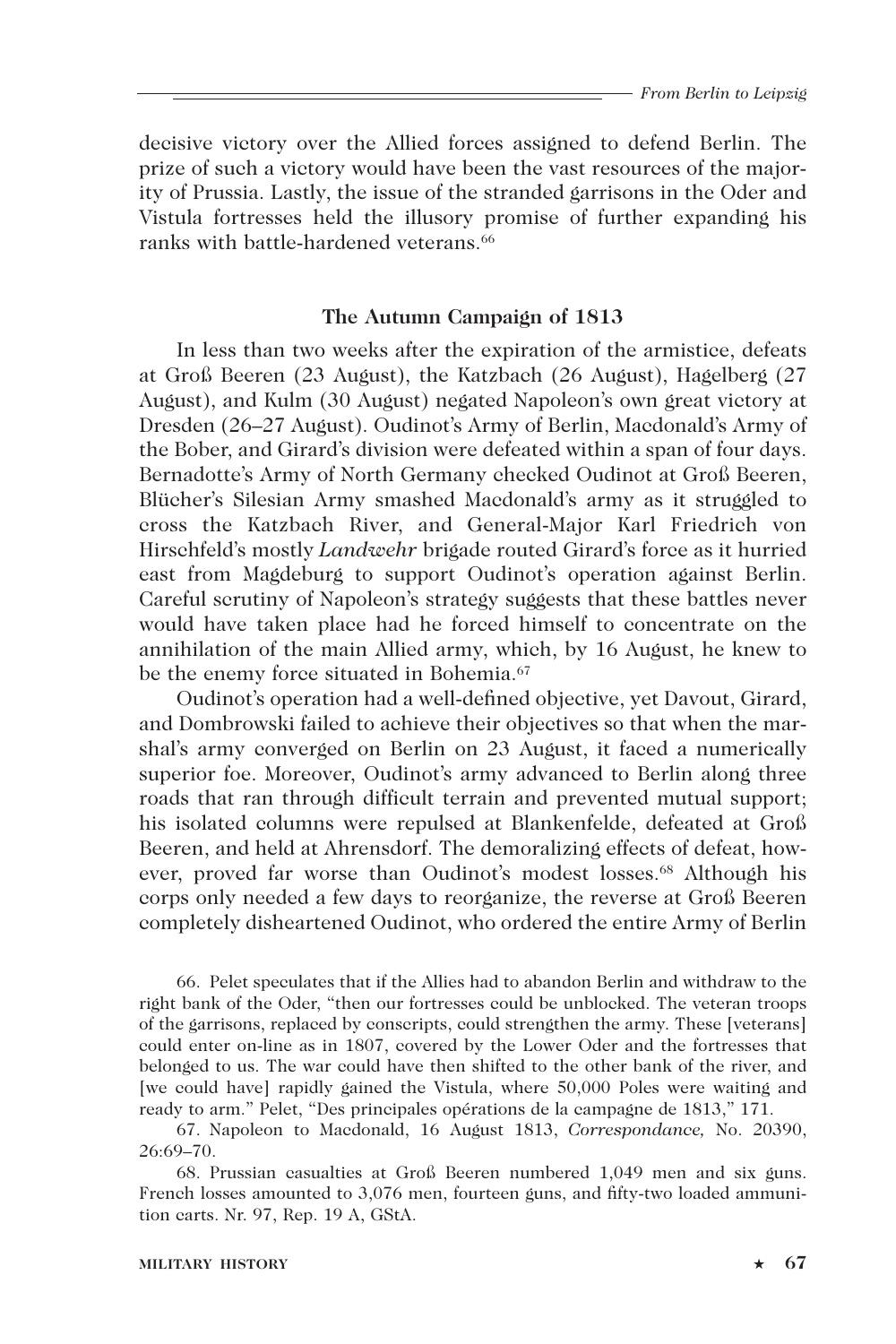decisive victory over the Allied forces assigned to defend Berlin. The prize of such a victory would have been the vast resources of the majority of Prussia. Lastly, the issue of the stranded garrisons in the Oder and Vistula fortresses held the illusory promise of further expanding his ranks with battle-hardened veterans.[66]

### The Autumn Campaign of 1813

In less than two weeks after the expiration of the armistice, defeats at Groß Beeren (23 August), the Katzbach (26 August), Hagelberg (27 August), and Kulm (30 August) negated Napoleon's own great victory at Dresden (26–27 August). Oudinot's Army of Berlin, Macdonald's Army of the Bober, and Girard's division were defeated within a span of four days. Bernadotte's Army of North Germany checked Oudinot at Groß Beeren, Blücher's Silesian Army smashed Macdonald's army as it struggled to cross the Katzbach River, and General-Major Karl Friedrich von Hirschfeld's mostly *Landwehr* brigade routed Girard's force as it hurried east from Magdeburg to support Oudinot's operation against Berlin. Careful scrutiny of Napoleon's strategy suggests that these battles never would have taken place had he forced himself to concentrate on the annihilation of the main Allied army, which, by 16 August, he knew to be the enemy force situated in Bohemia.[67]

Oudinot's operation had a well-defined objective, yet Davout, Girard, and Dombrowski failed to achieve their objectives so that when the marshal's army converged on Berlin on 23 August, it faced a numerically superior foe. Moreover, Oudinot's army advanced to Berlin along three roads that ran through difficult terrain and prevented mutual support; his isolated columns were repulsed at Blankenfelde, defeated at Groß Beeren, and held at Ahrensdorf. The demoralizing effects of defeat, however, proved far worse than Oudinot's modest losses.[68] Although his corps only needed a few days to reorganize, the reverse at Groß Beeren completely disheartened Oudinot, who ordered the entire Army of Berlin

66. Pelet speculates that if the Allies had to abandon Berlin and withdraw to the right bank of the Oder, "then our fortresses could be unblocked. The veteran troops of the garrisons, replaced by conscripts, could strengthen the army. These [veterans] could enter on-line as in 1807, covered by the Lower Oder and the fortresses that belonged to us. The war could have then shifted to the other bank of the river, and [we could have] rapidly gained the Vistula, where 50,000 Poles were waiting and ready to arm." Pelet, "Des principales opérations de la campagne de 1813," 171.

67. Napoleon to Macdonald, 16 August 1813, *Correspondance,* No. 20390, 26:69–70.

68. Prussian casualties at Groß Beeren numbered 1,049 men and six guns. French losses amounted to 3,076 men, fourteen guns, and fifty-two loaded ammunition carts. Nr. 97, Rep. 19 A, GStA.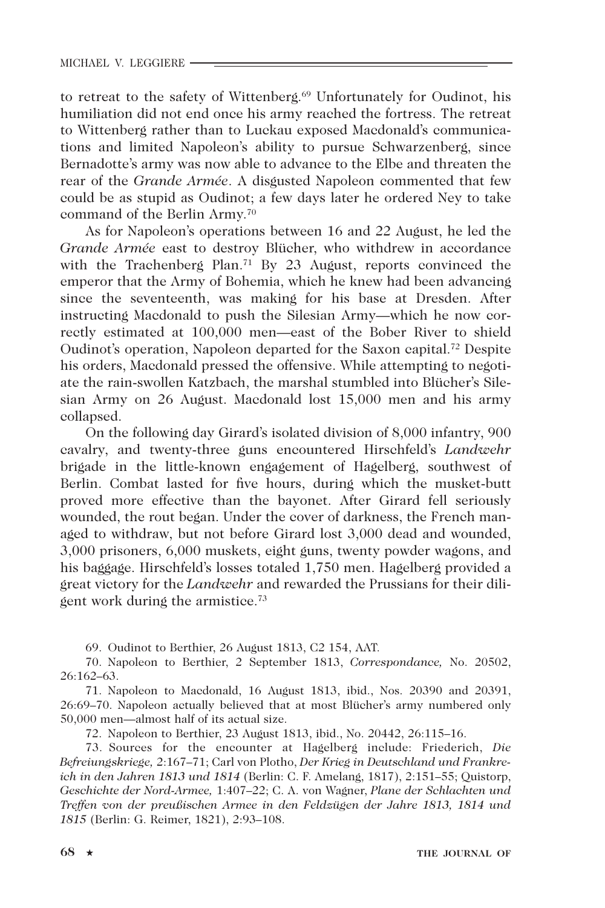to retreat to the safety of Wittenberg.[69] Unfortunately for Oudinot, his humiliation did not end once his army reached the fortress. The retreat to Wittenberg rather than to Luckau exposed Macdonald's communications and limited Napoleon's ability to pursue Schwarzenberg, since Bernadotte's army was now able to advance to the Elbe and threaten the rear of the *Grande Armée*. A disgusted Napoleon commented that few could be as stupid as Oudinot; a few days later he ordered Ney to take command of the Berlin Army.[70]

As for Napoleon's operations between 16 and 22 August, he led the *Grande Armée* east to destroy Blücher, who withdrew in accordance with the Trachenberg Plan.[71] By 23 August, reports convinced the emperor that the Army of Bohemia, which he knew had been advancing since the seventeenth, was making for his base at Dresden. After instructing Macdonald to push the Silesian Army—which he now correctly estimated at 100,000 men—east of the Bober River to shield Oudinot's operation, Napoleon departed for the Saxon capital.[72] Despite his orders, Macdonald pressed the offensive. While attempting to negotiate the rain-swollen Katzbach, the marshal stumbled into Blücher's Silesian Army on 26 August. Macdonald lost 15,000 men and his army collapsed.

On the following day Girard's isolated division of 8,000 infantry, 900 cavalry, and twenty-three guns encountered Hirschfeld's *Landwehr* brigade in the little-known engagement of Hagelberg, southwest of Berlin. Combat lasted for five hours, during which the musket-butt proved more effective than the bayonet. After Girard fell seriously wounded, the rout began. Under the cover of darkness, the French managed to withdraw, but not before Girard lost 3,000 dead and wounded, 3,000 prisoners, 6,000 muskets, eight guns, twenty powder wagons, and his baggage. Hirschfeld's losses totaled 1,750 men. Hagelberg provided a great victory for the *Landwehr* and rewarded the Prussians for their diligent work during the armistice.[73]

69. Oudinot to Berthier, 26 August 1813, C2 154, AAT.

70. Napoleon to Berthier, 2 September 1813, *Correspondance,* No. 20502, 26:162–63.

71. Napoleon to Macdonald, 16 August 1813, ibid., Nos. 20390 and 20391, 26:69–70. Napoleon actually believed that at most Blücher's army numbered only 50,000 men—almost half of its actual size.

72. Napoleon to Berthier, 23 August 1813, ibid., No. 20442, 26:115–16.

73. Sources for the encounter at Hagelberg include: Friederich, *Die Befreiungskriege,* 2:167–71; Carl von Plotho, *Der Krieg in Deutschland und Frankreich in den Jahren 1813 und 1814* (Berlin: C. F. Amelang, 1817), 2:151–55; Quistorp, *Geschichte der Nord-Armee,* 1:407–22; C. A. von Wagner, *Plane der Schlachten und Treffen von der preußischen Armee in den Feldzügen der Jahre 1813, 1814 und 1815* (Berlin: G. Reimer, 1821), 2:93–108.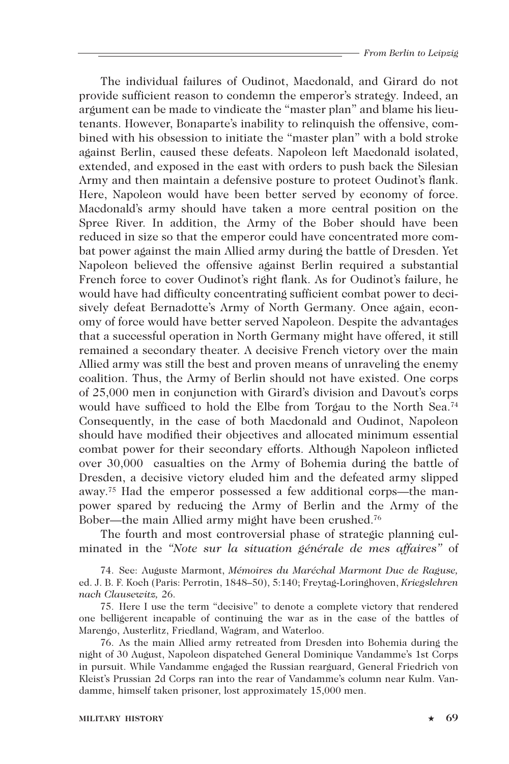The individual failures of Oudinot, Macdonald, and Girard do not provide sufficient reason to condemn the emperor's strategy. Indeed, an argument can be made to vindicate the "master plan" and blame his lieutenants. However, Bonaparte's inability to relinquish the offensive, combined with his obsession to initiate the "master plan" with a bold stroke against Berlin, caused these defeats. Napoleon left Macdonald isolated, extended, and exposed in the east with orders to push back the Silesian Army and then maintain a defensive posture to protect Oudinot's flank. Here, Napoleon would have been better served by economy of force. Macdonald's army should have taken a more central position on the Spree River. In addition, the Army of the Bober should have been reduced in size so that the emperor could have concentrated more combat power against the main Allied army during the battle of Dresden. Yet Napoleon believed the offensive against Berlin required a substantial French force to cover Oudinot's right flank. As for Oudinot's failure, he would have had difficulty concentrating sufficient combat power to decisively defeat Bernadotte's Army of North Germany. Once again, economy of force would have better served Napoleon. Despite the advantages that a successful operation in North Germany might have offered, it still remained a secondary theater. A decisive French victory over the main Allied army was still the best and proven means of unraveling the enemy coalition. Thus, the Army of Berlin should not have existed. One corps of 25,000 men in conjunction with Girard's division and Davout's corps would have sufficed to hold the Elbe from Torgau to the North Sea.[74] Consequently, in the case of both Macdonald and Oudinot, Napoleon should have modified their objectives and allocated minimum essential combat power for their secondary efforts. Although Napoleon inflicted over 30,000 casualties on the Army of Bohemia during the battle of Dresden, a decisive victory eluded him and the defeated army slipped away.[75] Had the emperor possessed a few additional corps—the manpower spared by reducing the Army of Berlin and the Army of the Bober—the main Allied army might have been crushed.[76]

The fourth and most controversial phase of strategic planning culminated in the *"Note sur la situation générale de mes affaires"* of

74. See: Auguste Marmont, *Mémoires du Maréchal Marmont Duc de Raguse,* ed. J. B. F. Koch (Paris: Perrotin, 1848–50), 5:140; Freytag-Loringhoven, *Kriegslehren nach Clausewitz,* 26.

75. Here I use the term "decisive" to denote a complete victory that rendered one belligerent incapable of continuing the war as in the case of the battles of Marengo, Austerlitz, Friedland, Wagram, and Waterloo.

76. As the main Allied army retreated from Dresden into Bohemia during the night of 30 August, Napoleon dispatched General Dominique Vandamme's 1st Corps in pursuit. While Vandamme engaged the Russian rearguard, General Friedrich von Kleist's Prussian 2d Corps ran into the rear of Vandamme's column near Kulm. Vandamme, himself taken prisoner, lost approximately 15,000 men.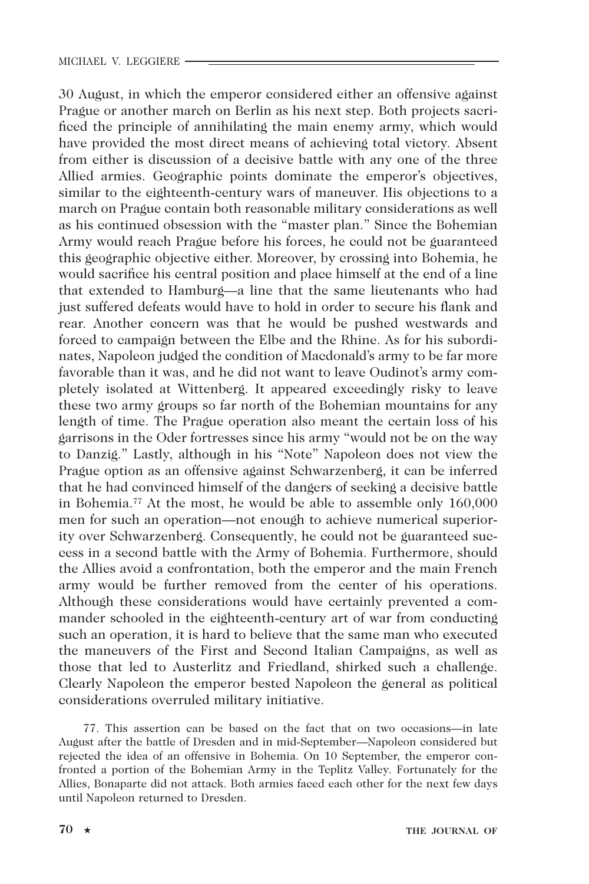30 August, in which the emperor considered either an offensive against Prague or another march on Berlin as his next step. Both projects sacrificed the principle of annihilating the main enemy army, which would have provided the most direct means of achieving total victory. Absent from either is discussion of a decisive battle with any one of the three Allied armies. Geographic points dominate the emperor's objectives, similar to the eighteenth-century wars of maneuver. His objections to a march on Prague contain both reasonable military considerations as well as his continued obsession with the "master plan." Since the Bohemian Army would reach Prague before his forces, he could not be guaranteed this geographic objective either. Moreover, by crossing into Bohemia, he would sacrifice his central position and place himself at the end of a line that extended to Hamburg—a line that the same lieutenants who had just suffered defeats would have to hold in order to secure his flank and rear. Another concern was that he would be pushed westwards and forced to campaign between the Elbe and the Rhine. As for his subordinates, Napoleon judged the condition of Macdonald's army to be far more favorable than it was, and he did not want to leave Oudinot's army completely isolated at Wittenberg. It appeared exceedingly risky to leave these two army groups so far north of the Bohemian mountains for any length of time. The Prague operation also meant the certain loss of his garrisons in the Oder fortresses since his army "would not be on the way to Danzig." Lastly, although in his "Note" Napoleon does not view the Prague option as an offensive against Schwarzenberg, it can be inferred that he had convinced himself of the dangers of seeking a decisive battle in Bohemia.[77] At the most, he would be able to assemble only 160,000 men for such an operation—not enough to achieve numerical superiority over Schwarzenberg. Consequently, he could not be guaranteed success in a second battle with the Army of Bohemia. Furthermore, should the Allies avoid a confrontation, both the emperor and the main French army would be further removed from the center of his operations. Although these considerations would have certainly prevented a commander schooled in the eighteenth-century art of war from conducting such an operation, it is hard to believe that the same man who executed the maneuvers of the First and Second Italian Campaigns, as well as those that led to Austerlitz and Friedland, shirked such a challenge. Clearly Napoleon the emperor bested Napoleon the general as political considerations overruled military initiative.

77. This assertion can be based on the fact that on two occasions—in late August after the battle of Dresden and in mid-September—Napoleon considered but rejected the idea of an offensive in Bohemia. On 10 September, the emperor confronted a portion of the Bohemian Army in the Teplitz Valley. Fortunately for the Allies, Bonaparte did not attack. Both armies faced each other for the next few days until Napoleon returned to Dresden.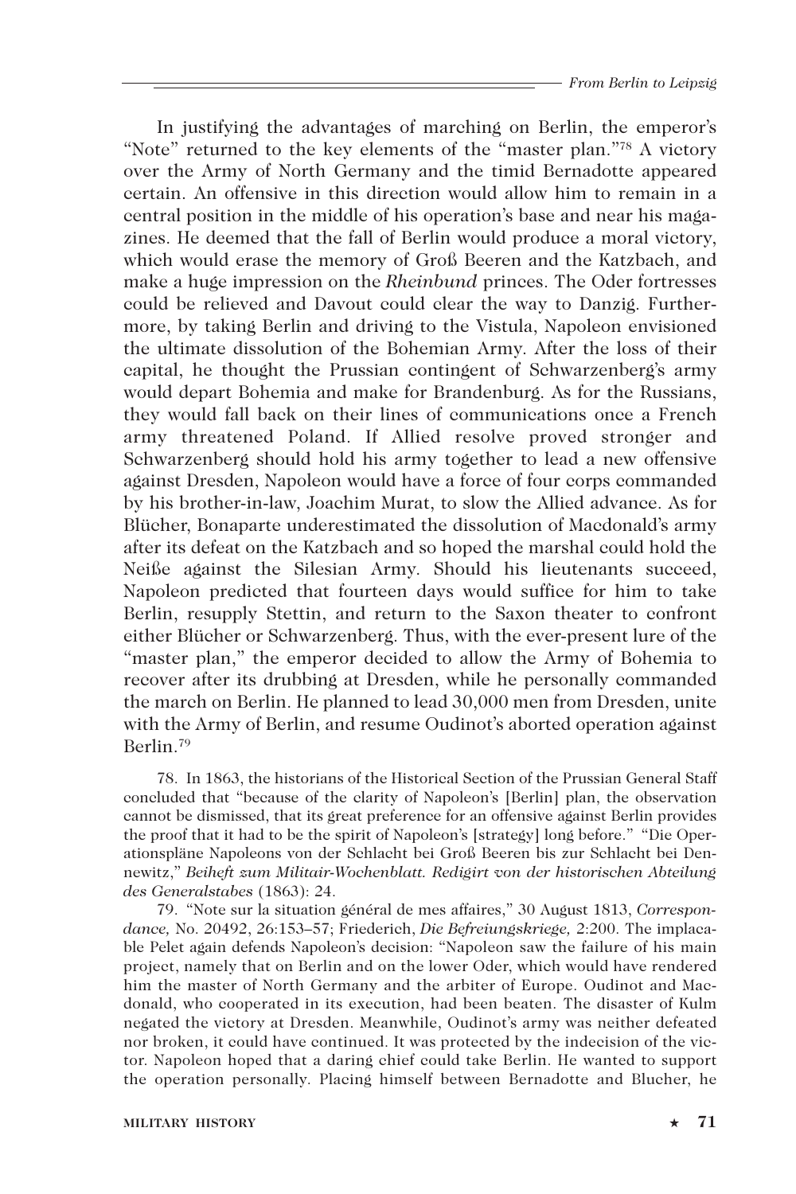In justifying the advantages of marching on Berlin, the emperor's "Note" returned to the key elements of the "master plan."[78] A victory over the Army of North Germany and the timid Bernadotte appeared certain. An offensive in this direction would allow him to remain in a central position in the middle of his operation's base and near his magazines. He deemed that the fall of Berlin would produce a moral victory, which would erase the memory of Groß Beeren and the Katzbach, and make a huge impression on the *Rheinbund* princes. The Oder fortresses could be relieved and Davout could clear the way to Danzig. Furthermore, by taking Berlin and driving to the Vistula, Napoleon envisioned the ultimate dissolution of the Bohemian Army. After the loss of their capital, he thought the Prussian contingent of Schwarzenberg's army would depart Bohemia and make for Brandenburg. As for the Russians, they would fall back on their lines of communications once a French army threatened Poland. If Allied resolve proved stronger and Schwarzenberg should hold his army together to lead a new offensive against Dresden, Napoleon would have a force of four corps commanded by his brother-in-law, Joachim Murat, to slow the Allied advance. As for Blücher, Bonaparte underestimated the dissolution of Macdonald's army after its defeat on the Katzbach and so hoped the marshal could hold the Neiße against the Silesian Army. Should his lieutenants succeed, Napoleon predicted that fourteen days would suffice for him to take Berlin, resupply Stettin, and return to the Saxon theater to confront either Blücher or Schwarzenberg. Thus, with the ever-present lure of the "master plan," the emperor decided to allow the Army of Bohemia to recover after its drubbing at Dresden, while he personally commanded the march on Berlin. He planned to lead 30,000 men from Dresden, unite with the Army of Berlin, and resume Oudinot's aborted operation against Berlin.[79]

78. In 1863, the historians of the Historical Section of the Prussian General Staff concluded that "because of the clarity of Napoleon's [Berlin] plan, the observation cannot be dismissed, that its great preference for an offensive against Berlin provides the proof that it had to be the spirit of Napoleon's [strategy] long before." "Die Operationspläne Napoleons von der Schlacht bei Groß Beeren bis zur Schlacht bei Dennewitz," *Beiheft zum Militair-Wochenblatt. Redigirt von der historischen Abteilung des Generalstabes* (1863): 24.

79. "Note sur la situation général de mes affaires," 30 August 1813, *Correspondance,* No. 20492, 26:153–57; Friederich, *Die Befreiungskriege,* 2:200. The implacable Pelet again defends Napoleon's decision: "Napoleon saw the failure of his main project, namely that on Berlin and on the lower Oder, which would have rendered him the master of North Germany and the arbiter of Europe. Oudinot and Macdonald, who cooperated in its execution, had been beaten. The disaster of Kulm negated the victory at Dresden. Meanwhile, Oudinot's army was neither defeated nor broken, it could have continued. It was protected by the indecision of the victor. Napoleon hoped that a daring chief could take Berlin. He wanted to support the operation personally. Placing himself between Bernadotte and Blucher, he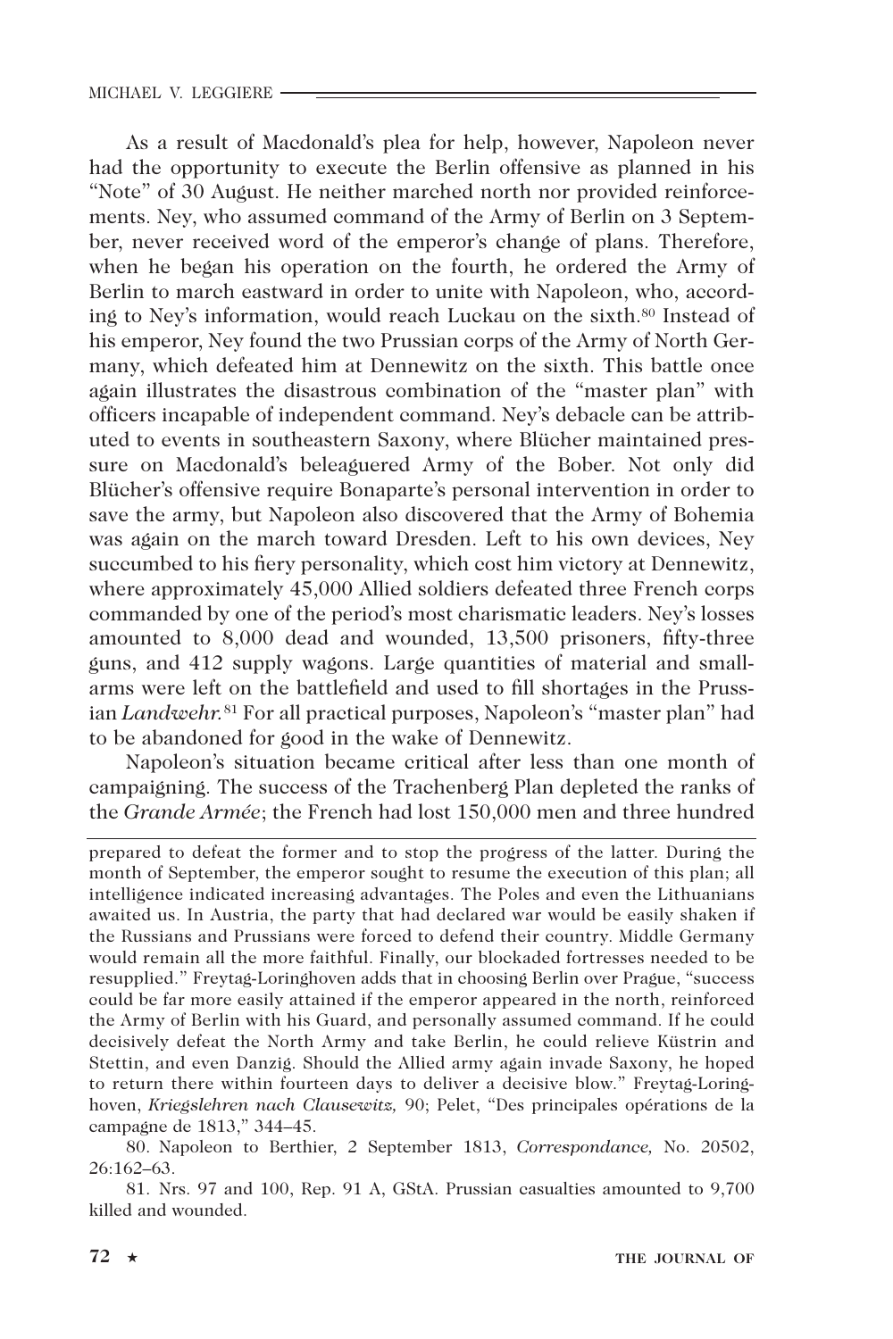As a result of Macdonald's plea for help, however, Napoleon never had the opportunity to execute the Berlin offensive as planned in his "Note" of 30 August. He neither marched north nor provided reinforcements. Ney, who assumed command of the Army of Berlin on 3 September, never received word of the emperor's change of plans. Therefore, when he began his operation on the fourth, he ordered the Army of Berlin to march eastward in order to unite with Napoleon, who, according to Ney's information, would reach Luckau on the sixth.[80] Instead of his emperor, Ney found the two Prussian corps of the Army of North Germany, which defeated him at Dennewitz on the sixth. This battle once again illustrates the disastrous combination of the "master plan" with officers incapable of independent command. Ney's debacle can be attributed to events in southeastern Saxony, where Blücher maintained pressure on Macdonald's beleaguered Army of the Bober. Not only did Blücher's offensive require Bonaparte's personal intervention in order to save the army, but Napoleon also discovered that the Army of Bohemia was again on the march toward Dresden. Left to his own devices, Ney succumbed to his fiery personality, which cost him victory at Dennewitz, where approximately 45,000 Allied soldiers defeated three French corps commanded by one of the period's most charismatic leaders. Ney's losses amounted to 8,000 dead and wounded, 13,500 prisoners, fifty-three guns, and 412 supply wagons. Large quantities of material and small-arms were left on the battlefield and used to fill shortages in the Prussian *Landwehr*.[81] For all practical purposes, Napoleon's "master plan" had to be abandoned for good in the wake of Dennewitz.

Napoleon's situation became critical after less than one month of campaigning. The success of the Trachenberg Plan depleted the ranks of the *Grande Armée*; the French had lost 150,000 men and three hundred

---

prepared to defeat the former and to stop the progress of the latter. During the month of September, the emperor sought to resume the execution of this plan; all intelligence indicated increasing advantages. The Poles and even the Lithuanians awaited us. In Austria, the party that had declared war would be easily shaken if the Russians and Prussians were forced to defend their country. Middle Germany would remain all the more faithful. Finally, our blockaded fortresses needed to be resupplied." Freytag-Loringhoven adds that in choosing Berlin over Prague, "success could be far more easily attained if the emperor appeared in the north, reinforced the Army of Berlin with his Guard, and personally assumed command. If he could decisively defeat the North Army and take Berlin, he could relieve Küstrin and Stettin, and even Danzig. Should the Allied army again invade Saxony, he hoped to return there within fourteen days to deliver a decisive blow." Freytag-Loringhoven, *Kriegslehren nach Clausewitz,* 90; Pelet, "Des principales opérations de la campagne de 1813," 344–45.

80. Napoleon to Berthier, 2 September 1813, *Correspondance,* No. 20502, 26:162–63.

81. Nrs. 97 and 100, Rep. 91 A, GStA. Prussian casualties amounted to 9,700 killed and wounded.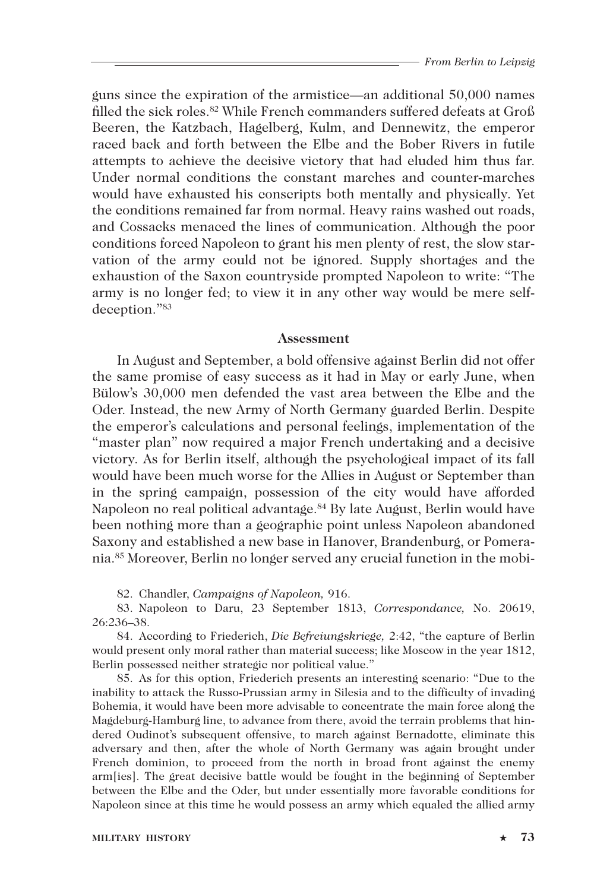guns since the expiration of the armistice—an additional 50,000 names filled the sick roles.[82] While French commanders suffered defeats at Groß Beeren, the Katzbach, Hagelberg, Kulm, and Dennewitz, the emperor raced back and forth between the Elbe and the Bober Rivers in futile attempts to achieve the decisive victory that had eluded him thus far. Under normal conditions the constant marches and counter-marches would have exhausted his conscripts both mentally and physically. Yet the conditions remained far from normal. Heavy rains washed out roads, and Cossacks menaced the lines of communication. Although the poor conditions forced Napoleon to grant his men plenty of rest, the slow starvation of the army could not be ignored. Supply shortages and the exhaustion of the Saxon countryside prompted Napoleon to write: "The army is no longer fed; to view it in any other way would be mere self-deception."[83]

### Assessment

In August and September, a bold offensive against Berlin did not offer the same promise of easy success as it had in May or early June, when Bülow's 30,000 men defended the vast area between the Elbe and the Oder. Instead, the new Army of North Germany guarded Berlin. Despite the emperor's calculations and personal feelings, implementation of the "master plan" now required a major French undertaking and a decisive victory. As for Berlin itself, although the psychological impact of its fall would have been much worse for the Allies in August or September than in the spring campaign, possession of the city would have afforded Napoleon no real political advantage.[84] By late August, Berlin would have been nothing more than a geographic point unless Napoleon abandoned Saxony and established a new base in Hanover, Brandenburg, or Pomerania.[85] Moreover, Berlin no longer served any crucial function in the mobi-

82. Chandler, *Campaigns of Napoleon,* 916.

83. Napoleon to Daru, 23 September 1813, *Correspondance,* No. 20619, 26:236–38.

84. According to Friederich, *Die Befreiungskriege,* 2:42, "the capture of Berlin would present only moral rather than material success; like Moscow in the year 1812, Berlin possessed neither strategic nor political value."

85. As for this option, Friederich presents an interesting scenario: "Due to the inability to attack the Russo-Prussian army in Silesia and to the difficulty of invading Bohemia, it would have been more advisable to concentrate the main force along the Magdeburg-Hamburg line, to advance from there, avoid the terrain problems that hindered Oudinot's subsequent offensive, to march against Bernadotte, eliminate this adversary and then, after the whole of North Germany was again brought under French dominion, to proceed from the north in broad front against the enemy arm[ies]. The great decisive battle would be fought in the beginning of September between the Elbe and the Oder, but under essentially more favorable conditions for Napoleon since at this time he would possess an army which equaled the allied army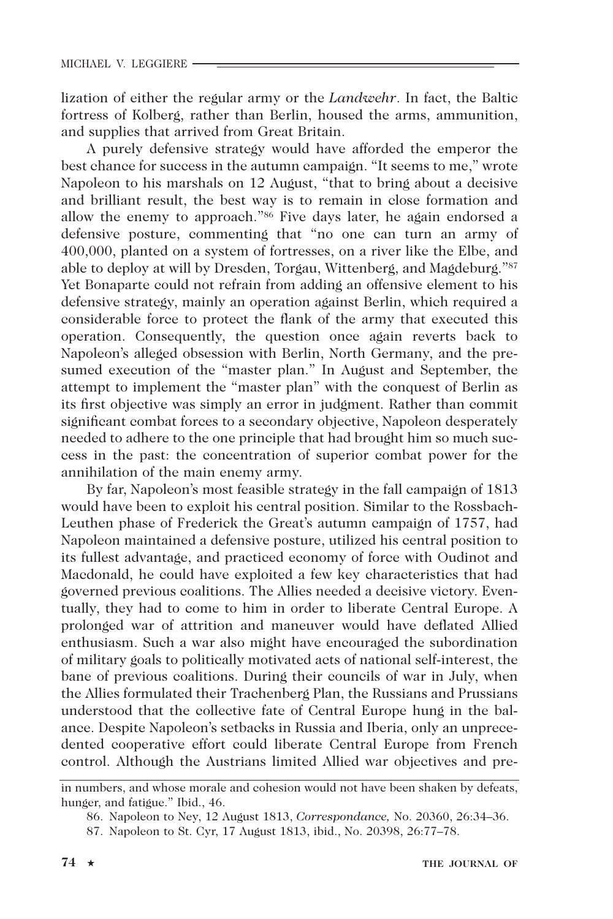lization of either the regular army or the *Landwehr*. In fact, the Baltic fortress of Kolberg, rather than Berlin, housed the arms, ammunition, and supplies that arrived from Great Britain.

A purely defensive strategy would have afforded the emperor the best chance for success in the autumn campaign. "It seems to me," wrote Napoleon to his marshals on 12 August, "that to bring about a decisive and brilliant result, the best way is to remain in close formation and allow the enemy to approach."[86] Five days later, he again endorsed a defensive posture, commenting that "no one can turn an army of 400,000, planted on a system of fortresses, on a river like the Elbe, and able to deploy at will by Dresden, Torgau, Wittenberg, and Magdeburg."[87] Yet Bonaparte could not refrain from adding an offensive element to his defensive strategy, mainly an operation against Berlin, which required a considerable force to protect the flank of the army that executed this operation. Consequently, the question once again reverts back to Napoleon's alleged obsession with Berlin, North Germany, and the presumed execution of the "master plan." In August and September, the attempt to implement the "master plan" with the conquest of Berlin as its first objective was simply an error in judgment. Rather than commit significant combat forces to a secondary objective, Napoleon desperately needed to adhere to the one principle that had brought him so much success in the past: the concentration of superior combat power for the annihilation of the main enemy army.

By far, Napoleon's most feasible strategy in the fall campaign of 1813 would have been to exploit his central position. Similar to the Rossbach-Leuthen phase of Frederick the Great's autumn campaign of 1757, had Napoleon maintained a defensive posture, utilized his central position to its fullest advantage, and practiced economy of force with Oudinot and Macdonald, he could have exploited a few key characteristics that had governed previous coalitions. The Allies needed a decisive victory. Eventually, they had to come to him in order to liberate Central Europe. A prolonged war of attrition and maneuver would have deflated Allied enthusiasm. Such a war also might have encouraged the subordination of military goals to politically motivated acts of national self-interest, the bane of previous coalitions. During their councils of war in July, when the Allies formulated their Trachenberg Plan, the Russians and Prussians understood that the collective fate of Central Europe hung in the balance. Despite Napoleon's setbacks in Russia and Iberia, only an unprecedented cooperative effort could liberate Central Europe from French control. Although the Austrians limited Allied war objectives and pre-

in numbers, and whose morale and cohesion would not have been shaken by defeats, hunger, and fatigue." Ibid., 46.

86. Napoleon to Ney, 12 August 1813, *Correspondance,* No. 20360, 26:34–36.

87. Napoleon to St. Cyr, 17 August 1813, ibid., No. 20398, 26:77–78.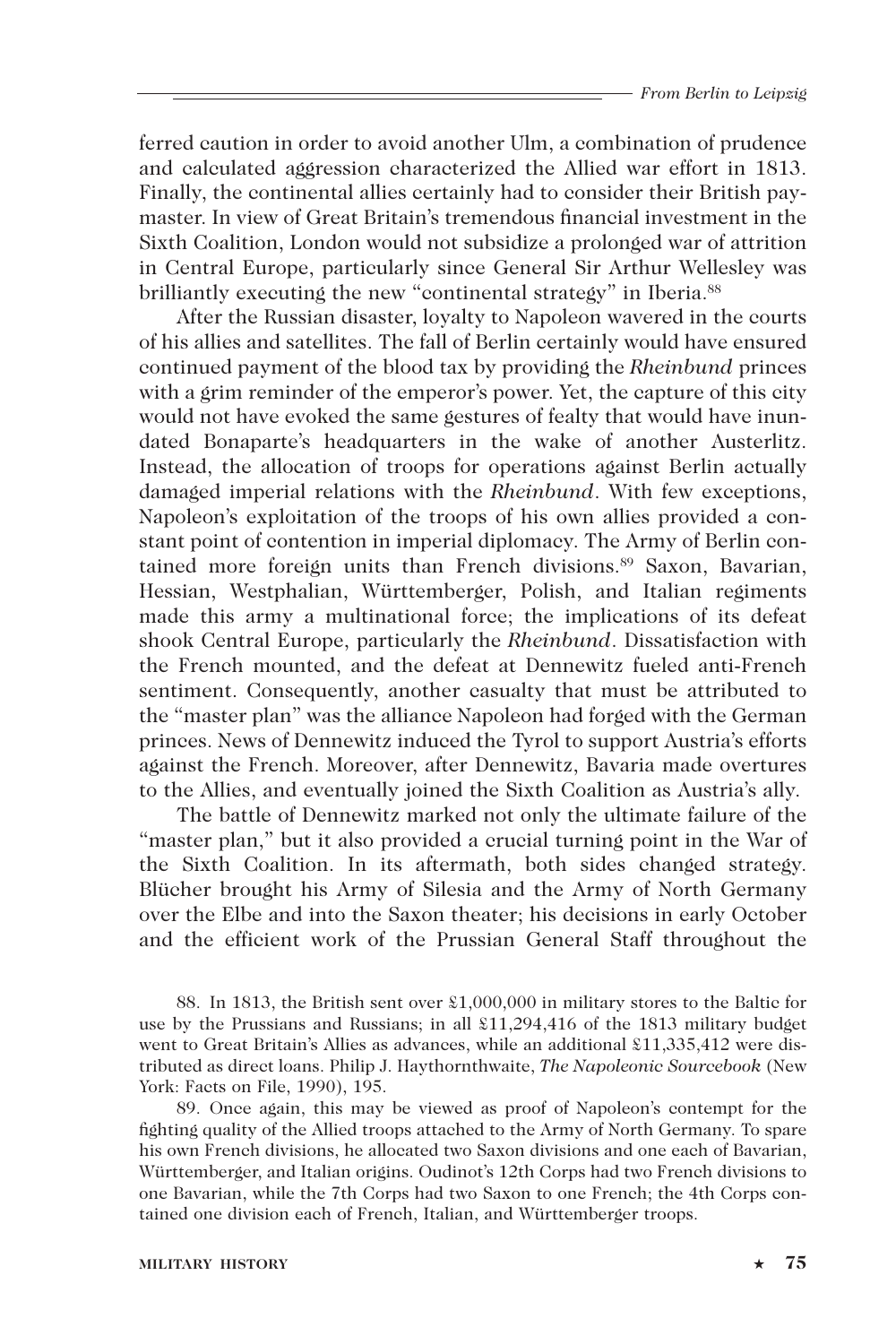ferred caution in order to avoid another Ulm, a combination of prudence and calculated aggression characterized the Allied war effort in 1813. Finally, the continental allies certainly had to consider their British paymaster. In view of Great Britain's tremendous financial investment in the Sixth Coalition, London would not subsidize a prolonged war of attrition in Central Europe, particularly since General Sir Arthur Wellesley was brilliantly executing the new "continental strategy" in Iberia.[88]

After the Russian disaster, loyalty to Napoleon wavered in the courts of his allies and satellites. The fall of Berlin certainly would have ensured continued payment of the blood tax by providing the *Rheinbund* princes with a grim reminder of the emperor's power. Yet, the capture of this city would not have evoked the same gestures of fealty that would have inundated Bonaparte's headquarters in the wake of another Austerlitz. Instead, the allocation of troops for operations against Berlin actually damaged imperial relations with the *Rheinbund*. With few exceptions, Napoleon's exploitation of the troops of his own allies provided a constant point of contention in imperial diplomacy. The Army of Berlin contained more foreign units than French divisions.[89] Saxon, Bavarian, Hessian, Westphalian, Württemberger, Polish, and Italian regiments made this army a multinational force; the implications of its defeat shook Central Europe, particularly the *Rheinbund*. Dissatisfaction with the French mounted, and the defeat at Dennewitz fueled anti-French sentiment. Consequently, another casualty that must be attributed to the "master plan" was the alliance Napoleon had forged with the German princes. News of Dennewitz induced the Tyrol to support Austria's efforts against the French. Moreover, after Dennewitz, Bavaria made overtures to the Allies, and eventually joined the Sixth Coalition as Austria's ally.

The battle of Dennewitz marked not only the ultimate failure of the "master plan," but it also provided a crucial turning point in the War of the Sixth Coalition. In its aftermath, both sides changed strategy. Blücher brought his Army of Silesia and the Army of North Germany over the Elbe and into the Saxon theater; his decisions in early October and the efficient work of the Prussian General Staff throughout the

88. In 1813, the British sent over £1,000,000 in military stores to the Baltic for use by the Prussians and Russians; in all £11,294,416 of the 1813 military budget went to Great Britain's Allies as advances, while an additional £11,335,412 were distributed as direct loans. Philip J. Haythornthwaite, *The Napoleonic Sourcebook* (New York: Facts on File, 1990), 195.

89. Once again, this may be viewed as proof of Napoleon's contempt for the fighting quality of the Allied troops attached to the Army of North Germany. To spare his own French divisions, he allocated two Saxon divisions and one each of Bavarian, Württemberger, and Italian origins. Oudinot's 12th Corps had two French divisions to one Bavarian, while the 7th Corps had two Saxon to one French; the 4th Corps contained one division each of French, Italian, and Württemberger troops.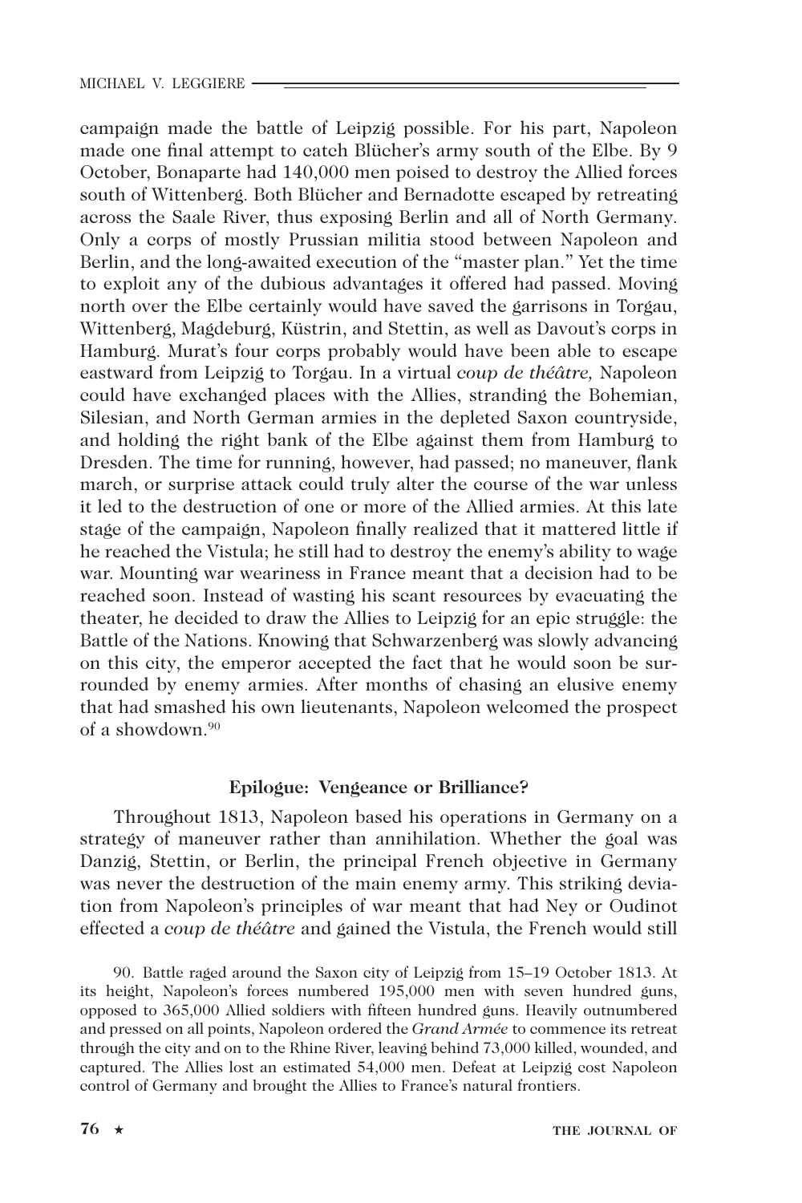campaign made the battle of Leipzig possible. For his part, Napoleon made one final attempt to catch Blücher's army south of the Elbe. By 9 October, Bonaparte had 140,000 men poised to destroy the Allied forces south of Wittenberg. Both Blücher and Bernadotte escaped by retreating across the Saale River, thus exposing Berlin and all of North Germany. Only a corps of mostly Prussian militia stood between Napoleon and Berlin, and the long-awaited execution of the "master plan." Yet the time to exploit any of the dubious advantages it offered had passed. Moving north over the Elbe certainly would have saved the garrisons in Torgau, Wittenberg, Magdeburg, Küstrin, and Stettin, as well as Davout's corps in Hamburg. Murat's four corps probably would have been able to escape eastward from Leipzig to Torgau. In a virtual *coup de théâtre,* Napoleon could have exchanged places with the Allies, stranding the Bohemian, Silesian, and North German armies in the depleted Saxon countryside, and holding the right bank of the Elbe against them from Hamburg to Dresden. The time for running, however, had passed; no maneuver, flank march, or surprise attack could truly alter the course of the war unless it led to the destruction of one or more of the Allied armies. At this late stage of the campaign, Napoleon finally realized that it mattered little if he reached the Vistula; he still had to destroy the enemy's ability to wage war. Mounting war weariness in France meant that a decision had to be reached soon. Instead of wasting his scant resources by evacuating the theater, he decided to draw the Allies to Leipzig for an epic struggle: the Battle of the Nations. Knowing that Schwarzenberg was slowly advancing on this city, the emperor accepted the fact that he would soon be surrounded by enemy armies. After months of chasing an elusive enemy that had smashed his own lieutenants, Napoleon welcomed the prospect of a showdown.[90]

## Epilogue: Vengeance or Brilliance?

Throughout 1813, Napoleon based his operations in Germany on a strategy of maneuver rather than annihilation. Whether the goal was Danzig, Stettin, or Berlin, the principal French objective in Germany was never the destruction of the main enemy army. This striking deviation from Napoleon's principles of war meant that had Ney or Oudinot effected a *coup de théâtre* and gained the Vistula, the French would still

90. Battle raged around the Saxon city of Leipzig from 15–19 October 1813. At its height, Napoleon's forces numbered 195,000 men with seven hundred guns, opposed to 365,000 Allied soldiers with fifteen hundred guns. Heavily outnumbered and pressed on all points, Napoleon ordered the *Grand Armée* to commence its retreat through the city and on to the Rhine River, leaving behind 73,000 killed, wounded, and captured. The Allies lost an estimated 54,000 men. Defeat at Leipzig cost Napoleon control of Germany and brought the Allies to France's natural frontiers.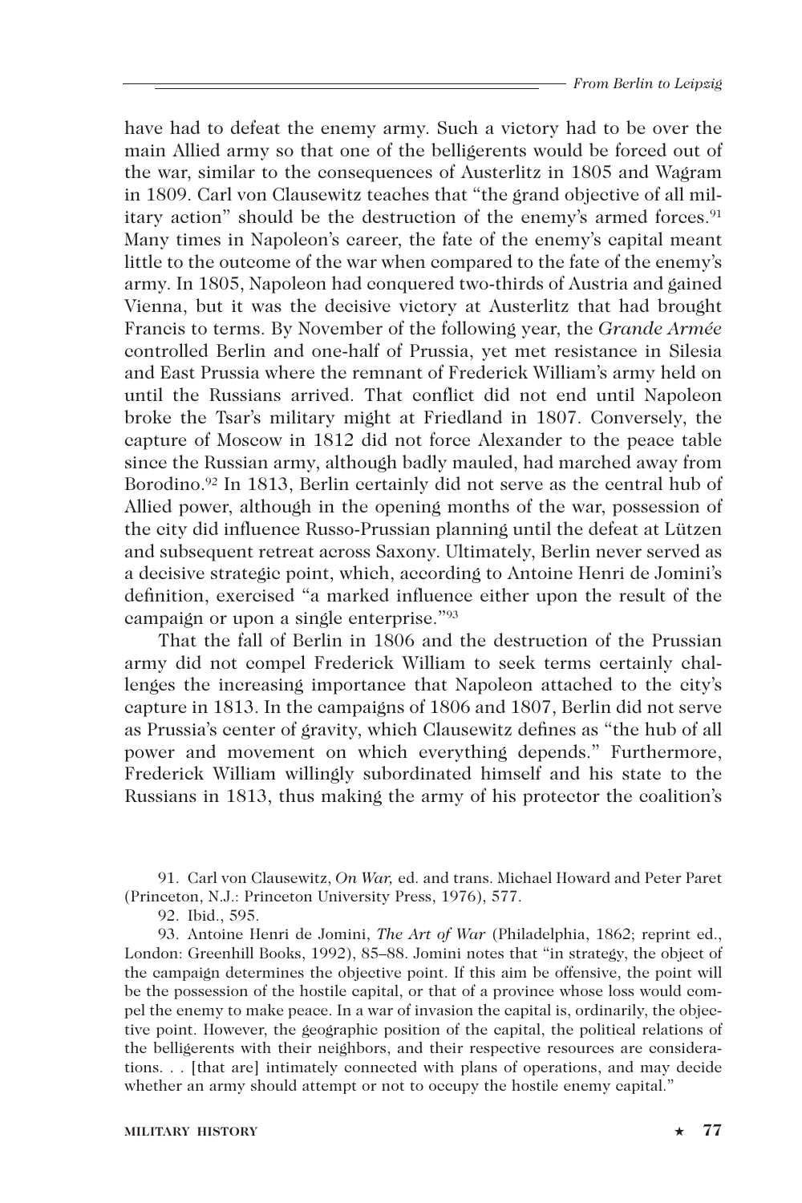have had to defeat the enemy army. Such a victory had to be over the main Allied army so that one of the belligerents would be forced out of the war, similar to the consequences of Austerlitz in 1805 and Wagram in 1809. Carl von Clausewitz teaches that "the grand objective of all military action" should be the destruction of the enemy's armed forces.[91] Many times in Napoleon's career, the fate of the enemy's capital meant little to the outcome of the war when compared to the fate of the enemy's army. In 1805, Napoleon had conquered two-thirds of Austria and gained Vienna, but it was the decisive victory at Austerlitz that had brought Francis to terms. By November of the following year, the *Grande Armée* controlled Berlin and one-half of Prussia, yet met resistance in Silesia and East Prussia where the remnant of Frederick William's army held on until the Russians arrived. That conflict did not end until Napoleon broke the Tsar's military might at Friedland in 1807. Conversely, the capture of Moscow in 1812 did not force Alexander to the peace table since the Russian army, although badly mauled, had marched away from Borodino.[92] In 1813, Berlin certainly did not serve as the central hub of Allied power, although in the opening months of the war, possession of the city did influence Russo-Prussian planning until the defeat at Lützen and subsequent retreat across Saxony. Ultimately, Berlin never served as a decisive strategic point, which, according to Antoine Henri de Jomini's definition, exercised "a marked influence either upon the result of the campaign or upon a single enterprise."[93]

That the fall of Berlin in 1806 and the destruction of the Prussian army did not compel Frederick William to seek terms certainly challenges the increasing importance that Napoleon attached to the city's capture in 1813. In the campaigns of 1806 and 1807, Berlin did not serve as Prussia's center of gravity, which Clausewitz defines as "the hub of all power and movement on which everything depends." Furthermore, Frederick William willingly subordinated himself and his state to the Russians in 1813, thus making the army of his protector the coalition's

91. Carl von Clausewitz, *On War,* ed. and trans. Michael Howard and Peter Paret (Princeton, N.J.: Princeton University Press, 1976), 577.

92. Ibid., 595.

93. Antoine Henri de Jomini, *The Art of War* (Philadelphia, 1862; reprint ed., London: Greenhill Books, 1992), 85–88. Jomini notes that "in strategy, the object of the campaign determines the objective point. If this aim be offensive, the point will be the possession of the hostile capital, or that of a province whose loss would compel the enemy to make peace. In a war of invasion the capital is, ordinarily, the objective point. However, the geographic position of the capital, the political relations of the belligerents with their neighbors, and their respective resources are considerations. . . [that are] intimately connected with plans of operations, and may decide whether an army should attempt or not to occupy the hostile enemy capital."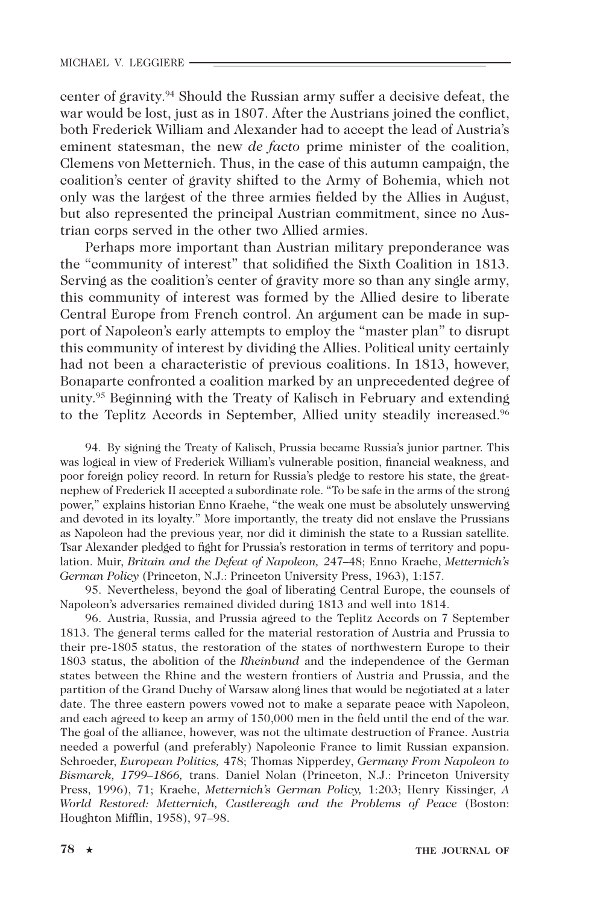center of gravity.[94] Should the Russian army suffer a decisive defeat, the war would be lost, just as in 1807. After the Austrians joined the conflict, both Frederick William and Alexander had to accept the lead of Austria's eminent statesman, the new *de facto* prime minister of the coalition, Clemens von Metternich. Thus, in the case of this autumn campaign, the coalition's center of gravity shifted to the Army of Bohemia, which not only was the largest of the three armies fielded by the Allies in August, but also represented the principal Austrian commitment, since no Austrian corps served in the other two Allied armies.

Perhaps more important than Austrian military preponderance was the "community of interest" that solidified the Sixth Coalition in 1813. Serving as the coalition's center of gravity more so than any single army, this community of interest was formed by the Allied desire to liberate Central Europe from French control. An argument can be made in support of Napoleon's early attempts to employ the "master plan" to disrupt this community of interest by dividing the Allies. Political unity certainly had not been a characteristic of previous coalitions. In 1813, however, Bonaparte confronted a coalition marked by an unprecedented degree of unity.[95] Beginning with the Treaty of Kalisch in February and extending to the Teplitz Accords in September, Allied unity steadily increased.[96]

94. By signing the Treaty of Kalisch, Prussia became Russia's junior partner. This was logical in view of Frederick William's vulnerable position, financial weakness, and poor foreign policy record. In return for Russia's pledge to restore his state, the great-nephew of Frederick II accepted a subordinate role. "To be safe in the arms of the strong power," explains historian Enno Kraehe, "the weak one must be absolutely unswerving and devoted in its loyalty." More importantly, the treaty did not enslave the Prussians as Napoleon had the previous year, nor did it diminish the state to a Russian satellite. Tsar Alexander pledged to fight for Prussia's restoration in terms of territory and population. Muir, *Britain and the Defeat of Napoleon,* 247–48; Enno Kraehe, *Metternich's German Policy* (Princeton, N.J.: Princeton University Press, 1963), 1:157.

95. Nevertheless, beyond the goal of liberating Central Europe, the counsels of Napoleon's adversaries remained divided during 1813 and well into 1814.

96. Austria, Russia, and Prussia agreed to the Teplitz Accords on 7 September 1813. The general terms called for the material restoration of Austria and Prussia to their pre-1805 status, the restoration of the states of northwestern Europe to their 1803 status, the abolition of the *Rheinbund* and the independence of the German states between the Rhine and the western frontiers of Austria and Prussia, and the partition of the Grand Duchy of Warsaw along lines that would be negotiated at a later date. The three eastern powers vowed not to make a separate peace with Napoleon, and each agreed to keep an army of 150,000 men in the field until the end of the war. The goal of the alliance, however, was not the ultimate destruction of France. Austria needed a powerful (and preferably) Napoleonic France to limit Russian expansion. Schroeder, *European Politics,* 478; Thomas Nipperdey, *Germany From Napoleon to Bismarck, 1799–1866,* trans. Daniel Nolan (Princeton, N.J.: Princeton University Press, 1996), 71; Kraehe, *Metternich's German Policy,* 1:203; Henry Kissinger, *A World Restored: Metternich, Castlereagh and the Problems of Peace* (Boston: Houghton Mifflin, 1958), 97–98.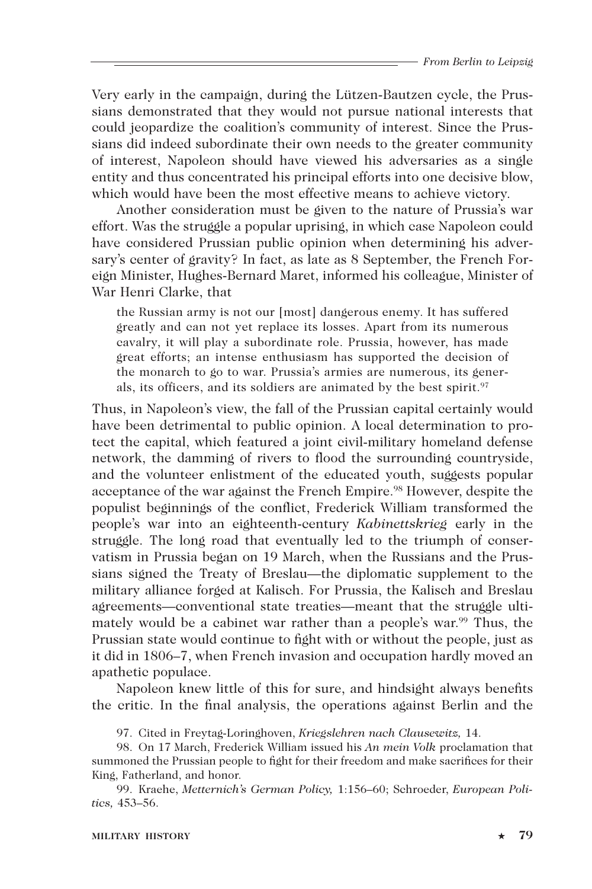Very early in the campaign, during the Lützen-Bautzen cycle, the Prussians demonstrated that they would not pursue national interests that could jeopardize the coalition's community of interest. Since the Prussians did indeed subordinate their own needs to the greater community of interest, Napoleon should have viewed his adversaries as a single entity and thus concentrated his principal efforts into one decisive blow, which would have been the most effective means to achieve victory.

Another consideration must be given to the nature of Prussia's war effort. Was the struggle a popular uprising, in which case Napoleon could have considered Prussian public opinion when determining his adversary's center of gravity? In fact, as late as 8 September, the French Foreign Minister, Hughes-Bernard Maret, informed his colleague, Minister of War Henri Clarke, that

> the Russian army is not our [most] dangerous enemy. It has suffered greatly and can not yet replace its losses. Apart from its numerous cavalry, it will play a subordinate role. Prussia, however, has made great efforts; an intense enthusiasm has supported the decision of the monarch to go to war. Prussia's armies are numerous, its generals, its officers, and its soldiers are animated by the best spirit.[97]

Thus, in Napoleon's view, the fall of the Prussian capital certainly would have been detrimental to public opinion. A local determination to protect the capital, which featured a joint civil-military homeland defense network, the damming of rivers to flood the surrounding countryside, and the volunteer enlistment of the educated youth, suggests popular acceptance of the war against the French Empire.[98] However, despite the populist beginnings of the conflict, Frederick William transformed the people's war into an eighteenth-century *Kabinettskrieg* early in the struggle. The long road that eventually led to the triumph of conservatism in Prussia began on 19 March, when the Russians and the Prussians signed the Treaty of Breslau—the diplomatic supplement to the military alliance forged at Kalisch. For Prussia, the Kalisch and Breslau agreements—conventional state treaties—meant that the struggle ultimately would be a cabinet war rather than a people's war.[99] Thus, the Prussian state would continue to fight with or without the people, just as it did in 1806–7, when French invasion and occupation hardly moved an apathetic populace.

Napoleon knew little of this for sure, and hindsight always benefits the critic. In the final analysis, the operations against Berlin and the

97. Cited in Freytag-Loringhoven, *Kriegslehren nach Clausewitz,* 14.

98. On 17 March, Frederick William issued his *An mein Volk* proclamation that summoned the Prussian people to fight for their freedom and make sacrifices for their King, Fatherland, and honor.

99. Kraehe, *Metternich's German Policy,* 1:156–60; Schroeder, *European Politics,* 453–56.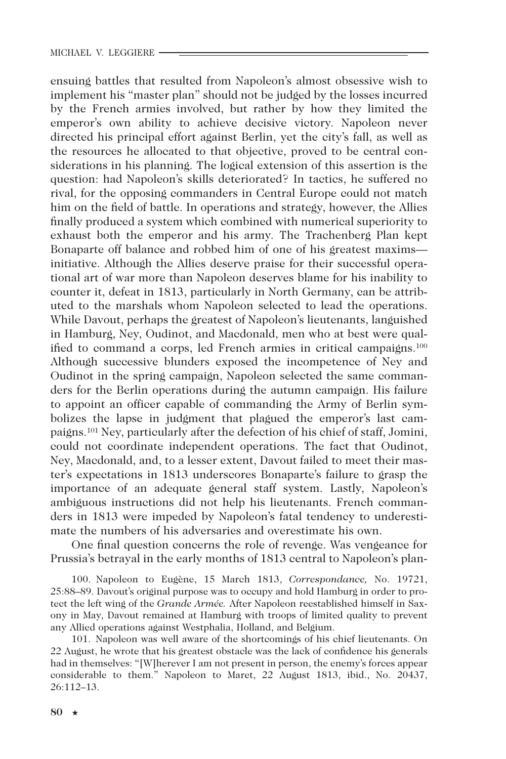ensuing battles that resulted from Napoleon's almost obsessive wish to implement his "master plan" should not be judged by the losses incurred by the French armies involved, but rather by how they limited the emperor's own ability to achieve decisive victory. Napoleon never directed his principal effort against Berlin, yet the city's fall, as well as the resources he allocated to that objective, proved to be central considerations in his planning. The logical extension of this assertion is the question: had Napoleon's skills deteriorated? In tactics, he suffered no rival, for the opposing commanders in Central Europe could not match him on the field of battle. In operations and strategy, however, the Allies finally produced a system which combined with numerical superiority to exhaust both the emperor and his army. The Trachenberg Plan kept Bonaparte off balance and robbed him of one of his greatest maxims—initiative. Although the Allies deserve praise for their successful operational art of war more than Napoleon deserves blame for his inability to counter it, defeat in 1813, particularly in North Germany, can be attributed to the marshals whom Napoleon selected to lead the operations. While Davout, perhaps the greatest of Napoleon's lieutenants, languished in Hamburg, Ney, Oudinot, and Macdonald, men who at best were qualified to command a corps, led French armies in critical campaigns.[100] Although successive blunders exposed the incompetence of Ney and Oudinot in the spring campaign, Napoleon selected the same commanders for the Berlin operations during the autumn campaign. His failure to appoint an officer capable of commanding the Army of Berlin symbolizes the lapse in judgment that plagued the emperor's last campaigns.[101] Ney, particularly after the defection of his chief of staff, Jomini, could not coordinate independent operations. The fact that Oudinot, Ney, Macdonald, and, to a lesser extent, Davout failed to meet their master's expectations in 1813 underscores Bonaparte's failure to grasp the importance of an adequate general staff system. Lastly, Napoleon's ambiguous instructions did not help his lieutenants. French commanders in 1813 were impeded by Napoleon's fatal tendency to underestimate the numbers of his adversaries and overestimate his own.

One final question concerns the role of revenge. Was vengeance for Prussia's betrayal in the early months of 1813 central to Napoleon's plan-

100. Napoleon to Eugène, 15 March 1813, *Correspondance,* No. 19721, 25:88–89. Davout's original purpose was to occupy and hold Hamburg in order to protect the left wing of the *Grande Armée.* After Napoleon reestablished himself in Saxony in May, Davout remained at Hamburg with troops of limited quality to prevent any Allied operations against Westphalia, Holland, and Belgium.

101. Napoleon was well aware of the shortcomings of his chief lieutenants. On 22 August, he wrote that his greatest obstacle was the lack of confidence his generals had in themselves: "[W]herever I am not present in person, the enemy's forces appear considerable to them." Napoleon to Maret, 22 August 1813, ibid., No. 20437, 26:112–13.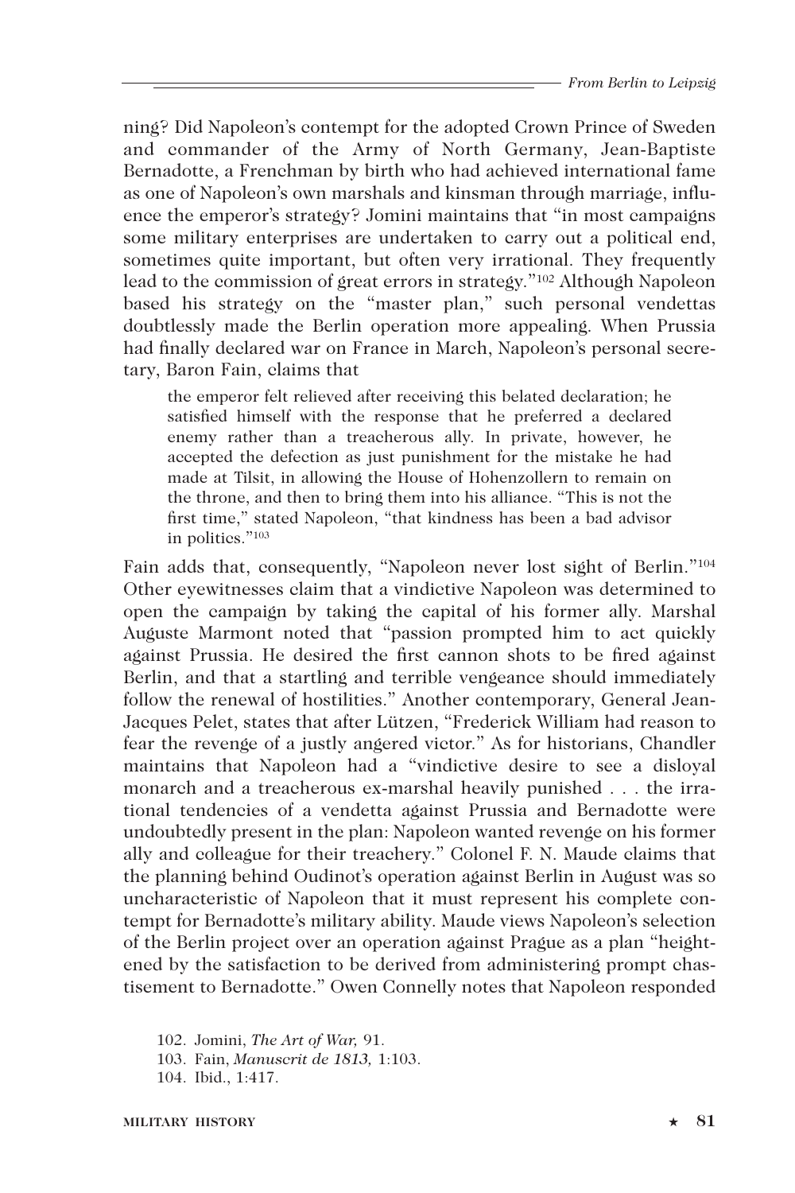ning? Did Napoleon's contempt for the adopted Crown Prince of Sweden and commander of the Army of North Germany, Jean-Baptiste Bernadotte, a Frenchman by birth who had achieved international fame as one of Napoleon's own marshals and kinsman through marriage, influence the emperor's strategy? Jomini maintains that "in most campaigns some military enterprises are undertaken to carry out a political end, sometimes quite important, but often very irrational. They frequently lead to the commission of great errors in strategy."[102] Although Napoleon based his strategy on the "master plan," such personal vendettas doubtlessly made the Berlin operation more appealing. When Prussia had finally declared war on France in March, Napoleon's personal secretary, Baron Fain, claims that

> the emperor felt relieved after receiving this belated declaration; he satisfied himself with the response that he preferred a declared enemy rather than a treacherous ally. In private, however, he accepted the defection as just punishment for the mistake he had made at Tilsit, in allowing the House of Hohenzollern to remain on the throne, and then to bring them into his alliance. "This is not the first time," stated Napoleon, "that kindness has been a bad advisor in politics."[103]

Fain adds that, consequently, "Napoleon never lost sight of Berlin."[104] Other eyewitnesses claim that a vindictive Napoleon was determined to open the campaign by taking the capital of his former ally. Marshal Auguste Marmont noted that "passion prompted him to act quickly against Prussia. He desired the first cannon shots to be fired against Berlin, and that a startling and terrible vengeance should immediately follow the renewal of hostilities." Another contemporary, General Jean-Jacques Pelet, states that after Lützen, "Frederick William had reason to fear the revenge of a justly angered victor." As for historians, Chandler maintains that Napoleon had a "vindictive desire to see a disloyal monarch and a treacherous ex-marshal heavily punished . . . the irrational tendencies of a vendetta against Prussia and Bernadotte were undoubtedly present in the plan: Napoleon wanted revenge on his former ally and colleague for their treachery." Colonel F. N. Maude claims that the planning behind Oudinot's operation against Berlin in August was so uncharacteristic of Napoleon that it must represent his complete contempt for Bernadotte's military ability. Maude views Napoleon's selection of the Berlin project over an operation against Prague as a plan "heightened by the satisfaction to be derived from administering prompt chastisement to Bernadotte." Owen Connelly notes that Napoleon responded

102. Jomini, *The Art of War,* 91.
103. Fain, *Manuscrit de 1813,* 1:103.
104. Ibid., 1:417.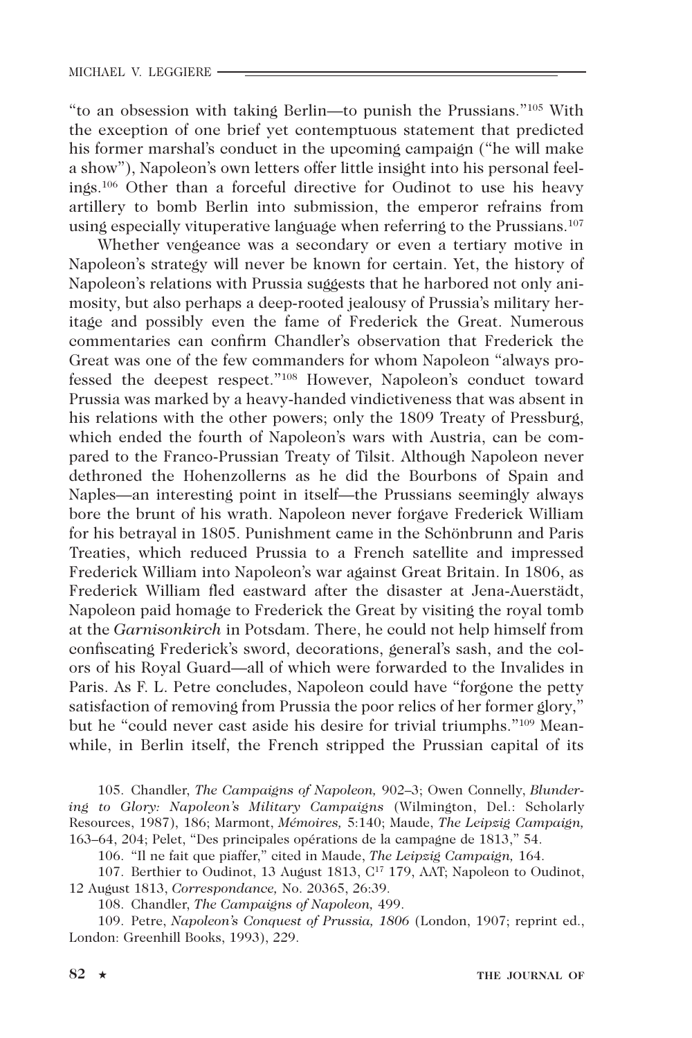"to an obsession with taking Berlin—to punish the Prussians."[105] With the exception of one brief yet contemptuous statement that predicted his former marshal's conduct in the upcoming campaign ("he will make a show"), Napoleon's own letters offer little insight into his personal feelings.[106] Other than a forceful directive for Oudinot to use his heavy artillery to bomb Berlin into submission, the emperor refrains from using especially vituperative language when referring to the Prussians.[107]

Whether vengeance was a secondary or even a tertiary motive in Napoleon's strategy will never be known for certain. Yet, the history of Napoleon's relations with Prussia suggests that he harbored not only animosity, but also perhaps a deep-rooted jealousy of Prussia's military heritage and possibly even the fame of Frederick the Great. Numerous commentaries can confirm Chandler's observation that Frederick the Great was one of the few commanders for whom Napoleon "always professed the deepest respect."[108] However, Napoleon's conduct toward Prussia was marked by a heavy-handed vindictiveness that was absent in his relations with the other powers; only the 1809 Treaty of Pressburg, which ended the fourth of Napoleon's wars with Austria, can be compared to the Franco-Prussian Treaty of Tilsit. Although Napoleon never dethroned the Hohenzollerns as he did the Bourbons of Spain and Naples—an interesting point in itself—the Prussians seemingly always bore the brunt of his wrath. Napoleon never forgave Frederick William for his betrayal in 1805. Punishment came in the Schönbrunn and Paris Treaties, which reduced Prussia to a French satellite and impressed Frederick William into Napoleon's war against Great Britain. In 1806, as Frederick William fled eastward after the disaster at Jena-Auerstädt, Napoleon paid homage to Frederick the Great by visiting the royal tomb at the *Garnisonkirch* in Potsdam. There, he could not help himself from confiscating Frederick's sword, decorations, general's sash, and the colors of his Royal Guard—all of which were forwarded to the Invalides in Paris. As F. L. Petre concludes, Napoleon could have "forgone the petty satisfaction of removing from Prussia the poor relics of her former glory," but he "could never cast aside his desire for trivial triumphs."[109] Meanwhile, in Berlin itself, the French stripped the Prussian capital of its

105. Chandler, *The Campaigns of Napoleon,* 902–3; Owen Connelly, *Blundering to Glory: Napoleon's Military Campaigns* (Wilmington, Del.: Scholarly Resources, 1987), 186; Marmont, *Mémoires,* 5:140; Maude, *The Leipzig Campaign,* 163–64, 204; Pelet, "Des principales opérations de la campagne de 1813," 54.

106. "Il ne fait que piaffer," cited in Maude, *The Leipzig Campaign,* 164.

107. Berthier to Oudinot, 13 August 1813, C[17] 179, AAT; Napoleon to Oudinot, 12 August 1813, *Correspondance,* No. 20365, 26:39.

108. Chandler, *The Campaigns of Napoleon,* 499.

109. Petre, *Napoleon's Conquest of Prussia, 1806* (London, 1907; reprint ed., London: Greenhill Books, 1993), 229.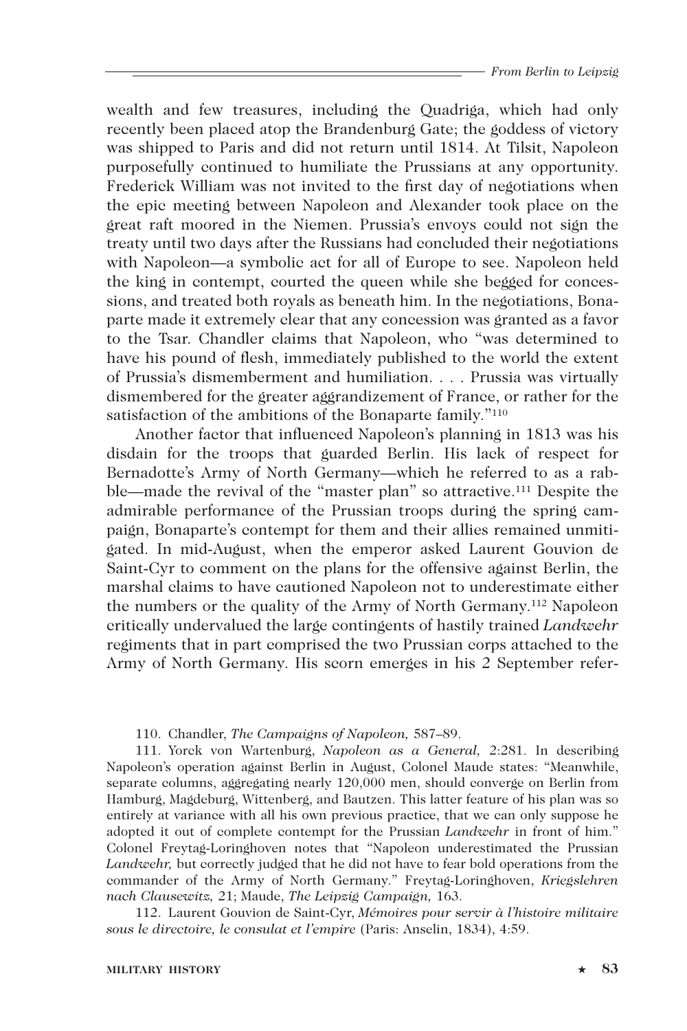wealth and few treasures, including the Quadriga, which had only recently been placed atop the Brandenburg Gate; the goddess of victory was shipped to Paris and did not return until 1814. At Tilsit, Napoleon purposefully continued to humiliate the Prussians at any opportunity. Frederick William was not invited to the first day of negotiations when the epic meeting between Napoleon and Alexander took place on the great raft moored in the Niemen. Prussia's envoys could not sign the treaty until two days after the Russians had concluded their negotiations with Napoleon—a symbolic act for all of Europe to see. Napoleon held the king in contempt, courted the queen while she begged for concessions, and treated both royals as beneath him. In the negotiations, Bonaparte made it extremely clear that any concession was granted as a favor to the Tsar. Chandler claims that Napoleon, who "was determined to have his pound of flesh, immediately published to the world the extent of Prussia's dismemberment and humiliation. . . . Prussia was virtually dismembered for the greater aggrandizement of France, or rather for the satisfaction of the ambitions of the Bonaparte family."[110]

Another factor that influenced Napoleon's planning in 1813 was his disdain for the troops that guarded Berlin. His lack of respect for Bernadotte's Army of North Germany—which he referred to as a rabble—made the revival of the "master plan" so attractive.[111] Despite the admirable performance of the Prussian troops during the spring campaign, Bonaparte's contempt for them and their allies remained unmitigated. In mid-August, when the emperor asked Laurent Gouvion de Saint-Cyr to comment on the plans for the offensive against Berlin, the marshal claims to have cautioned Napoleon not to underestimate either the numbers or the quality of the Army of North Germany.[112] Napoleon critically undervalued the large contingents of hastily trained *Landwehr* regiments that in part comprised the two Prussian corps attached to the Army of North Germany. His scorn emerges in his 2 September refer-

110. Chandler, *The Campaigns of Napoleon,* 587–89.

111. Yorck von Wartenburg, *Napoleon as a General,* 2:281. In describing Napoleon's operation against Berlin in August, Colonel Maude states: "Meanwhile, separate columns, aggregating nearly 120,000 men, should converge on Berlin from Hamburg, Magdeburg, Wittenberg, and Bautzen. This latter feature of his plan was so entirely at variance with all his own previous practice, that we can only suppose he adopted it out of complete contempt for the Prussian *Landwehr* in front of him." Colonel Freytag-Loringhoven notes that "Napoleon underestimated the Prussian *Landwehr,* but correctly judged that he did not have to fear bold operations from the commander of the Army of North Germany." Freytag-Loringhoven, *Kriegslehren nach Clausewitz,* 21; Maude, *The Leipzig Campaign,* 163.

112. Laurent Gouvion de Saint-Cyr, *Mémoires pour servir à l'histoire militaire sous le directoire, le consulat et l'empire* (Paris: Anselin, 1834), 4:59.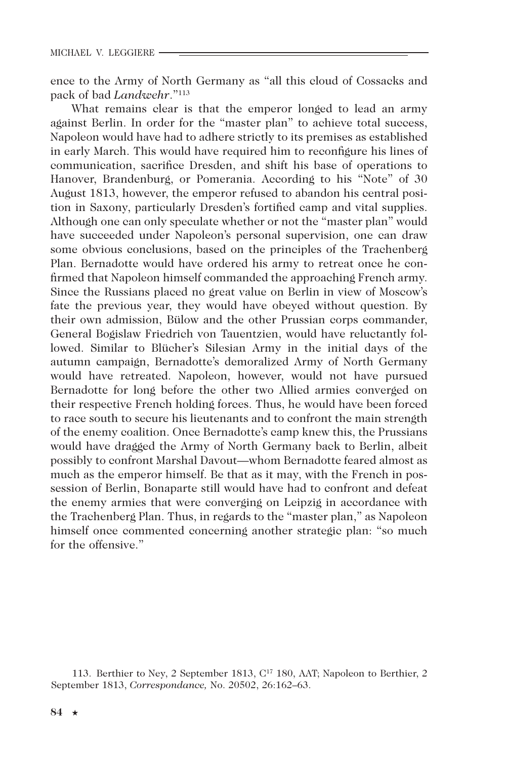ence to the Army of North Germany as "all this cloud of Cossacks and pack of bad *Landwehr*."[113]

What remains clear is that the emperor longed to lead an army against Berlin. In order for the "master plan" to achieve total success, Napoleon would have had to adhere strictly to its premises as established in early March. This would have required him to reconfigure his lines of communication, sacrifice Dresden, and shift his base of operations to Hanover, Brandenburg, or Pomerania. According to his "Note" of 30 August 1813, however, the emperor refused to abandon his central position in Saxony, particularly Dresden's fortified camp and vital supplies. Although one can only speculate whether or not the "master plan" would have succeeded under Napoleon's personal supervision, one can draw some obvious conclusions, based on the principles of the Trachenberg Plan. Bernadotte would have ordered his army to retreat once he confirmed that Napoleon himself commanded the approaching French army. Since the Russians placed no great value on Berlin in view of Moscow's fate the previous year, they would have obeyed without question. By their own admission, Bülow and the other Prussian corps commander, General Bogislaw Friedrich von Tauentzien, would have reluctantly followed. Similar to Blücher's Silesian Army in the initial days of the autumn campaign, Bernadotte's demoralized Army of North Germany would have retreated. Napoleon, however, would not have pursued Bernadotte for long before the other two Allied armies converged on their respective French holding forces. Thus, he would have been forced to race south to secure his lieutenants and to confront the main strength of the enemy coalition. Once Bernadotte's camp knew this, the Prussians would have dragged the Army of North Germany back to Berlin, albeit possibly to confront Marshal Davout—whom Bernadotte feared almost as much as the emperor himself. Be that as it may, with the French in possession of Berlin, Bonaparte still would have had to confront and defeat the enemy armies that were converging on Leipzig in accordance with the Trachenberg Plan. Thus, in regards to the "master plan," as Napoleon himself once commented concerning another strategic plan: "so much for the offensive."

113. Berthier to Ney, 2 September 1813, C[17] 180, AAT; Napoleon to Berthier, 2 September 1813, *Correspondance,* No. 20502, 26:162–63.